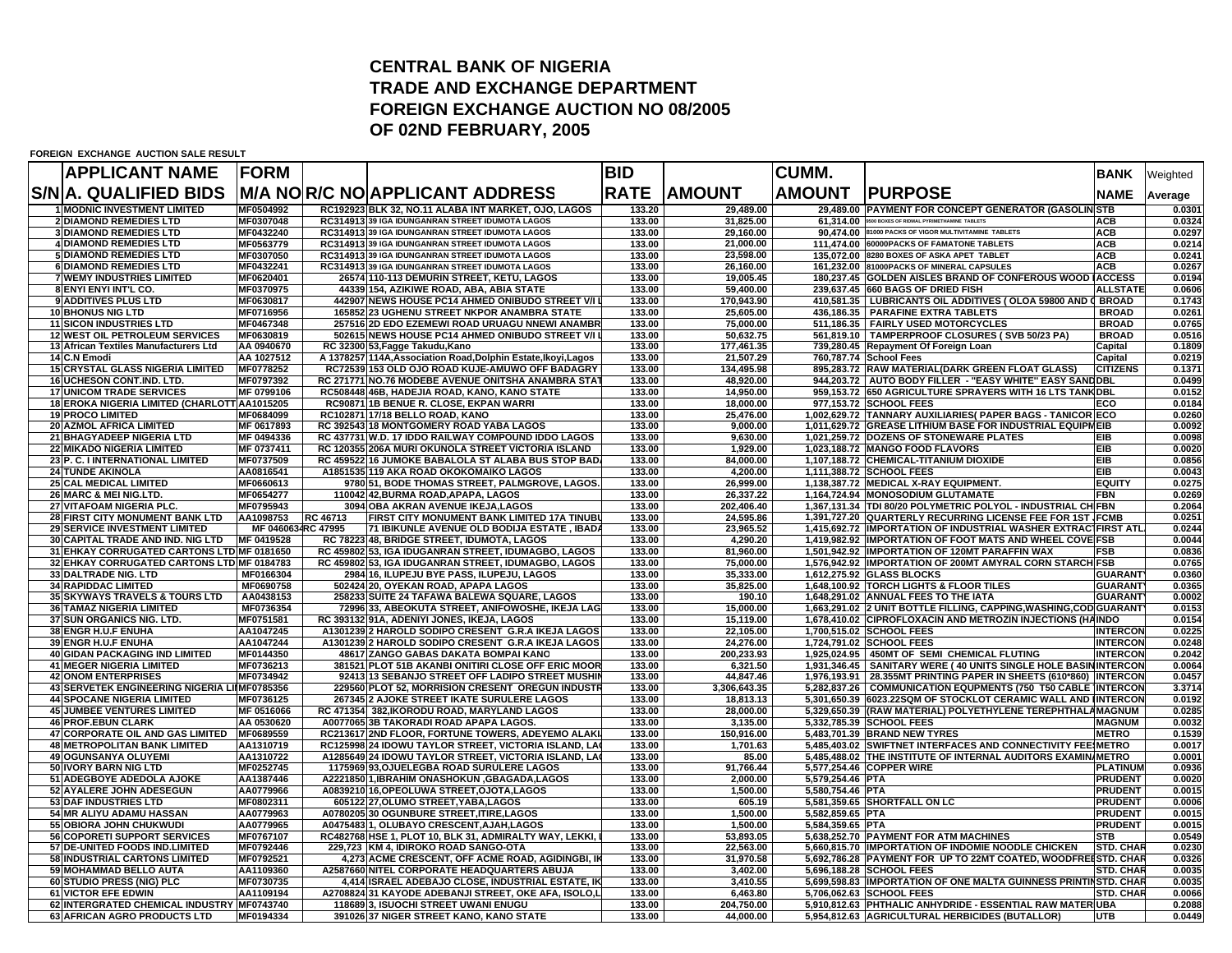# CENTRAL BANK OF NIGERIA
# TRADE AND EXCHANGE DEPARTMENT
# FOREIGN EXCHANGE AUCTION NO 08/2005
# OF 02ND FEBRUARY, 2005

**FOREIGN EXCHANGE AUCTION SALE RESULT**

| S/N | APPLICANT NAME A. QUALIFIED BIDS | FORM M/A NO | R/C NO | APPLICANT ADDRESS | BID RATE | AMOUNT | CUMM. AMOUNT | PURPOSE | BANK NAME | Weighted Average |
|---|---|---|---|---|---|---|---|---|---|---|
| 1 | MODNIC INVESTMENT LIMITED | MF0504992 | RC192923 | BLK 32, NO.11 ALABA INT MARKET, OJO, LAGOS | 133.20 | 29,489.00 | 29,489.00 | PAYMENT FOR CONCEPT GENERATOR (GASOLIN | STB | 0.0301 |
| 2 | DIAMOND REMEDIES LTD | MF0307048 | RC314913 | 39 IGA IDUNGANRAN STREET IDUMOTA LAGOS | 133.00 | 31,825.00 | 61,314.00 | 5500 BOXES OF RIDMAL PYRIMETHAMINE TABLETS | ACB | 0.0324 |
| 3 | DIAMOND REMEDIES LTD | MF0432240 | RC314913 | 39 IGA IDUNGANRAN STREET IDUMOTA LAGOS | 133.00 | 29,160.00 | 90,474.00 | 81000 PACKS OF VIGOR MULTIVITAMINE TABLETS | ACB | 0.0297 |
| 4 | DIAMOND REMEDIES LTD | MF0563779 | RC314913 | 39 IGA IDUNGANRAN STREET IDUMOTA LAGOS | 133.00 | 21,000.00 | 111,474.00 | 60000PACKS OF FAMATONE TABLETS | ACB | 0.0214 |
| 5 | DIAMOND REMEDIES LTD | MF0307050 | RC314913 | 39 IGA IDUNGANRAN STREET IDUMOTA LAGOS | 133.00 | 23,598.00 | 135,072.00 | 8280 BOXES OF ASKA APET TABLET | ACB | 0.0241 |
| 6 | DIAMOND REMEDIES LTD | MF0432241 | RC314913 | 39 IGA IDUNGANRAN STREET IDUMOTA LAGOS | 133.00 | 26,160.00 | 161,232.00 | 81000PACKS OF MINERAL CAPSULES | ACB | 0.0267 |
| 7 | WEMY INDUSTRIES LIMITED | MF0620401 | 26574 | 110-113 DEMURIN STREET, KETU, LAGOS | 133.00 | 19,005.45 | 180,237.45 | GOLDEN AISLES BRAND OF CONFEROUS WOOD ( | ACCESS | 0.0194 |
| 8 | ENYI ENYI INT'L CO. | MF0370975 | 44339 | 154, AZIKIWE ROAD, ABA, ABIA STATE | 133.00 | 59,400.00 | 239,637.45 | 660 BAGS OF DRIED FISH | ALLSTATE | 0.0606 |
| 9 | ADDITIVES PLUS LTD | MF0630817 | 442907 | NEWS HOUSE PC14 AHMED ONIBUDO STREET V/I L | 133.00 | 170,943.90 | 410,581.35 | LUBRICANTS OIL ADDITIVES ( OLOA 59800 AND ( | BROAD | 0.1743 |
| 10 | BHONUS NIG LTD | MF0716956 | 165852 | 23 UGHENU STREET NKPOR ANAMBRA STATE | 133.00 | 25,605.00 | 436,186.35 | PARAFINE EXTRA TABLETS | BROAD | 0.0261 |
| 11 | SICON INDUSTRIES LTD | MF0467348 | 257516 | 2D EDO EZEMEWI ROAD URUAGU NNEWI ANAMBR | 133.00 | 75,000.00 | 511,186.35 | FAIRLY USED MOTORCYCLES | BROAD | 0.0765 |
| 12 | WEST OIL PETROLEUM SERVICES | MF0630819 | 502615 | NEWS HOUSE PC14 AHMED ONIBUDO STREET V/I L | 133.00 | 50,632.75 | 561,819.10 | TAMPERPROOF CLOSURES ( SVB 50/23 PA) | BROAD | 0.0516 |
| 13 | African Textiles Manufacturers Ltd | AA 0940670 | RC 32300 | 53,Fagge Takudu,Kano | 133.00 | 177,461.35 | 739,280.45 | Repayment Of Foreign Loan | Capital | 0.1809 |
| 14 | C.N Emodi | AA 1027512 | A 1378257 | 114A,Association Road,Dolphin Estate,Ikoyi,Lagos | 133.00 | 21,507.29 | 760,787.74 | School Fees | Capital | 0.0219 |
| 15 | CRYSTAL GLASS NIGERIA LIMITED | MF0778252 | RC72539 | 153 OLD OJO ROAD KUJE-AMUWO OFF BADAGRY | 133.00 | 134,495.98 | 895,283.72 | RAW MATERIAL(DARK GREEN FLOAT GLASS) | CITIZENS | 0.1371 |
| 16 | UCHESON CONT.IND. LTD. | MF0797392 | RC 271771 | NO.76 MODEBE AVENUE ONITSHA ANAMBRA STAT | 133.00 | 48,920.00 | 944,203.72 | AUTO BODY FILLER - "EASY WHITE" EASY SAND | DBL | 0.0499 |
| 17 | UNICOM TRADE SERVICES | MF 0799106 | RC508448 | 46B, HADEJIA ROAD, KANO, KANO STATE | 133.00 | 14,950.00 | 959,153.72 | 650 AGRICULTURE SPRAYERS WITH 16 LTS TANK | DBL | 0.0152 |
| 18 | EROKA NIGERIA LIMITED (CHARLOTT | AA1015205 | RC90871 | 1B BENUE R. CLOSE, EKPAN WARRI | 133.00 | 18,000.00 | 977,153.72 | SCHOOL FEES | ECO | 0.0184 |
| 19 | PROCO LIMITED | MF0684099 | RC102871 | 17/18 BELLO ROAD, KANO | 133.00 | 25,476.00 | 1,002,629.72 | TANNARY AUXILIARIES( PAPER BAGS - TANICOR | ECO | 0.0260 |
| 20 | AZMOL AFRICA LIMITED | MF 0617893 | RC 392543 | 18 MONTGOMERY ROAD YABA LAGOS | 133.00 | 9,000.00 | 1,011,629.72 | GREASE LITHIUM BASE FOR INDUSTRIAL EQUIPM | EIB | 0.0092 |
| 21 | BHAGYADEEP NIGERIA LTD | MF 0494336 | RC 437731 | W.D. 17 IDDO RAILWAY COMPOUND IDDO LAGOS | 133.00 | 9,630.00 | 1,021,259.72 | DOZENS OF STONEWARE PLATES | EIB | 0.0098 |
| 22 | MIKADO NIGERIA LIMITED | MF 0737411 | RC 120355 | 206A MURI OKUNOLA STREET VICTORIA ISLAND | 133.00 | 1,929.00 | 1,023,188.72 | MANGO FOOD FLAVORS | EIB | 0.0020 |
| 23 | P. C. I INTERNATIONAL LIMITED | MF0737509 | RC 459522 | 16 JUMOKE BABALOLA ST ALABA BUS STOP BAD | 133.00 | 84,000.00 | 1,107,188.72 | CHEMICAL-TITANIUM DIOXIDE | EIB | 0.0856 |
| 24 | TUNDE AKINOLA | AA0816541 | A1851535 | 119 AKA ROAD OKOKOMAIKO LAGOS | 133.00 | 4,200.00 | 1,111,388.72 | SCHOOL FEES | EIB | 0.0043 |
| 25 | CAL MEDICAL LIMITED | MF0660613 | 9780 | 51, BODE THOMAS STREET, PALMGROVE, LAGOS. | 133.00 | 26,999.00 | 1,138,387.72 | MEDICAL X-RAY EQUIPMENT. | EQUITY | 0.0275 |
| 26 | MARC & MEI NIG.LTD. | MF0654277 | 110042 | 42,BURMA ROAD,APAPA, LAGOS | 133.00 | 26,337.22 | 1,164,724.94 | MONOSODIUM GLUTAMATE | FBN | 0.0269 |
| 27 | VITAFOAM NIGERIA PLC. | MF0795943 | 3094 | OBA AKRAN AVENUE IKEJA,LAGOS | 133.00 | 202,406.40 | 1,367,131.34 | TDI 80/20 POLYMETRIC POLYOL - INDUSTRIAL CH | FBN | 0.2064 |
| 28 | FIRST CITY MONUMENT BANK LTD | AA1098753 | RC 46713 | FIRST CITY MONUMENT BANK LIMITED 17A TINUBU | 133.00 | 24,595.86 | 1,391,727.20 | QUARTERLY RECURRING LICENSE FEE FOR 1ST | FCMB | 0.0251 |
| 29 | SERVICE INVESTMENT LIMITED | MF 0460634 | RC 47995 | 71 IBIKUNLE AVENUE OLD BODIJA ESTATE , IBADA | 133.00 | 23,965.52 | 1,415,692.72 | IMPORTATION OF INDUSTRIAL WASHER EXTRACT | FIRST ATL | 0.0244 |
| 30 | CAPITAL TRADE AND IND. NIG LTD | MF 0419528 | RC 78223 | 48, BRIDGE STREET, IDUMOTA, LAGOS | 133.00 | 4,290.20 | 1,419,982.92 | IMPORTATION OF FOOT MATS AND WHEEL COVE | FSB | 0.0044 |
| 31 | EHKAY CORRUGATED CARTONS LTD | MF 0181650 | RC 459802 | 53, IGA IDUGANRAN STREET, IDUMAGBO, LAGOS | 133.00 | 81,960.00 | 1,501,942.92 | IMPORTATION OF 120MT PARAFFIN WAX | FSB | 0.0836 |
| 32 | EHKAY CORRUGATED CARTONS LTD | MF 0184783 | RC 459802 | 53, IGA IDUGANRAN STREET, IDUMAGBO, LAGOS | 133.00 | 75,000.00 | 1,576,942.92 | IMPORTATION OF 200MT AMYRAL CORN STARCH | FSB | 0.0765 |
| 33 | DALTRADE NIG. LTD | MF0166304 | 2984 | 16, ILUPEJU BYE PASS, ILUPEJU, LAGOS | 133.00 | 35,333.00 | 1,612,275.92 | GLASS BLOCKS | GUARANTY | 0.0360 |
| 34 | RAPIDDAC LIMITED | MF0690758 | 502424 | 20, OYEKAN ROAD, APAPA LAGOS | 133.00 | 35,825.00 | 1,648,100.92 | TORCH LIGHTS & FLOOR TILES | GUARANTY | 0.0365 |
| 35 | SKYWAYS TRAVELS & TOURS LTD | AA0438153 | 258233 | SUITE 24 TAFAWA BALEWA SQUARE, LAGOS | 133.00 | 190.10 | 1,648,291.02 | ANNUAL FEES TO THE IATA | GUARANTY | 0.0002 |
| 36 | TAMAZ NIGERIA LIMITED | MF0736354 | 72996 | 33, ABEOKUTA STREET, ANIFOWOSHE, IKEJA LAG | 133.00 | 15,000.00 | 1,663,291.02 | 2 UNIT BOTTLE FILLING, CAPPING,WASHING,COD | GUARANTY | 0.0153 |
| 37 | SUN ORGANICS NIG. LTD. | MF0751581 | RC 393132 | 91A, ADENIYI JONES, IKEJA, LAGOS | 133.00 | 15,119.00 | 1,678,410.02 | CIPROFLOXACIN AND METROZIN INJECTIONS (HA | INDO | 0.0154 |
| 38 | ENGR H.U.F ENUHA | AA1047245 | A1301239 | 2 HAROLD SODIPO CRESENT G.R.A IKEJA LAGOS | 133.00 | 22,105.00 | 1,700,515.02 | SCHOOL FEES | INTERCON | 0.0225 |
| 39 | ENGR H.U.F ENUHA | AA1047244 | A1301239 | 2 HAROLD SODIPO CRESENT G.R.A IKEJA LAGOS | 133.00 | 24,276.00 | 1,724,791.02 | SCHOOL FEES | INTERCON | 0.0248 |
| 40 | GIDAN PACKAGING IND LIMITED | MF0144350 | 48617 | ZANGO GABAS DAKATA BOMPAI KANO | 133.00 | 200,233.93 | 1,925,024.95 | 450MT OF SEMI CHEMICAL FLUTING | INTERCON | 0.2042 |
| 41 | MEGER NIGERIA LIMITED | MF0736213 | 381521 | PLOT 51B AKANBI ONITIRI CLOSE OFF ERIC MOOR | 133.00 | 6,321.50 | 1,931,346.45 | SANITARY WERE ( 40 UNITS SINGLE HOLE BASIN | INTERCON | 0.0064 |
| 42 | ONOM ENTERPRISES | MF0734942 | 92413 | 13 SEBANJO STREET OFF LADIPO STREET MUSHIN | 133.00 | 44,847.46 | 1,976,193.91 | 28.355MT PRINTING PAPER IN SHEETS (610*860) | INTERCON | 0.0457 |
| 43 | SERVETEK ENGINEERING NIGERIA LI | MF0785356 | 229560 | PLOT 52, MORRISION CRESENT OREGUN INDUSTR | 133.00 | 3,306,643.35 | 5,282,837.26 | COMMUNICATION EQUPMENTS (750 T50 CABLE | INTERCON | 3.3714 |
| 44 | SPOCANE NIGERIA LIMITED | MF0736125 | 267345 | 2 AJOKE STREET IKATE SURULERE LAGOS | 133.00 | 18,813.13 | 5,301,650.39 | 6023.22SQM OF STOCKLOT CERAMIC WALL AND | INTERCON | 0.0192 |
| 45 | JUMBEE VENTURES LIMITED | MF 0516066 | RC 471354 | 382,IKORODU ROAD, MARYLAND LAGOS | 133.00 | 28,000.00 | 5,329,650.39 | (RAW MATERIAL) POLYETHYLENE TEREPHTHALA | MAGNUM | 0.0285 |
| 46 | PROF.EBUN CLARK | AA 0530620 | A0077065 | 3B TAKORADI ROAD APAPA LAGOS. | 133.00 | 3,135.00 | 5,332,785.39 | SCHOOL FEES | MAGNUM | 0.0032 |
| 47 | CORPORATE OIL AND GAS LIMITED | MF0689559 | RC213617 | 2ND FLOOR, FORTUNE TOWERS, ADEYEMO ALAKI | 133.00 | 150,916.00 | 5,483,701.39 | BRAND NEW TYRES | METRO | 0.1539 |
| 48 | METROPOLITAN BANK LIMITED | AA1310719 | RC125998 | 24 IDOWU TAYLOR STREET, VICTORIA ISLAND, LA | 133.00 | 1,701.63 | 5,485,403.02 | SWIFTNET INTERFACES AND CONNECTIVITY FEE | METRO | 0.0017 |
| 49 | OGUNSANYA OLUYEMI | AA1310722 | A1285649 | 24 IDOWU TAYLOR STREET, VICTORIA ISLAND, LA | 133.00 | 85.00 | 5,485,488.02 | THE INSTITUTE OF INTERNAL AUDITORS EXAMIN | METRO | 0.0001 |
| 50 | IVORY BARN NIG LTD | MF0252745 | 1175969 | 93,OJUELEGBA ROAD SURULERE LAGOS | 133.00 | 91,766.44 | 5,577,254.46 | COPPER WIRE | PLATINUM | 0.0936 |
| 51 | ADEGBOYE ADEDOLA AJOKE | AA1387446 | A2221850 | 1,IBRAHIM ONASHOKUN ,GBAGADA,LAGOS | 133.00 | 2,000.00 | 5,579,254.46 | PTA | PRUDENT | 0.0020 |
| 52 | AYALERE JOHN ADESEGUN | AA0779966 | A0839210 | 16,OPEOLUWA STREET,OJOTA,LAGOS | 133.00 | 1,500.00 | 5,580,754.46 | PTA | PRUDENT | 0.0015 |
| 53 | DAF INDUSTRIES LTD | MF0802311 | 605122 | 27,OLUMO STREET,YABA,LAGOS | 133.00 | 605.19 | 5,581,359.65 | SHORTFALL ON LC | PRUDENT | 0.0006 |
| 54 | MR ALIYU ADAMU HASSAN | AA0779963 | A0780205 | 30 OGUNBURE STREET,ITIRE,LAGOS | 133.00 | 1,500.00 | 5,582,859.65 | PTA | PRUDENT | 0.0015 |
| 55 | OBIORA JOHN CHUKWUDI | AA0779965 | A0475483 | 1, OLUBAYO CRESCENT,AJAH,LAGOS | 133.00 | 1,500.00 | 5,584,359.65 | PTA | PRUDENT | 0.0015 |
| 56 | COPORETI SUPPORT SERVICES | MF0767107 | RC482768 | HSE 1, PLOT 10, BLK 31, ADMIRALTY WAY, LEKKI, | 133.00 | 53,893.05 | 5,638,252.70 | PAYMENT FOR ATM MACHINES | STB | 0.0549 |
| 57 | DE-UNITED FOODS IND.LIMITED | MF0792446 | 229,723 | KM 4, IDIROKO ROAD SANGO-OTA | 133.00 | 22,563.00 | 5,660,815.70 | IMPORTATION OF INDOMIE NOODLE CHICKEN | STD. CHAR | 0.0230 |
| 58 | INDUSTRIAL CARTONS LIMITED | MF0792521 | 4,273 | ACME CRESCENT, OFF ACME ROAD, AGIDINGBI, IK | 133.00 | 31,970.58 | 5,692,786.28 | PAYMENT FOR UP TO 22MT COATED, WOODFREE | STD. CHAR | 0.0326 |
| 59 | MOHAMMAD BELLO AUTA | AA1109360 | A2587660 | NITEL CORPORATE HEADQUARTERS ABUJA | 133.00 | 3,402.00 | 5,696,188.28 | SCHOOL FEES | STD. CHAR | 0.0035 |
| 60 | STUDIO PRESS (NIG) PLC | MF0730735 | 4,414 | ISRAEL ADEBAJO CLOSE, INDUSTRIAL ESTATE, IK | 133.00 | 3,410.55 | 5,699,598.83 | IMPORTATION OF ONE MALTA GUINNESS PRINTIN | STD. CHAR | 0.0035 |
| 61 | VICTOR EFE EDWIN | AA1109194 | A2708824 | 31 KAYODE ADEBANJI STREET, OKE AFA, ISOLO,L | 133.00 | 6,463.80 | 5,706,062.63 | SCHOOL FEES | STD. CHAR | 0.0066 |
| 62 | INTERGRATED CHEMICAL INDUSTRY | MF0743740 | 118689 | 3, ISUOCHI STREET UWANI ENUGU | 133.00 | 204,750.00 | 5,910,812.63 | PHTHALIC ANHYDRIDE - ESSENTIAL RAW MATER | UBA | 0.2088 |
| 63 | AFRICAN AGRO PRODUCTS LTD | MF0194334 | 391026 | 37 NIGER STREET KANO, KANO STATE | 133.00 | 44,000.00 | 5,954,812.63 | AGRICULTURAL HERBICIDES (BUTALLOR) | UTB | 0.0449 |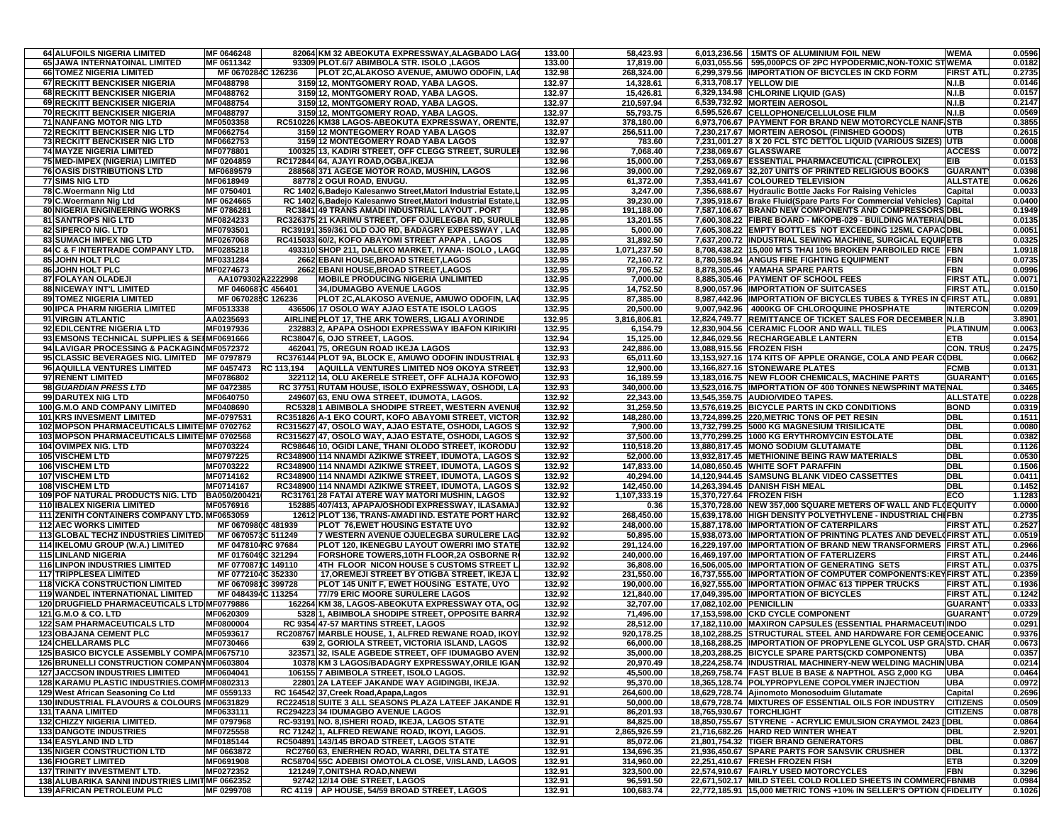| | | | | | | | | | | |
|---|---|---|---|---|---|---|---|---|---|---|
| 64 | ALUFOILS NIGERIA LIMITED | MF 0646248 | 82064 | KM 32 ABEOKUTA EXPRESSWAY,ALAGBADO LAG | 133.00 | 58,423.93 | 6,013,236.56 | 15MTS OF ALUMINIUM FOIL NEW | WEMA | 0.0596 |
| 65 | JAWA INTERNATOINAL LIMITED | MF 0611342 | 93309 | PLOT.6/7 ABIMBOLA STR. ISOLO ,LAGOS | 133.00 | 17,819.00 | 6,031,055.56 | 595,000PCS OF 2PC HYPODERMIC,NON-TOXIC ST | WEMA | 0.0182 |
| 66 | TOMEZ NIGERIA LIMITED | MF 0670284 | C 126236 | PLOT 2C,ALAKOSO AVENUE, AMUWO ODOFIN, LA | 132.98 | 268,324.00 | 6,299,379.56 | IMPORTATION OF BICYCLES IN CKD FORM | FIRST ATL | 0.2735 |
| 67 | RECKITT BENCKISER NIGERIA | MF0488798 | 3159 | 12, MONTGOMERY ROAD, YABA LAGOS. | 132.97 | 14,328.61 | 6,313,708.17 | YELLOW DIE | N.I.B | 0.0146 |
| 68 | RECKITT BENCKISER NIGERIA | MF0488762 | 3159 | 12, MONTGOMERY ROAD, YABA LAGOS. | 132.97 | 15,426.81 | 6,329,134.98 | CHLORINE LIQUID (GAS) | N.I.B | 0.0157 |
| 69 | RECKITT BENCKISER NIGERIA | MF0488754 | 3159 | 12, MONTGOMERY ROAD, YABA LAGOS. | 132.97 | 210,597.94 | 6,539,732.92 | MORTEIN AEROSOL | N.I.B | 0.2147 |
| 70 | RECKITT BENCKISER NIGERIA | MF0488797 | 3159 | 12, MONTGOMERY ROAD, YABA LAGOS. | 132.97 | 55,793.75 | 6,595,526.67 | CELLOPHONE/CELLULOSE FILM | N.I.B | 0.0569 |
| 71 | NANFANG MOTOR NIG LTD | MF0503358 | RC510226 | KM38 LAGOS-ABEOKUTA EXPRESSWAY, ORENTE, | 132.97 | 378,180.00 | 6,973,706.67 | PAYMENT FOR BRAND NEW MOTORCYCLE NANF | STB | 0.3855 |
| 72 | RECKITT BENCKISER NIG LTD | MF0662754 | 3159 | 12 MONTEGOMERY ROAD YABA LAGOS | 132.97 | 256,511.00 | 7,230,217.67 | MORTEIN AEROSOL (FINISHED GOODS) | UTB | 0.2615 |
| 73 | RECKITT BENCKISER NIG LTD | MF0662753 | 3159 | 12 MONTEGOMERY ROAD YABA LAGOS | 132.97 | 783.60 | 7,231,001.27 | 8 X 20 FCL STC DETTOL LIQUID (VARIOUS SIZES) | UTB | 0.0008 |
| 74 | MAYZE NIGERIA LIMITED | MF0778801 | 100325 | 13, KADIRI STREET, OFF CLEGG STREET, SURULE | 132.96 | 7,068.40 | 7,238,069.67 | GLASSWARE | ACCESS | 0.0072 |
| 75 | MED-IMPEX (NIGERIA) LIMITED | MF 0204859 | RC172844 | 64, AJAYI ROAD,OGBA,IKEJA | 132.96 | 15,000.00 | 7,253,069.67 | ESSENTIAL PHARMACEUTICAL (CIPROLEX) | EIB | 0.0153 |
| 76 | OASIS DISTRIBUTIONS LTD | MF0689579 | 288568 | 371 AGEGE MOTOR ROAD, MUSHIN, LAGOS | 132.96 | 39,000.00 | 7,292,069.67 | 32,207 UNITS OF PRINTED RELIGIOUS BOOKS | GUARANT | 0.0398 |
| 77 | SIMS NIG LTD | MF0618949 | 88778 | 2 OGUI ROAD, ENUGU. | 132.95 | 61,372.00 | 7,353,441.67 | COLOURED TELEVISION | ALLSTATE | 0.0626 |
| 78 | C.Woermann Nig Ltd | MF 0750401 | RC 1402 | 6,Badejo Kalesanwo Street,Matori Industrial Estate,L | 132.95 | 3,247.00 | 7,356,688.67 | Hydraulic Bottle Jacks For Raising Vehicles | Capital | 0.0033 |
| 79 | C.Woermann Nig Ltd | MF 0624665 | RC 1402 | 6,Badejo Kalesanwo Street,Matori Industrial Estate,L | 132.95 | 39,230.00 | 7,395,918.67 | Brake Fluid(Spare Parts For Commercial Vehicles) | Capital | 0.0400 |
| 80 | NIGERIA ENGINEERING WORKS | MF 0786281 | RC3841 | 49 TRANS AMADI INDUSTRIAL LAYOUT . PORT | 132.95 | 191,188.00 | 7,587,106.67 | BRAND NEW COMPONENTS AND COMPRESSORS | DBL | 0.1949 |
| 81 | SANTROPS NIG LTD | MF0824233 | RC326375 | 21 KARIMU STREET, OFF OJUELEGBA RD, SURULE | 132.95 | 13,201.55 | 7,600,308.22 | FIBRE BOARD - MKOPB-029 - BUILDING MATERIA | DBL | 0.0135 |
| 82 | SIPERCO NIG. LTD | MF0793501 | RC39191 | 359/361 OLD OJO RD, BADAGRY EXPESSWAY , LA | 132.95 | 5,000.00 | 7,605,308.22 | EMPTY BOTTLES NOT EXCEEDING 125ML CAPAC | DBL | 0.0051 |
| 83 | SUMACH IMPEX NIG LTD | MF0267068 | RC415033 | 60/2, KOFO ABAYOMI STREET APAPA , LAGOS | 132.95 | 31,892.50 | 7,637,200.72 | INDUSTRIAL SEWING MACHINE, SURGICAL EQUIP | ETB | 0.0325 |
| 84 | C & F INTERTRADE COMPANY LTD. | MF0285218 | 493310 | SHOP 211, DALEKO MARKET, IYANA- ISOLO , LAG | 132.95 | 1,071,237.50 | 8,708,438.22 | 15,000 MTS THAI 10% BROKEN PARBOILED RICE | FBN | 1.0918 |
| 85 | JOHN HOLT PLC | MF0331284 | 2662 | EBANI HOUSE,BROAD STREET,LAGOS | 132.95 | 72,160.72 | 8,780,598.94 | ANGUS FIRE FIGHTING EQUIPMENT | FBN | 0.0735 |
| 86 | JOHN HOLT PLC | MF0274673 | 2662 | EBANI HOUSE,BROAD STREET,LAGOS | 132.95 | 97,706.52 | 8,878,305.46 | YAMAHA SPARE PARTS | FBN | 0.0996 |
| 87 | FOLAYAN OLADEJI | AA1079302 | A2222998 | MOBILE PRODUCING NIGERIA UNLIMITED | 132.95 | 7,000.00 | 8,885,305.46 | PAYMENT OF SCHOOL FEES | FIRST ATL | 0.0071 |
| 88 | NICEWAY INT'L LIMITED | MF 0460687 | C 456401 | 34,IDUMAGBO AVENUE LAGOS | 132.95 | 14,752.50 | 8,900,057.96 | IMPORTATION OF SUITCASES | FIRST ATL | 0.0150 |
| 89 | TOMEZ NIGERIA LIMITED | MF 0670285 | C 126236 | PLOT 2C,ALAKOSO AVENUE, AMUWO ODOFIN, LA | 132.95 | 87,385.00 | 8,987,442.96 | IMPORTATION OF BICYCLES TUBES & TYRES IN C | FIRST ATL | 0.0891 |
| 90 | IPCA PHARM NIGERIA LIMITED | MF0513338 | 436506 | 17 OSOLO WAY AJAO ESTATE ISOLO LAGOS | 132.95 | 20,500.00 | 9,007,942.96 | 4000KG OF CHLOROQUINE PHOSPHATE | INTERCON | 0.0209 |
| 91 | VIRGIN ATLANTIC | AA0235693 | AIRLINE | PLOT 17, THE ARK TOWERS, LIGALI AYORINDE | 132.95 | 3,816,806.81 | 12,824,749.77 | REMITTANCE OF TICKET SALES FOR DECEMBER | N.I.B | 3.8901 |
| 92 | EDILCENTRE NIGERIA LTD | MF0197936 | 232883 | 2, APAPA OSHODI EXPRESSWAY IBAFON KIRIKIRI | 132.95 | 6,154.79 | 12,830,904.56 | CERAMIC FLOOR AND WALL TILES | PLATINUM | 0.0063 |
| 93 | EMSONS TECHNICAL SUPPLIES & SE | MF0691666 | RC38047 | 6, OJO STREET, LAGOS. | 132.94 | 15,125.00 | 12,846,029.56 | RECHARGEABLE LANTERN | ETB | 0.0154 |
| 94 | LAVIGAR PROCESSING & PACKAGING | MF0572372 | 462041 | 75, OREGUN ROAD IKEJA LAGOS | 132.93 | 242,886.00 | 13,088,915.56 | FROZEN FISH | CON. TRUS | 0.2475 |
| 95 | CLASSIC BEVERAGES NIG. LIMITED | MF 0797879 | RC376144 | PLOT 9A, BLOCK E, AMUWO ODOFIN INDUSTRIAL | 132.93 | 65,011.60 | 13,153,927.16 | 174 KITS OF APPLE ORANGE, COLA AND PEAR C | DBL | 0.0662 |
| 96 | AQUILLA VENTURES LIMITED | MF 0457473 | RC 113,194 | AQUILLA VENTURES LIMITED NO9 OKOYA STREET | 132.93 | 12,900.00 | 13,166,827.16 | STONEWARE PLATES | FCMB | 0.0131 |
| 97 | RENENT LIMITED | MF0786802 | 322112 | 14, OLU AKERELE STREET, OFF ALHAJA KOFOWO | 132.93 | 16,189.59 | 13,183,016.75 | NEW FLOOR CHEMICALS, MACHINE PARTS | GUARANT | 0.0165 |
| 98 | *GUARDIAN PRESS LTD* | MF 0472385 | RC 37751 | RUTAM HOUSE, ISOLO EXPRESSWAY, OSHODI, LA | 132.93 | 340,000.00 | 13,523,016.75 | IMPORTATION OF 400 TONNES NEWSPRINT MATE | NAL | 0.3465 |
| 99 | DARUTEX NIG LTD | MF0640750 | 249607 | 63, ENU OWA STREET, IDUMOTA, LAGOS. | 132.92 | 22,343.00 | 13,545,359.75 | AUDIO/VIDEO TAPES. | ALLSTATE | 0.0228 |
| 100 | G.M.O AND COMPANY LIMITED | MF0408690 | RC5328 | 1 ABIMBOLA SHODIPE STREET, WESTERN AVENUE | 132.92 | 31,259.50 | 13,576,619.25 | BICYCLE PARTS IN CKD CONDITIONS | BOND | 0.0319 |
| 101 | KRS INVESMENT LIMITED | MF-0797531 | RC351826 | A-1 EKO COURT, KOFO ABAYOMI STREET, VICTOR | 132.92 | 148,280.00 | 13,724,899.25 | 220,METRIC TONS OF PET RESIN | DBL | 0.1511 |
| 102 | MOPSON PHARMACEUTICALS LIMITE | MF 0702762 | RC315627 | 47, OSOLO WAY, AJAO ESTATE, OSHODI, LAGOS S | 132.92 | 7,900.00 | 13,732,799.25 | 5000 KG MAGNESIUM TRISILICATE | DBL | 0.0080 |
| 103 | MOPSON PHARMACEUTICALS LIMITE | MF 0702568 | RC315627 | 47, OSOLO WAY, AJAO ESTATE, OSHODI, LAGOS S | 132.92 | 37,500.00 | 13,770,299.25 | 1000 KG ERYTHROMYCIN ESTOLATE | DBL | 0.0382 |
| 104 | OVIMPEX NIG. LTD | MF0703224 | RC98646 | 10, OGIDI LANE, THANI OLODO STREET, IKORODU | 132.92 | 110,518.20 | 13,880,817.45 | MONO SODIUM GLUTAMATE | DBL | 0.1126 |
| 105 | VISCHEM LTD | MF0797225 | RC348900 | 114 NNAMDI AZIKIWE STREET, IDUMOTA, LAGOS S | 132.92 | 52,000.00 | 13,932,817.45 | METHIONINE BEING RAW MATERIALS | DBL | 0.0530 |
| 106 | VISCHEM LTD | MF0703222 | RC348900 | 114 NNAMDI AZIKIWE STREET, IDUMOTA, LAGOS S | 132.92 | 147,833.00 | 14,080,650.45 | WHITE SOFT PARAFFIN | DBL | 0.1506 |
| 107 | VISCHEM LTD | MF0714162 | RC348900 | 114 NNAMDI AZIKIWE STREET, IDUMOTA, LAGOS S | 132.92 | 40,294.00 | 14,120,944.45 | SAMSUNG BLANK VIDEO CASSETTES | DBL | 0.0411 |
| 108 | VISCHEM LTD | MF0714167 | RC348900 | 114 NNAMDI AZIKIWE STREET, IDUMOTA, LAGOS S | 132.92 | 142,450.00 | 14,263,394.45 | DANISH FISH MEAL | DBL | 0.1452 |
| 109 | POF NATURAL PRODUCTS NIG. LTD | BA050/20042 | RC31761 | 28 FATAI ATERE WAY MATORI MUSHIN, LAGOS | 132.92 | 1,107,333.19 | 15,370,727.64 | FROZEN FISH | ECO | 1.1283 |
| 110 | IBALEX NIGERIA LIMITED | MF0576916 | 152885 | 407/413, APAPA/OSHODI EXPRESSWAY, ILASAMAJ | 132.92 | 0.36 | 15,370,728.00 | NEW 357,000 SQUARE METERS OF WALL AND FL | EQUITY | 0.0000 |
| 111 | ZENITH CONTAINERS COMPANY LTD. | MF0653059 | 12612 | PLOT 136, TRANS-AMADI IND. ESTATE PORT HARC | 132.92 | 268,450.00 | 15,639,178.00 | HIGH DENSITY POLYETHYLENE - INDUSTRIAL CH | FBN | 0.2735 |
| 112 | AEC WORKS LIMITED | MF 0670980 | C 481939 | PLOT 76,EWET HOUSING ESTATE UYO | 132.92 | 248,000.00 | 15,887,178.00 | IMPORTATION OF CATERPILARS | FIRST ATL | 0.2527 |
| 113 | GLOBAL TECHZ INDUSTRIES LIMITED | MF 0670573 | C 511249 | 7 WESTERN AVENUE OJUELEGBA SURULERE LAG | 132.92 | 50,895.00 | 15,938,073.00 | IMPORTATION OF PRINTING PLATES AND DEVEL | FIRST ATL | 0.0519 |
| 114 | IKELOMU GROUP (W.A.) LIMITED | MF 0478104 | RC 97684 | PLOT 120, IKENEGBU LAYOUT OWERRI IMO STATE | 132.92 | 291,124.00 | 16,229,197.00 | IMPORTATION OF BRAND NEW TRANSFORMERS | FIRST ATL | 0.2966 |
| 115 | LINLAND NIGERIA | MF 0176049 | C 321294 | FORSHORE TOWERS,10TH FLOOR,2A OSBORNE R | 132.92 | 240,000.00 | 16,469,197.00 | IMPORTATION OF FATERLIZERS | FIRST ATL | 0.2446 |
| 116 | LINPON INDUSTRIES LIMITED | MF 0770873 | C 149110 | 4TH FLOOR NICON HOUSE 5 CUSTOMS STREET L | 132.92 | 36,808.00 | 16,506,005.00 | IMPORTATION OF GENERATING SETS | FIRST ATL | 0.0375 |
| 117 | TRIPPLESEA LIMITED | MF 0772104 | C 352330 | 17,OREMEJI STREET BY OTIGBA STREET, IKEJA L | 132.92 | 231,550.00 | 16,737,555.00 | IMPORTATION OF COMPUTER COMPONENTS:KEY | FIRST ATL | 0.2359 |
| 118 | VICKA CONSTRUCTION LIMITED | MF 0670981 | C 399728 | PLOT 145 UNIT F, EWET HOUSING ESTATE, UYO | 132.92 | 190,000.00 | 16,927,555.00 | IMPORTATION OF MAC 613 TIPPER TRUCKS | FIRST ATL | 0.1936 |
| 119 | WANDEL INTERNATIONAL LIMITED | MF 0484394 | C 113254 | 77/79 ERIC MOORE SURULERE LAGOS | 132.92 | 121,840.00 | 17,049,395.00 | IMPORTATION OF BICYCLES | FIRST ATL | 0.1242 |
| 120 | DRUGFIELD PHARMACEUTICALS LTD | MF0779886 | 162264 | KM 38, LAGOS-ABEOKUTA EXPRESSWAY OTA, OG | 132.92 | 32,707.00 | 17,082,102.00 | PENICILLIN | GUARANT | 0.0333 |
| 121 | G.M.O & CO. LTD | MF0620309 | 5328 | 1, ABIMBOLA SHODIPE STREET, OPPOSITE BARRA | 132.92 | 71,496.00 | 17,153,598.00 | CKD CYCLE COMPONENT | GUARANT | 0.0729 |
| 122 | SAM PHARMACEUTICALS LTD | MF0800004 | RC 9354 | 47-57 MARTINS STREET, LAGOS | 132.92 | 28,512.00 | 17,182,110.00 | MAXIRON CAPSULES (ESSENTIAL PHARMACEUT | INDO | 0.0291 |
| 123 | OBAJANA CEMENT PLC | MF0593617 | RC208767 | MARBLE HOUSE, 1, ALFRED REWANE ROAD, IKOY | 132.92 | 920,178.25 | 18,102,288.25 | STRUCTURAL STEEL AND HARDWARE FOR CEME | OCEANIC | 0.9376 |
| 124 | CHELLARAMS PLC | MF0730466 | 639 | 2, GORIOLA STREET, VICTORIA ISLAND, LAGOS | 132.92 | 66,000.00 | 18,168,288.25 | IMPORTATION OF PROPYLENE GLYCOL USP GRA | STD. CHAR | 0.0673 |
| 125 | BASICO BICYCLE ASSEMBLY COMPA | MF0675710 | 323571 | 32, ISALE AGBEDE STREET, OFF IDUMAGBO AVEN | 132.92 | 35,000.00 | 18,203,288.25 | BICYCLE SPARE PARTS(CKD COMPONENTS) | UBA | 0.0357 |
| 126 | BRUNELLI CONSTRUCTION COMPANY | MF0603804 | 10378 | KM 3 LAGOS/BADAGRY EXPRESSWAY,ORILE IGAN | 132.92 | 20,970.49 | 18,224,258.74 | INDUSTRIAL MACHINERY-NEW WELDING MACHIN | UBA | 0.0214 |
| 127 | JACCSON INDUSTRIES LIMITED | MF0604041 | 106155 | 7 ABIMBOLA STREET, ISOLO LAGOS. | 132.92 | 45,500.00 | 18,269,758.74 | FAST BLUE B BASE & NAPTHOL ASG 2,000 KG | UBA | 0.0464 |
| 128 | KARAMU PLASTIC INDUSTRIES.COMP | MF0802313 | 22801 | 2A LATEEF JAKANDE WAY AGIDINGBI, IKEJA. | 132.92 | 95,370.00 | 18,365,128.74 | POLYPROPYLENE COPOLYMER INJECTION | UBA | 0.0972 |
| 129 | West African Seasoning Co Ltd | MF 0559133 | RC 164542 | 37,Creek Road,Apapa,Lagos | 132.91 | 264,600.00 | 18,629,728.74 | Ajinomoto Monosoduim Glutamate | Capital | 0.2696 |
| 130 | INDUSTRIAL FLAVOURS & COLOURS | MF0631829 | RC224518 | SUITE 3 ALL SEASONS PLAZA LATEEF JAKANDE R | 132.91 | 50,000.00 | 18,679,728.74 | MIXTURES OF ESSENTIAL OILS FOR INDUSTRY | CITIZENS | 0.0509 |
| 131 | TAANA LIMITED | MF0633111 | RC294223 | 34 IDUMAGBO AVENUE LAGOS | 132.91 | 86,201.93 | 18,765,930.67 | TORCHLIGHT | CITIZENS | 0.0878 |
| 132 | CHIZZY NIGERIA LIMITED. | MF 0797968 | RC-93191 | NO. 8,ISHERI ROAD, IKEJA, LAGOS STATE | 132.91 | 84,825.00 | 18,850,755.67 | STYRENE - ACRYLIC EMULSION CRAYMOL 2423 [ | DBL | 0.0864 |
| 133 | DANGOTE INDUSTRIES | MF0725558 | RC 71242 | 1, ALFRED REWANE ROAD, IKOYI, LAGOS. | 132.91 | 2,865,926.59 | 21,716,682.26 | HARD RED WINTER WHEAT | DBL | 2.9201 |
| 134 | EASYLAND IND LTD | MF0185144 | RC504891 | 143/145 BROAD STREET, LAGOS STATE | 132.91 | 85,072.06 | 21,801,754.32 | TIGER BRAND GENERATORS | DBL | 0.0867 |
| 135 | NIGER CONSTRUCTION LTD | MF 0663872 | RC2760 | 63, ENERHEN ROAD, WARRI, DELTA STATE | 132.91 | 134,696.35 | 21,936,450.67 | SPARE PARTS FOR SANSVIK CRUSHER | DBL | 0.1372 |
| 136 | FIOGRET LIMITED | MF0691908 | RC58704 | 55C ADEBISI OMOTOLA CLOSE, V/ISLAND, LAGOS | 132.91 | 314,960.00 | 22,251,410.67 | FRESH FROZEN FISH | ETB | 0.3209 |
| 137 | TRINITY INVESTMENT LTD. | MF0272352 | 121249 | 7,ONITSHA ROAD,NNEWI | 132.91 | 323,500.00 | 22,574,910.67 | FAIRLY USED MOTORCYCLES | FBN | 0.3296 |
| 138 | ALUBARIKA SANNI INDUSTRIES LIMIT | MF 0662352 | 92742 | 12/14 OBE STREET, LAGOS | 132.91 | 96,591.50 | 22,671,502.17 | MILD STEEL COLD ROLLED SHEETS IN COMMERC | FBNMB | 0.0984 |
| 139 | AFRICAN PETROLEUM PLC | MF 0299708 | RC 4119 | AP HOUSE, 54/59 BROAD STREET, LAGOS | 132.91 | 100,683.74 | 22,772,185.91 | 15,000 METRIC TONS +10% IN SELLER'S OPTION C | FIDELITY | 0.1026 |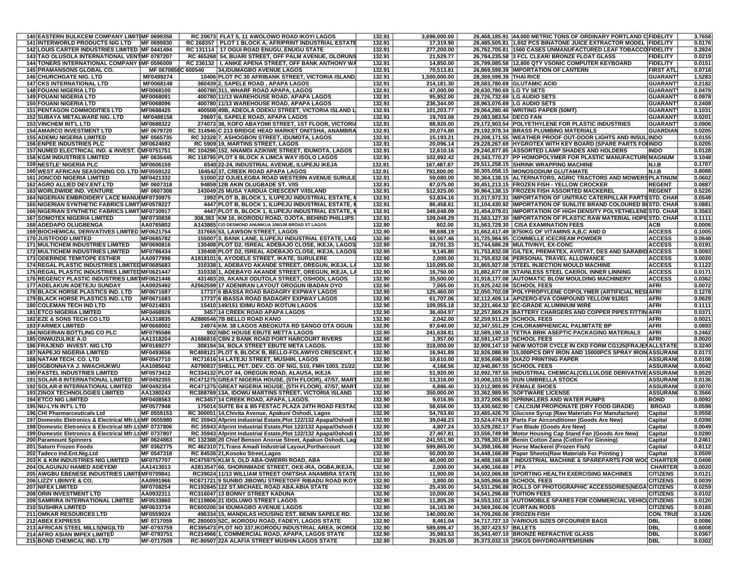| | | | | | | | | | |
|---|---|---|---|---|---|---|---|---|---|
| 140 | EASTERN BULKCEM COMPANY LIMIT | MF 0699358 | RC 20673 | FLAT 5, 11 AWOLOWO ROAD IKOYI LAGOS | 132.91 | 3,696,000.00 | 26,468,185.91 | 44,000 METRIC TONS OF ORDINARY PORTLAND C | FIDELITY | 3.7658 |
| 141 | INTERWORLD PRODUCTS NIG LTD | MF 0699830 | RC 268357 | PLOT 1 BLOCK A, AFRIPRINT INDUSTRIAL ESTATE | 132.91 | 17,319.90 | 26,485,505.81 | 1,602 PCS BINATONE JUICE EXTRACTOR MODEL | FIDELITY | 0.0176 |
| 142 | LOUIS CARTER INDUSTRIES LIMITED | MF 0441494 | RC 131114 | 17 OGUI ROAD ENUGU, ENUGU STATE | 132.91 | 277,200.00 | 26,762,705.81 | 1560 CASES UNMANUFACTURED LEAF TOBACCO | FIDELITY | 0.2824 |
| 143 | TAO OLUSOLA INTERNATIONAL VENT | MF 0787207 | RC 465268 | 54, BUARI STREET, OFF PALM AVENUE, OLORUNS | 132.91 | 21,529.77 | 26,784,235.58 | 3 FCL CLEAR/ BRONZE FLOAT GLASS | FIDELITY | 0.0219 |
| 144 | TONERS INTERNATIONAL COMPANY | MF 0596009 | RC 236132 | I, ANIKE APENA STREET, OFF BANK ANTHONY WA | 132.91 | 14,850.00 | 26,799,085.58 | 12,800 QTY VSONIC COMPUTER KEYBOARD | FIDELITY | 0.0151 |
| 145 | PRAMANSONS GLOBAL CO. | MF 0670858 | C 600540 | 34,IDUMAGBO AVENUE LAGOS | 132.91 | 70,513.81 | 26,869,599.39 | IMPORTATION OF LANTERN | FIRST ATL | 0.0718 |
| 146 | CHURCHGATE NIG. LTD | MF0499274 | 10406 | PLOT PC 30 AFRIBANK STREET, VICTORIA ISLAND | 132.91 | 1,500,000.00 | 28,369,599.39 | THAI RICE | GUARANT | 1.5283 |
| 147 | CKS INTERNATIONAL LTD | MF0068148 | 360439 | 2, SAPELE ROAD , APAPA LAGOS | 132.91 | 214,181.30 | 28,583,780.69 | GLUTAMIC ACID | GUARANT | 0.2182 |
| 148 | FOUANI NIGERIA LTD | MF0068100 | 400780 | 311, WHARF ROAD APAPA, LAGOS | 132.91 | 47,000.00 | 28,630,780.69 | LG TV SETS | GUARANT | 0.0479 |
| 149 | FOUANI NIGERIA LTD | MF0068091 | 400780 | 11/13 WAREHOUSE ROAD, APAPA LAGOS | 132.91 | 95,952.00 | 28,726,732.69 | LG AUDIO SETS | GUARANT | 0.0978 |
| 150 | FOUANI NIGERIA LTD | MF0068096 | 400780 | 11/13 WAREHOUSE ROAD, APAPA LAGOS | 132.91 | 236,344.00 | 28,963,076.69 | LG AUDIO SETS | GUARANT | 0.2408 |
| 151 | PENTAGON COMMODITIES LTD | MF0688425 | 400508 | 49B, ADEOLA ODEKU STREET, VICTORIA ISLAND L | 132.91 | 101,203.77 | 29,064,280.46 | WRITING PAPER (50MT) | GUARANT | 0.1031 |
| 152 | SUBAYA METALWARE NIG. LTD | MF0488158 | 29697 | 6, SAPELE ROAD, APAPA LAGOS | 132.91 | 19,703.08 | 29,083,983.54 | DECO FAN | GUARANT | 0.0201 |
| 153 | VINCHEM INT'L LTD | MF0688322 | 274073 | 38, KOFO ABAYOMI STREET, 1ST FLOOR, VICTORIA | 132.91 | 88,920.00 | 29,172,903.54 | POLYETHYLENE FOR PLASTIC INDUSTRIES | GUARANT | 0.0906 |
| 154 | AMARCO INVESTMENT LTD | MF 0679720 | RC 314946 | C 213 BRIDGE HEAD MARKET ONITSHA, ANAMBRA | 132.91 | 20,074.80 | 29,192,978.34 | BRASS PLUMBING MATERIALS | GUARDIAN | 0.0205 |
| 155 | ADEMU NIGERIA LIMITED | MF 0565735 | RC 32328 | 7, ASHOGBON STREET, IDUMOTA, LAGOS | 132.91 | 15,193.21 | 29,208,171.55 | WEATHER PROOF OUT-DOOR LIGHTS AND INSUL | INDO | 0.0155 |
| 156 | ENPEE INDUSTRIES PLC | MF0624692 | RC 5909 | 19, MARTINS STREET, LAGOS | 132.91 | 20,096.14 | 29,228,267.69 | HYGROTEX WITH KEY BOARD (SPARE PARTS FO | INDO | 0.0205 |
| 157 | NUMED ELECTRICAL IND. & INVEST. C | MF0751751 | RC 104296 | 152, NNAMDI AZIKIWE STREET, IDUMOTA, LAGOS | 132.91 | 12,610.16 | 29,240,877.85 | ASSORTED LAMP SHADES AND HOLDERS | INDO | 0.0128 |
| 158 | KGM INDUSTRIES LIMITED | MF 0635445 | RC 118795 | PLOT 6 BLOCK A LIMCA WAY ISOLO LAGOS | 132.91 | 102,892.42 | 29,343,770.27 | PP HOMOPOLYMER FOR PLASTIC MANUFACTURI | MAGNUM | 0.1048 |
| 159 | NESTLE' NIGERIA PLC | MF0606159 | 6540 | 22-24, INDUSTRIAL AVENUE, ILUPEJU IKEJA | 132.91 | 167,487.87 | 29,511,258.15 | SHRINK WRAPPING MACHINE | N.I.B | 0.1707 |
| 160 | WEST AFRICAN SEASONING CO. LTD | MF0559122 | 164542 | 37, CREEK ROAD APAPA LAGOS | 132.91 | 793,800.00 | 30,305,058.15 | MONOSODIUM GLUTAMATE | N.I.B | 0.8088 |
| 161 | JONCOD NIGERIA LIMITED | MF0421332 | 51000 | 22 OJUELEGBA ROAD WESTERN AVENUE SURULE | 132.91 | 59,080.00 | 30,364,138.15 | ALTERNATORS, AGRIC TRACTORS AND MOWERS | PLATINUM | 0.0602 |
| 162 | AGRO ALLIED DEV.ENT.LTD | MF 0607318 | 94859 | 12B AKIN OLUGBADE ST. V/IS | 132.91 | 87,075.00 | 30,451,213.15 | FROZEN FISH - YELLOW CROCKER | REGENT | 0.0887 |
| 163 | WORLDWIDE IND. VENTURE | MF 0607308 | 143049 | 25 MUSA YARDUA CRESCENT V/ISLAND | 132.91 | 512,925.00 | 30,964,138.15 | FROZEN FISH ASSORTED MACKEREL | REGENT | 0.5226 |
| 164 | NIGERIAN EMBROIDERY LACE MANU | MF0730975 | 1992 | PLOT B, BLOCK 1, ILUPEJU INDUSTRIAL ESTATE, I | 132.91 | 53,834.16 | 31,017,972.31 | IMPORTATION OF UNITRAC CATERPILLAR PARTS | STD. CHAR | 0.0549 |
| 165 | NIGERIAN SYNTHETIC FABRICS LIMIT | MF0578227 | 4447 | PLOT B, BLOCK 1, ILUPEJU INDUSTRIAL ESTATE, I | 132.91 | 86,458.61 | 31,104,430.92 | IMPORTATION OF SUNLITE BRAND COLOURED B | STD. CHAR | 0.0881 |
| 166 | NIGERIAN SYNTHETIC FABRICS LIMIT | MF0730917 | 4447 | PLOT B, BLOCK 1, ILUPEJU INDUSTRIAL ESTATE, I | 132.91 | 349,648.09 | 31,454,079.01 | IMPORTATION OF HIGH DENSITY POLYETHELENE | STD. CHAR | 0.3563 |
| 167 | SOMOTEX NIGERIA LIMITED | MF0730838 | 308,383 | KM 16, IKORODU ROAD, OJOTA, BEHIND PHILLIPS | 132.91 | 109,048.29 | 31,563,127.30 | IMPORTATION OF PLASTIC RAW MATERIAL HDPE | STD. CHAR | 0.1111 |
| 168 | ADEDAPO OLUGBENGA | AA0765802 | A143865 | C/O DESMOND ANUMKUA 106/108 BROAD ST LAGOS | 132.90 | 602.00 | 31,563,729.30 | CISA EXAMINATION FEES | ACB | 0.0006 |
| 169 | BIOCHEMICAL DERIVATIVES LIMITED | MF0621754 | 317665 | 53, LAWSON STREET, LAGOS | 132.90 | 98,688.19 | 31,662,417.49 | 8750KG OF VITAMINS A,B,C AND D | ACCESS | 0.1005 |
| 170 | JUSTFOOD LIMITED | MF0685782 | 155007 | 3, BANK LANE, ILUPEJU INDUSTRIAL ESTATE, LAG | 132.90 | 63,567.46 | 31,725,984.95 | COMMELLE ICECREAM POWDER | ACCESS | 0.0648 |
| 171 | MULTICHEM INDUSTRIES LIMITED | MF0690816 | 130408 | PLOT D2, ISREAL ADEBAJO CLOSE, IKEJA, LAGOS | 132.90 | 18,701.33 | 31,744,686.28 | MULTIVINYL EX-CONC | ACCESS | 0.0191 |
| 172 | MULTICHEM INDUSTRIES LIMITED | MF0786434 | 130408 | PLOT D2, ISREAL ADEBAJO CLOSE, IKEJA, LAGOS | 132.90 | 9,145.80 | 31,753,832.08 | GILTEX, PREMATEX, AVISTAT, DES AND SARABID | ACCESS | 0.0093 |
| 173 | ODERINDE TEMITOPE ESTHER | AA0977996 | A1818101 | 6, AYODELE STREET, IKATE, SURULERE | 132.90 | 2,000.00 | 31,755,832.08 | PERSONAL TRAVEL ALLOWANCE | ACCESS | 0.0020 |
| 174 | REGAL PLASTIC INDUSTRIES LIMITED | MF0685683 | 310338 | 1, ADEBAYO AKANDE STREET, OREGUN, IKEJA, L | 132.90 | 110,095.00 | 31,865,927.08 | STEEL INJECTION MOULD MACHINE | ACCESS | 0.1122 |
| 175 | REGAL PLASTIC INDUSTRIES LIMITED | MF0621447 | 310338 | 1, ADEBAYO AKANDE STREET, OREGUN, IKEJA, L | 132.90 | 16,750.00 | 31,882,677.08 | STAINLESS STEEL CAEROL INNER LINNING | ACCESS | 0.0171 |
| 176 | REGENCY PLASTIC INDUSTRIES LIMIT | MF0621446 | 431483 | 20, AKANJI ODUTOLA STREET, OSHODI, LAGOS | 132.90 | 35,500.00 | 31,918,177.08 | AUTOMATIC BLOW MOULDING MACHINERY | ACCESS | 0.0362 |
| 177 | ADELAKUN ADETEJU SUNDAY | AA0925492 | A2562599 | 17 ADENIRAN LAYOUT OROGUN IBADAN OYO | 132.90 | 7,065.00 | 31,925,242.08 | SCHOOL FEES | AFRI | 0.0072 |
| 178 | BLACK HORSE PLASTICS IND. LTD | MF0671687 | 17737 | 6 IBASSA ROAD BADAGRY EXPWAY LAGOS | 132.90 | 125,460.00 | 32,050,702.08 | POLYPROPYLENE COPOLYMER (ARTIFICIAL RES | AFRI | 0.1278 |
| 179 | BLACK HORSE PLASTICS IND. LTD | MF0671683 | 17737 | 6 IBASSA ROAD BADAGRY EXPWAY LAGOS | 132.90 | 61,707.06 | 32,112,409.14 | APIZERO-EVA COMPOUND YELLOW 9126/1 | AFRI | 0.0629 |
| 180 | COLEMAN TECH IND LTD | MF0214831 | 15410 | 149/151 IDIMU ROAD IKOTUN LAGOS | 132.90 | 109,055.18 | 32,221,464.32 | EC-GRADE ALUMINIUM WIRE | AFRI | 0.1111 |
| 181 | ETCO NIGERIA LIMITED | MF0468926 | 3457 | 14 CREEK ROAD APAPA LAGOS | 132.90 | 36,404.97 | 32,257,869.29 | BATTERY CHARGERS AND COPPER PIPES FITTIN | AFRI | 0.0371 |
| 182 | EZE & SONS TECH CO LTD | AA1318835 | A2886546 | 7B BELLO ROAD KANO | 132.90 | 2,042.00 | 32,259,911.29 | SCHOOL FEES | AFRI | 0.0021 |
| 183 | FARMEX LIMITED | MF0668002 | 24974 | KM. 38 LAGOS ABEOKUTA RD SANGO OTA OGUN | 132.90 | 87,640.00 | 32,347,551.29 | CHLORAMPHENICAL PALMITATE BP | AFRI | 0.0893 |
| 184 | NIGERIAN BOTTLING CO PLC | MF0795586 | 902 | NBC HOUSE EBUTE METTA LAGOS | 132.90 | 241,638.81 | 32,589,190.10 | TETRA BRIK ASEPTIC PACKAGING MATERIALS | AFRI | 0.2462 |
| 185 | ONWUZULIKE A.O | AA1318204 | A1686816 | CBN 2 BANK ROAD PORT HARCOURT RIVERS | 132.90 | 1,957.00 | 32,591,147.10 | SCHOOL FEES | AFRI | 0.0020 |
| 186 | FRAJEND INVEST. NIG LTD | MF0169277 | 308194 | 34, BOLA STREET EBUTE META LAGOS. | 132.90 | 318,000.00 | 32,909,147.10 | NEW MOTOR CYCLE IN CKD FORM CG125(FRAJEN | ALLSTATE | 0.3240 |
| 187 | NAPEJO NIGERIA LIMITED | MF0493656 | RC408121 | PLOT 9, BLOCK B, BELLO-FOLAWIYO CRESCENT, | 132.90 | 16,941.89 | 32,926,088.99 | 15,000PCS DRY IRON AND 15000PCS SPRAY IRON | ASSURAN | 0.0173 |
| 188 | NATAM TECH. CO. LTD | MF0547710 | RC71616 | 14 LATEJU STREET, MUSHIN, LAGOS | 132.90 | 10,610.00 | 32,936,698.99 | DIAZO PRINTING PAPER | ASSURAN | 0.0108 |
| 189 | OGBONNAYA J. NWACHUKWU | AA1085042 | A0790837 | SHELL PET. DEV. CO. OF NIG, S10, FMH 1003, 21/22 | 132.90 | 4,168.56 | 32,940,867.55 | SCHOOL FEES | ASSURAN | 0.0042 |
| 190 | PASTEL INDUSTRIES LIMITED | MF0573412 | RC334132 | PLOT 44, OREGUN ROAD, ALAUSA, IKEJA | 132.90 | 51,920.00 | 32,992,787.55 | INDUSTRIAL CHEMICAL(CELLULOSE DERIVATIVE | ASSURAN | 0.0529 |
| 191 | SOLAR-8 INTERNATIONAL LIMITED | MF0492355 | RC471275 | GREAT NIGERIA HOUSE, (5TH FLOOR), 47/57, MAR | 132.90 | 13,316.00 | 33,006,103.55 | SUN UMBRELLA STOCK | ASSURAN | 0.0136 |
| 192 | SOLAR-8 INTERNATIONAL LIMITED | MF0492354 | RC471275 | GREAT NIGERIA HOUSE, (5TH FLOOR), 47/57, MAR | 132.90 | 6,886.40 | 33,012,989.95 | FEMALE SHOES | ASSURAN | 0.0070 |
| 193 | ZINOX TECHNOLOGIES LIMITED | AA1380243 | RC388769 | 13A, IDOWU MARTINS STREET, VICTORIA ISLAND | 132.90 | 350,000.00 | 33,362,989.95 | SOFTWARE LICENSE | ASSURAN | 0.3566 |
| 194 | ETCO NIG LIMITED | MF0408563 | RC3457 | 14 CREEK ROAD, APAPA, LAGOS. | 132.90 | 9,016.95 | 33,372,006.90 | SPRINKLERS AND WATER PUMPS | BOND | 0.0092 |
| 195 | NU-LYN INT'L LTD | MF0577948 | 175014 | SUITE B4 & B5 FESTAC PLAZA 24TH ROAD FESTAC | 132.90 | 58,656.00 | 33,430,662.90 | CALCIUM PROPIONATE (DRY FOOD GRADE) | BROAD | 0.0598 |
| 196 | CHI Pharmarceuticals Ltd | MF 0559153 | RC 300051 | 14,Chivita Avenue, Apakun/ Oshodi, Lagos | 132.90 | 54,763.80 | 33,485,426.70 | Glucose Syrup (Raw Materials For Manufacture) | Capital | 0.0558 |
| 197 | Domestic Eletronics & Electrical Mfr.Lt | MF 0655980 | RC 35943 | Afprint Industrial Estate,Plot 122/132 Apapa/Oshodi | 132.90 | 39,048.23 | 33,524,474.93 | Parts For Airconditioner (Goods Are New) | Capital | 0.0398 |
| 198 | Domestic Eletronics & Electrical Mfr.Lt | MF 0737806 | RC 35943 | Afprint Industrial Estate,Plot 122/132 Apapa/Oshodi | 132.90 | 4,807.24 | 33,529,282.17 | Fan Blade (Goods Are New) | Capital | 0.0049 |
| 199 | Domestic Eletronics & Electrical Mfr.Lt | MF 0737807 | RC 35943 | Afprint Industrial Estate,Plot 122/132 Apapa/Oshodi | 132.90 | 27,467.81 | 33,556,749.98 | Motor Housing Cap Stand Fan (Goods Are New) | Capital | 0.0280 |
| 200 | Paramount Spinners | MF 0624863 | RC 132388 | 20 Chief Benson Anorue Street, Apakun Oshodi, Lag | 132.90 | 241,551.90 | 33,798,301.88 | Benin Cotton Zana (Cotton For Ginning) | Capital | 0.2461 |
| 201 | Saturn Frozen Foods | MF 0362775 | RC 462310 | 71,Trans Amadi Industrial Layout,Portharcourt | 132.90 | 599,865.00 | 34,398,166.88 | Horse Mackerel (Frozen Fish) | Capital | 0.6112 |
| 202 | Tadeco Ind.Ent.Nig.Ltd | MF 0547318 | RC 84536 | 21,Kosoko Street,Lagos | 132.90 | 50,000.00 | 34,448,166.88 | Paper Sheets(Raw Materials For Printing ) | Capital | 0.0509 |
| 203 | K & KIM INDUSTRIES NIG LIMITED | MF0757707 | RC475975 | KLM 5, OLD ABA-OWERRI ROAD, ABA | 132.90 | 40,000.00 | 34,488,166.88 | INDUSTRIAL MACHINE & SPAREPARTS FOR WO | CHARTER | 0.0408 |
| 204 | OLAGUNJU HAMED ADEYEMI | AA1413013 | A2813547 | 66, SHORINMADE STREET, OKE-IRA, OGBA,IKEJA, | 132.90 | 2,000.00 | 34,490,166.88 | PTA | CHARTER | 0.0020 |
| 205 | AWGBU EBENESE INDUSTRIES LIMIT | MF0709841 | RC39024 | 11/13 WILLIAM STREET ONITSHA ANAMBRA STATE | 132.90 | 11,900.00 | 34,502,066.88 | SPORTING HEALTH EXERCISING MACHINES | CITIZENS | 0.0121 |
| 206 | LIZZY I.IBINYE & CO. | AA0991966 | RC671721 | 9 SUNBO JIBOWU STREETOFF RIBADU ROAD IKOY | 132.90 | 3,800.00 | 34,505,866.88 | SCHOOL FEES | CITIZENS | 0.0039 |
| 207 | NIFEX LIMITED | MF0708254 | RC192845 | 122 ST.MICHAEL ROAD ABA.ABIA STATE | 132.90 | 25,430.00 | 34,531,296.88 | ROLLS OF PHOTOGRAPHIC ACCESSORIES(NEGA | CITIZENS | 0.0259 |
| 208 | ORIN INVESTMENT LTD | AA0932311 | RC316047 | 13 BONNY STREET KADUNA | 132.90 | 10,000.00 | 34,541,296.88 | TUITION FEES | CITIZENS | 0.0102 |
| 209 | SAMRIRA INTERNATIONAL LIMITED | MF0533860 | RC119806 | 21 IDOLUWO STREET LAGOS | 132.90 | 11,805.28 | 34,553,102.16 | AUTOMOBILE SPARES FOR COMMERCIAL VEHICL | CITIZENS | 0.0120 |
| 210 | SUSHIRA LIMITED | MF0633734 | RC600206 | 34 IDUMAGBO AVENUE LAGOS | 132.90 | 16,163.90 | 34,569,266.06 | CURTAIN RODS | CITIZENS | 0.0165 |
| 211 | OMKAR RESOURCES LTD | MF0559024 | 496334 | 15, MANDILAS HOUSING EST. BENIN SAPELE RD. | 132.90 | 140,000.00 | 34,709,266.06 | FROZEN FISH | CON. TRUS | 0.1426 |
| 212 | ABEX EXPRESS | MF 0717059 | RC 280003 | 52C, IKORODU ROAD, FADEYI, LAGOS STATE | 132.90 | 8,461.04 | 34,717,727.10 | VARIOUS SIZES OFCOURIER BAGS | DBL | 0.0086 |
| 213 | AFRICAN STEEL MILLS(NIG)LTD | MF-0793759 | RC395473 | PLOT NO 337,IKORODU INDUSTRIAL AREA, IKORO | 132.90 | 589,696.47 | 35,307,423.57 | BILLETS | DBL | 0.6008 |
| 214 | AFRO ASIAN IMPEX LIMITED | MF-0793751 | RC214966 | 1, COMMERCIAL ROAD, APAPA, LAGOS STATE | 132.90 | 35,983.53 | 35,343,407.10 | BRONZE REFRACTIVE GLASS | DBL | 0.0367 |
| 215 | BOND CHEMICAL IND. LTD | MF-0717509 | RC-80507 | 22A ALAFIA STREET MUSHIN LAGOS STATE | 132.90 | 29,625.00 | 35,373,032.10 | 25KGS DIHYDROARTEMISININ | DBL | 0.0302 |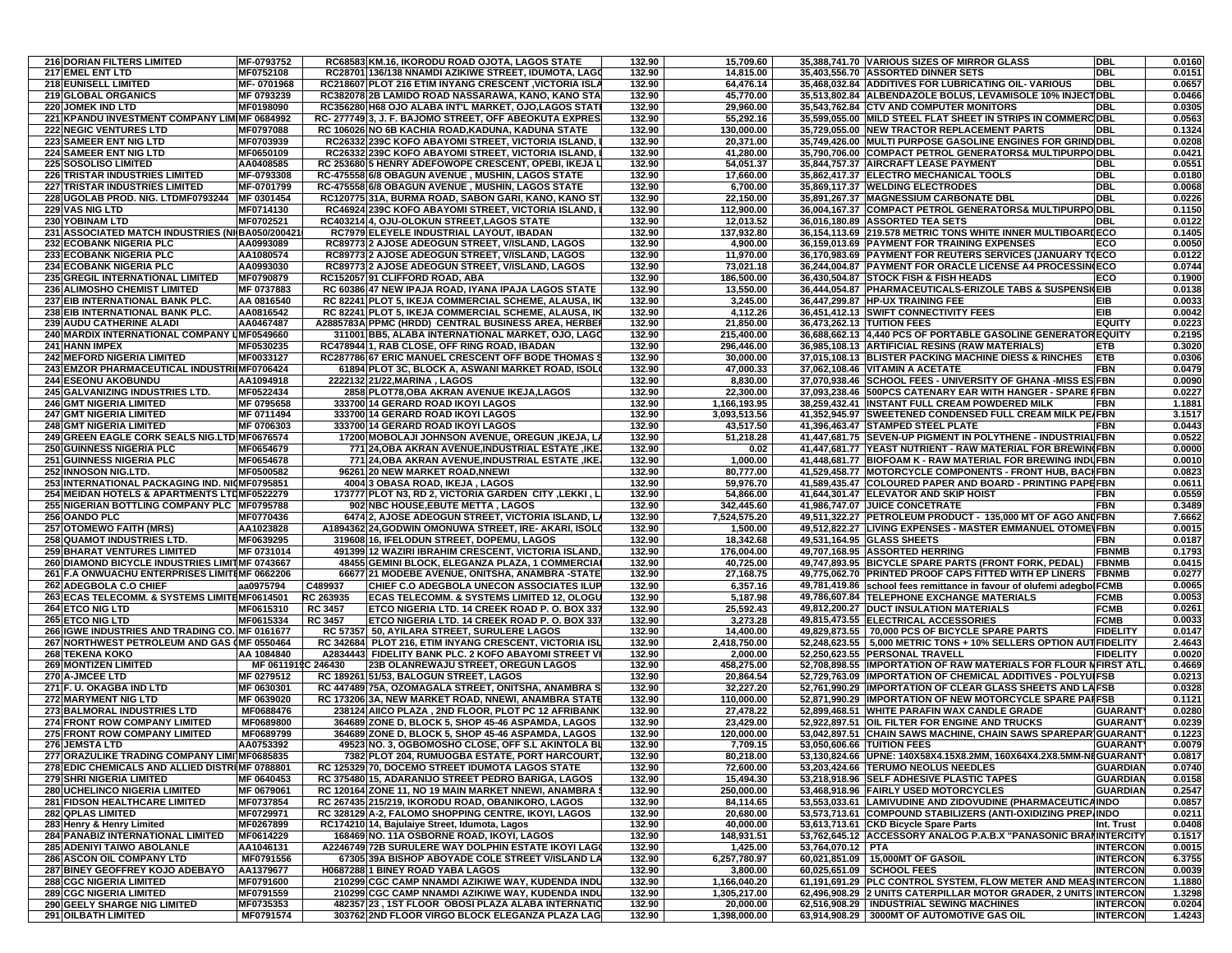| | | | | | | | | | |
|---|---|---|---|---|---|---|---|---|---|
| 216 | DORIAN FILTERS LIMITED | MF-0793752 | RC68583 KM.16, IKORODU ROAD OJOTA, LAGOS STATE | 132.90 | 15,709.60 | 35,388,741.70 | VARIOUS SIZES OF MIRROR GLASS | DBL | 0.0160 |
| 217 | EMEL ENT LTD | MF0752108 | RC28701 136/138 NNAMDI AZIKIWE STREET, IDUMOTA, LAGO | 132.90 | 14,815.00 | 35,403,556.70 | ASSORTED DINNER SETS | DBL | 0.0151 |
| 218 | EUNISELL LIMITED | MF- 0701968 | RC218607 PLOT 216 ETIM INYANG CRESCENT ,VICTORIA ISLA | 132.90 | 64,476.14 | 35,468,032.84 | ADDITIVES FOR LUBRICATING OIL- VARIOUS | DBL | 0.0657 |
| 219 | GLOBAL ORGANICS | MF 0793239 | RC382078 2B LAMIDO ROAD NASSARAWA, KANO, KANO STA | 132.90 | 45,770.00 | 35,513,802.84 | ALBENDAZOLE BOLUS, LEVAMISOLE 10% INJECT | DBL | 0.0466 |
| 220 | JOMEK IND LTD | MF0198090 | RC356280 H68 OJO ALABA INT'L MARKET, OJO,LAGOS STAT | 132.90 | 29,960.00 | 35,543,762.84 | CTV AND COMPUTER MONITORS | DBL | 0.0305 |
| 221 | KPANDU INVESTMENT COMPANY LIMI | MF 0684992 | RC- 277749 3, J. F. BAJOMO STREET, OFF ABEOKUTA EXPRES | 132.90 | 55,292.16 | 35,599,055.00 | MILD STEEL FLAT SHEET IN STRIPS IN COMMERC | DBL | 0.0563 |
| 222 | NEGIC VENTURES LTD | MF0797088 | RC 106026 NO 6B KACHIA ROAD,KADUNA, KADUNA STATE | 132.90 | 130,000.00 | 35,729,055.00 | NEW TRACTOR REPLACEMENT PARTS | DBL | 0.1324 |
| 223 | SAMEER ENT NIG LTD | MF0703939 | RC26332 239C KOFO ABAYOMI STREET, VICTORIA ISLAND, | 132.90 | 20,371.00 | 35,749,426.00 | MULTI PURPOSE GASOLINE ENGINES FOR GRIND | DBL | 0.0208 |
| 224 | SAMEER ENT NIG LTD | MF0650109 | RC26332 239C KOFO ABAYOMI STREET, VICTORIA ISLAND, | 132.90 | 41,280.00 | 35,790,706.00 | COMPACT PETROL GENERATORS& MULTIPURPO | DBL | 0.0421 |
| 225 | SOSOLISO LIMITED | AA0408585 | RC 253680 5 HENRY ADEFOWOPE CRESCENT, OPEBI, IKEJA L | 132.90 | 54,051.37 | 35,844,757.37 | AIRCRAFT LEASE PAYMENT | DBL | 0.0551 |
| 226 | TRISTAR INDUSTRIES LIMITED | MF-0793308 | RC-475558 6/8 OBAGUN AVENUE , MUSHIN, LAGOS STATE | 132.90 | 17,660.00 | 35,862,417.37 | ELECTRO MECHANICAL TOOLS | DBL | 0.0180 |
| 227 | TRISTAR INDUSTRIES LIMITED | MF-0701799 | RC-475558 6/8 OBAGUN AVENUE , MUSHIN, LAGOS STATE | 132.90 | 6,700.00 | 35,869,117.37 | WELDING ELECTRODES | DBL | 0.0068 |
| 228 | UGOLAB PROD. NIG. LTDMF0793244 | MF 0301454 | RC120775 31A, BURMA ROAD, SABON GARI, KANO, KANO ST | 132.90 | 22,150.00 | 35,891,267.37 | MAGNESSIUM CARBONATE DBL | DBL | 0.0226 |
| 229 | VAS NIG LTD | MF0714130 | RC46924 239C KOFO ABAYOMI STREET, VICTORIA ISLAND, | 132.90 | 112,900.00 | 36,004,167.37 | COMPACT PETROL GENERATORS& MULTIPURPO | DBL | 0.1150 |
| 230 | YOBINAM LTD | MF0702521 | RC403214 4, OJU-OLOKUN STREET,LAGOS STATE | 132.90 | 12,013.52 | 36,016,180.89 | ASSORTED TEA SETS | DBL | 0.0122 |
| 231 | ASSOCIATED MATCH INDUSTRIES (NI | BA050/200421 | RC7979 ELEYELE INDUSTRIAL LAYOUT, IBADAN | 132.90 | 137,932.80 | 36,154,113.69 | 219.578 METRIC TONS WHITE INNER MULTIBOARD | ECO | 0.1405 |
| 232 | ECOBANK NIGERIA PLC | AA0993089 | RC89773 2 AJOSE ADEOGUN STREET, V/ISLAND, LAGOS | 132.90 | 4,900.00 | 36,159,013.69 | PAYMENT FOR TRAINING EXPENSES | ECO | 0.0050 |
| 233 | ECOBANK NIGERIA PLC | AA1080574 | RC89773 2 AJOSE ADEOGUN STREET, V/ISLAND, LAGOS | 132.90 | 11,970.00 | 36,170,983.69 | PAYMENT FOR REUTERS SERVICES (JANUARY TO | ECO | 0.0122 |
| 234 | ECOBANK NIGERIA PLC | AA0993030 | RC89773 2 AJOSE ADEOGUN STREET, V/ISLAND, LAGOS | 132.90 | 73,021.18 | 36,244,004.87 | PAYMENT FOR ORACLE LICENSE A4 PROCESSIN | ECO | 0.0744 |
| 235 | GREGIL INTERNATIONAL LIMITED | MF0790879 | RC152057 91 CLIFFORD ROAD, ABA | 132.90 | 186,500.00 | 36,430,504.87 | STOCK FISH & FISH HEADS | ECO | 0.1900 |
| 236 | ALIMOSHO CHEMIST LIMITED | MF 0737883 | RC 60386 47 NEW IPAJA ROAD, IYANA IPAJA LAGOS STATE | 132.90 | 13,550.00 | 36,444,054.87 | PHARMACEUTICALS-ERIZOLE TABS & SUSPENSI | EIB | 0.0138 |
| 237 | EIB INTERNATIONAL BANK PLC. | AA 0816540 | RC 82241 PLOT 5, IKEJA COMMERCIAL SCHEME, ALAUSA, IK | 132.90 | 3,245.00 | 36,447,299.87 | HP-UX TRAINING FEE | EIB | 0.0033 |
| 238 | EIB INTERNATIONAL BANK PLC. | AA0816542 | RC 82241 PLOT 5, IKEJA COMMERCIAL SCHEME, ALAUSA, IK | 132.90 | 4,112.26 | 36,451,412.13 | SWIFT CONNECTIVITY FEES | EIB | 0.0042 |
| 239 | AUDU CATHERINE ALADI | AA0467487 | A2885783A PPMC (HRDD) CENTRAL BUSINESS AREA, HERBE | 132.90 | 21,850.00 | 36,473,262.13 | TUITION FEES | EQUITY | 0.0223 |
| 240 | MARDIX INTERNATIONAL COMPANY L | MF0549660 | 311001 BB5, ALABA INTERNATIONAL MARKET, OJO, LAGO | 132.90 | 215,400.00 | 36,688,662.13 | 4,440 PCS OF PORTABLE GASOLINE GENERATOR | EQUITY | 0.2195 |
| 241 | HANN IMPEX | MF0530235 | RC478944 1, RAB CLOSE, OFF RING ROAD, IBADAN | 132.90 | 296,446.00 | 36,985,108.13 | ARTIFICIAL RESINS (RAW MATERIALS) | ETB | 0.3020 |
| 242 | MEFORD NIGERIA LIMITED | MF0033127 | RC287786 67 ERIC MANUEL CRESCENT OFF BODE THOMAS S | 132.90 | 30,000.00 | 37,015,108.13 | BLISTER PACKING MACHINE DIESS & RINCHES | ETB | 0.0306 |
| 243 | EMZOR PHARMACEUTICAL INDUSTRI | MF0706424 | 61894 PLOT 3C, BLOCK A, ASWANI MARKET ROAD, ISOL | 132.90 | 47,000.33 | 37,062,108.46 | VITAMIN A ACETATE | FBN | 0.0479 |
| 244 | ESEONU AKOBUNDU | AA1094918 | 2222132 21/22,MARINA , LAGOS | 132.90 | 8,830.00 | 37,070,938.46 | SCHOOL FEES - UNIVERSITY OF GHANA -MISS ES | FBN | 0.0090 |
| 245 | GALVANIZING INDUSTRIES LTD. | MF0522434 | 2858 PLOT78,OBA AKRAN AVENUE IKEJA,LAGOS | 132.90 | 22,300.00 | 37,093,238.46 | 500PCS CATENARY EAR WITH HANGER - SPARE F | FBN | 0.0227 |
| 246 | GMT NIGERIA LIMITED | MF 0795658 | 333700 14 GERARD ROAD IKOYI LAGOS | 132.90 | 1,166,193.95 | 38,259,432.41 | INSTANT FULL CREAM POWDERED MILK | FBN | 1.1881 |
| 247 | GMT NIGERIA LIMITED | MF 0711494 | 333700 14 GERARD ROAD IKOYI LAGOS | 132.90 | 3,093,513.56 | 41,352,945.97 | SWEETENED CONDENSED FULL CREAM MILK PE | FBN | 3.1517 |
| 248 | GMT NIGERIA LIMITED | MF 0706303 | 333700 14 GERARD ROAD IKOYI LAGOS | 132.90 | 43,517.50 | 41,396,463.47 | STAMPED STEEL PLATE | FBN | 0.0443 |
| 249 | GREEN EAGLE CORK SEALS NIG.LTD | MF0676574 | 17200 MOBOLAJI JOHNSON AVENUE, OREGUN ,IKEJA, L | 132.90 | 51,218.28 | 41,447,681.75 | SEVEN-UP PIGMENT IN POLYTHENE - INDUSTRIAL | FBN | 0.0522 |
| 250 | GUINNESS NIGERIA PLC | MF0654679 | 771 24,OBA AKRAN AVENUE,INDUSTRIAL ESTATE ,IKE | 132.90 | 0.02 | 41,447,681.77 | YEAST NUTRIENT - RAW MATERIAL FOR BREWIN | FBN | 0.0000 |
| 251 | GUINNESS NIGERIA PLC | MF0654678 | 771 24,OBA AKRAN AVENUE,INDUSTRIAL ESTATE ,IKE | 132.90 | 1,000.00 | 41,448,681.77 | BIOFOAM K - RAW MATERIAL FOR BREWING INDU | FBN | 0.0010 |
| 252 | INNOSON NIG.LTD. | MF0500582 | 96261 20 NEW MARKET ROAD,NNEWI | 132.90 | 80,777.00 | 41,529,458.77 | MOTORCYCLE COMPONENTS - FRONT HUB, BAC | FBN | 0.0823 |
| 253 | INTERNATIONAL PACKAGING IND. NI | MF0795851 | 4004 3 OBASA ROAD, IKEJA , LAGOS | 132.90 | 59,976.70 | 41,589,435.47 | COLOURED PAPER AND BOARD - PRINTING PAPE | FBN | 0.0611 |
| 254 | MEIDAN HOTELS & APARTMENTS LTD | MF0522279 | 173777 PLOT N3, RD 2, VICTORIA GARDEN CITY ,LEKKI , L | 132.90 | 54,866.00 | 41,644,301.47 | ELEVATOR AND SKIP HOIST | FBN | 0.0559 |
| 255 | NIGERIAN BOTTLING COMPANY PLC | MF0795788 | 902 NBC HOUSE,EBUTE METTA , LAGOS | 132.90 | 342,445.60 | 41,986,747.07 | JUICE CONCETRATE | FBN | 0.3489 |
| 256 | OANDO PLC | MF0770436 | 6474 2, AJOSE ADEOGUN STREET, VICTORIA ISLAND, L | 132.90 | 7,524,575.20 | 49,511,322.27 | PETROLEUM PRODUCT - 135,000 MT OF AGO AND | FBN | 7.6662 |
| 257 | OTOMEWO FAITH (MRS) | AA1023828 | A1894362 24,GODWIN OMONUWA STREET, IRE- AKARI, ISOL | 132.90 | 1,500.00 | 49,512,822.27 | LIVING EXPENSES - MASTER EMMANUEL OTOME | FBN | 0.0015 |
| 258 | QUAMOT INDUSTRIES LTD. | MF0639295 | 319608 16, IFELODUN STREET, DOPEMU, LAGOS | 132.90 | 18,342.68 | 49,531,164.95 | GLASS SHEETS | FBN | 0.0187 |
| 259 | BHARAT VENTURES LIMITED | MF 0731014 | 491399 12 WAZIRI IBRAHIM CRESCENT, VICTORIA ISLAND | 132.90 | 176,004.00 | 49,707,168.95 | ASSORTED HERRING | FBNMB | 0.1793 |
| 260 | DIAMOND BICYCLE INDUSTRIES LIMIT | MF 0743667 | 48455 GEMINI BLOCK, ELEGANZA PLAZA, 1 COMMERCIA | 132.90 | 40,725.00 | 49,747,893.95 | BICYCLE SPARE PARTS (FRONT FORK, PEDAL) | FBNMB | 0.0415 |
| 261 | F.A ONWUACHU ENTERPRISES LIMIT | MF 0662206 | 66677 21 MODEBE AVENUE, ONITSHA, ANAMBRA -STATE | 132.90 | 27,168.75 | 49,775,062.70 | PRINTED PROOF CAPS FITTED WITH EP LINERS | FBNMB | 0.0277 |
| 262 | ADEGBOLA C.O CHIEF | aa0975794 | C489937 CHIEF C.O ADEGBOLA UNECON ASSOCIATES ILUP | 132.90 | 6,357.16 | 49,781,419.86 | school fees remittance in favour of olufemi adegbo | FCMB | 0.0065 |
| 263 | ECAS TELECOMM. & SYSTEMS LIMITE | MF0614501 | RC 263935 ECAS TELECOMM. & SYSTEMS LIMITED 12, OLOGU | 132.90 | 5,187.98 | 49,786,607.84 | TELEPHONE EXCHANGE MATERIALS | FCMB | 0.0053 |
| 264 | ETCO NIG LTD | MF0615310 | RC 3457 ETCO NIGERIA LTD. 14 CREEK ROAD P. O. BOX 337 | 132.90 | 25,592.43 | 49,812,200.27 | DUCT INSULATION MATERIALS | FCMB | 0.0261 |
| 265 | ETCO NIG LTD | MF0615334 | RC 3457 ETCO NIGERIA LTD. 14 CREEK ROAD P. O. BOX 337 | 132.90 | 3,273.28 | 49,815,473.55 | ELECTRICAL ACCESSORIES | FCMB | 0.0033 |
| 266 | IGWE INDUSTRIES AND TRADING CO. | MF 0161677 | RC 57357 50, AYILARA STREET, SURULERE LAGOS | 132.90 | 14,400.00 | 49,829,873.55 | 70,000 PCS OF BICYCLE SPARE PARTS | FIDELITY | 0.0147 |
| 267 | NORTHWEST PETROLEUM AND GAS C | MF 0550464 | RC 342684 PLOT 216, ETIM INYANG CRESCENT, VICTORIA ISL | 132.90 | 2,418,750.00 | 52,248,623.55 | 5,000 METRIC TONS + 10% SELLERS OPTION AUT | FIDELITY | 2.4643 |
| 268 | TEKENA KOKO | AA 1084840 | A2834443 FIDELITY BANK PLC. 2 KOFO ABAYOMI STREET V | 132.90 | 2,000.00 | 52,250,623.55 | PERSONAL TRAVELL | FIDELITY | 0.0020 |
| 269 | MONTIZEN LIMITED | MF 0611919 | C 246430 23B OLANREWAJU STREET, OREGUN LAGOS | 132.90 | 458,275.00 | 52,708,898.55 | IMPORTATION OF RAW MATERIALS FOR FLOUR M | FIRST ATL | 0.4669 |
| 270 | A-JMCEE LTD | MF 0279512 | RC 189261 51/53, BALOGUN STREET, LAGOS | 132.90 | 20,864.54 | 52,729,763.09 | IMPORTATION OF CHEMICAL ADDITIVES - POLYU | FSB | 0.0213 |
| 271 | F. U. OKAGBA IND LTD | MF 0630301 | RC 447489 75A, OZOMAGALA STREET, ONITSHA, ANAMBRA S | 132.90 | 32,227.20 | 52,761,990.29 | IMPORTATION OF CLEAR GLASS SHEETS AND LA | FSB | 0.0328 |
| 272 | MARYMENT NIG LTD | MF 0639020 | RC 173206 3A, NEW MARKET ROAD, NNEWI, ANAMBRA STATE | 132.90 | 110,000.00 | 52,871,990.29 | IMPORTATION OF NEW MOTORCYCLE SPARE PA | FSB | 0.1121 |
| 273 | BALMORAL INDUSTRIES LTD | MF0688476 | 238124 AIICO PLAZA , 2ND FLOOR, PLOT PC 12 AFRIBANK | 132.90 | 27,478.22 | 52,899,468.51 | WHITE PARAFIN WAX CANDLE GRADE | GUARANTY | 0.0280 |
| 274 | FRONT ROW COMPANY LIMITED | MF0689800 | 364689 ZONE D, BLOCK 5, SHOP 45-46 ASPAMDA, LAGOS | 132.90 | 23,429.00 | 52,922,897.51 | OIL FILTER FOR ENGINE AND TRUCKS | GUARANTY | 0.0239 |
| 275 | FRONT ROW COMPANY LIMITED | MF0689799 | 364689 ZONE D, BLOCK 5, SHOP 45-46 ASPAMDA, LAGOS | 132.90 | 120,000.00 | 53,042,897.51 | CHAIN SAWS MACHINE, CHAIN SAWS SPAREPAR | GUARANTY | 0.1223 |
| 276 | JEMSTA LTD | AA0753392 | 49523 NO. 3, OGBOMOSHO CLOSE, OFF S.L AKINTOLA BL | 132.90 | 7,709.15 | 53,050,606.66 | TUITION FEES | GUARANTY | 0.0079 |
| 277 | ORAZULIKE TRADING COMPANY LIMI | MF0685835 | 7382 PLOT 204, RUMUOGBA ESTATE, PORT HARCOURT | 132.90 | 80,218.00 | 53,130,824.66 | UPNE: 140X58X4.15X8.2MM, 160X64X4.2X8.5MM-N | GUARANTY | 0.0817 |
| 278 | EDIC CHEMICALS AND ALLIED DISTRI | MF 0788801 | RC 125329 70, DOCEMO STREET IDUMOTA LAGOS STATE | 132.90 | 72,600.00 | 53,203,424.66 | TERUMO NEOLUS NEEDLES | GUARDIAN | 0.0740 |
| 279 | SHRI NIGERIA LIMITED | MF 0640453 | RC 375480 15, ADARANIJO STREET PEDRO BARIGA, LAGOS | 132.90 | 15,494.30 | 53,218,918.96 | SELF ADHESIVE PLASTIC TAPES | GUARDIAN | 0.0158 |
| 280 | UCHELINCO NIGERIA LIMITED | MF 0679061 | RC 120164 ZONE 11, NO 19 MAIN MARKET NNEWI, ANAMBRA | 132.90 | 250,000.00 | 53,468,918.96 | FAIRLY USED MOTORCYCLES | GUARDIAN | 0.2547 |
| 281 | FIDSON HEALTHCARE LIMITED | MF0737854 | RC 267435 215/219, IKORODU ROAD, OBANIKORO, LAGOS | 132.90 | 84,114.65 | 53,553,033.61 | LAMIVUDINE AND ZIDOVUDINE (PHARMACEUTICA | INDO | 0.0857 |
| 282 | QPLAS LIMITED | MF0729971 | RC 328129 A-2, FALOMO SHOPPING CENTRE, IKOYI, LAGOS | 132.90 | 20,680.00 | 53,573,713.61 | COMPOUND STABILIZERS (ANTI-OXIDIZING PREP | INDO | 0.0211 |
| 283 | Henry & Henry Limited | MF0267899 | RC174210 14, Bajulaiye Street, Idumota, Lagos | 132.90 | 40,000.00 | 53,613,713.61 | CKD Bicycle Spare Parts | Int. Trust | 0.0408 |
| 284 | PANABIZ INTERNATIONAL LIMITED | MF0614229 | 168469 NO. 11A OSBORNE ROAD, IKOYI, LAGOS | 132.90 | 148,931.51 | 53,762,645.12 | ACCESSORY ANALOG P.A.B.X "PANASONIC BRA | INTERCITY | 0.1517 |
| 285 | ADENIYI TAIWO ABOLANLE | AA1046131 | A2246749 72B SURULERE WAY DOLPHIN ESTATE IKOYI LAG | 132.90 | 1,425.00 | 53,764,070.12 | PTA | INTERCON | 0.0015 |
| 286 | ASCON OIL COMPANY LTD | MF0791556 | 67305 39A BISHOP ABOYADE COLE STREET V/ISLAND LA | 132.90 | 6,257,780.97 | 60,021,851.09 | 15,000MT OF GASOIL | INTERCON | 6.3755 |
| 287 | BINEY GEOFFREY KOJO ADEBAYO | AA1379677 | H0687288 1 BINEY ROAD YABA LAGOS | 132.90 | 3,800.00 | 60,025,651.09 | SCHOOL FEES | INTERCON | 0.0039 |
| 288 | CGC NIGERIA LIMITED | MF0791600 | 210299 CGC CAMP NNAMDI AZIKWE WAY, KUDENDA INDU | 132.90 | 1,166,040.20 | 61,191,691.29 | PLC CONTROL SYSTEM, FLOW METER AND MEAS | INTERCON | 1.1880 |
| 289 | CGC NIGERIA LIMITED | MF0791559 | 210299 CGC CAMP NNAMDI AZIKWE WAY, KUDENDA INDU | 132.90 | 1,305,217.00 | 62,496,908.29 | 2 UNITS CATERPILLAR MOTOR GRADER, 2 UNITS | INTERCON | 1.3298 |
| 290 | GEELY SHARGE NIG LIMITED | MF0735353 | 482357 23 , 1ST FLOOR OBOSI PLAZA ALABA INTERNATIO | 132.90 | 20,000.00 | 62,516,908.29 | INDUSTRIAL SEWING MACHINES | INTERCON | 0.0204 |
| 291 | OILBATH LIMITED | MF0791574 | 303762 2ND FLOOR VIRGO BLOCK ELEGANZA PLAZA LAG | 132.90 | 1,398,000.00 | 63,914,908.29 | 3000MT OF AUTOMOTIVE GAS OIL | INTERCON | 1.4243 |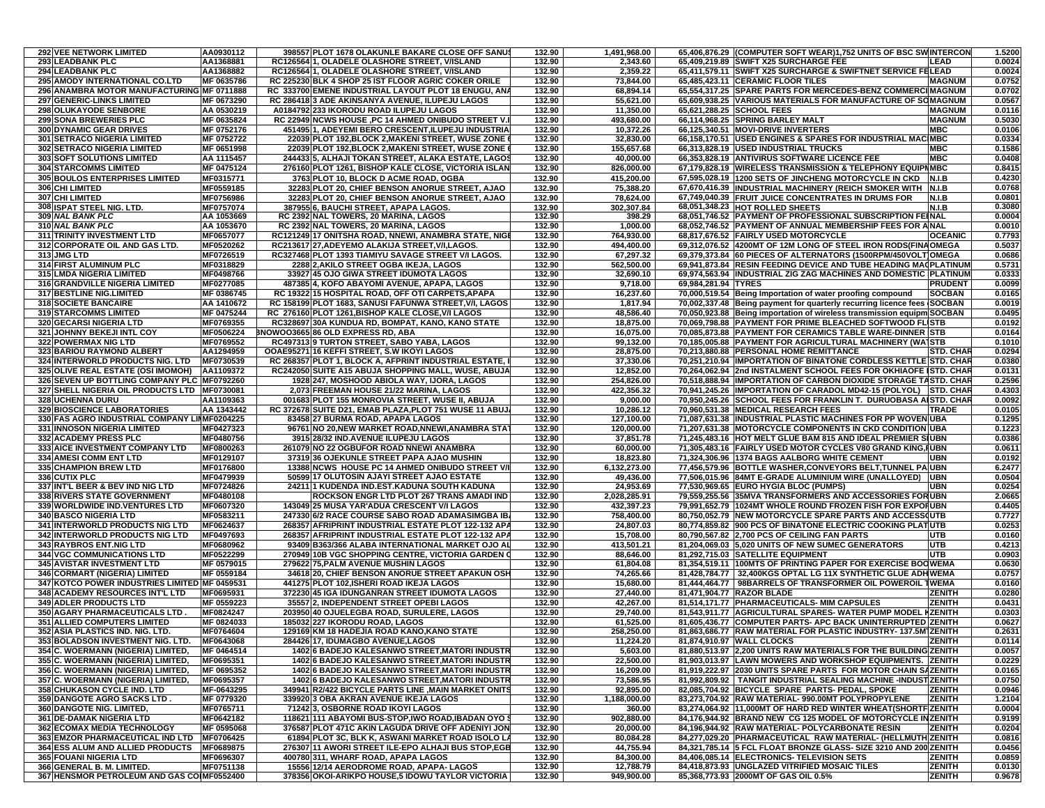| | | | | | | | | | |
|---|---|---|---|---|---|---|---|---|---|
| 292 | VEE NETWORK LIMITED | AA0930112 | 398557 PLOT 1678 OLAKUNLE BAKARE CLOSE OFF SANUS | 132.90 | 1,491,968.00 | 65,406,876.29 | (COMPUTER SOFT WEAR)1,752 UNITS OF BSC SW | INTERCON | 1.5200 |
| 293 | LEADBANK PLC | AA1368881 | RC126564 1, OLADELE OLASHORE STREET, V/ISLAND | 132.90 | 2,343.60 | 65,409,219.89 | SWIFT X25 SURCHARGE FEE | LEAD | 0.0024 |
| 294 | LEADBANK PLC | AA1368882 | RC126564 1, OLADELE OLASHORE STREET, V/ISLAND | 132.90 | 2,359.22 | 65,411,579.11 | SWIFT X25 SURCHARGE & SWIFTNET SERVICE FE | LEAD | 0.0024 |
| 295 | AMODY INTERNATIONAL CO.LTD | MF 0635786 | RC 225230 BLK 4 SHOP 25 IST FLOOR AGRIC COKER ORILE | 132.90 | 73,844.00 | 65,485,423.11 | CERAMIC FLOOR TILES | MAGNUM | 0.0752 |
| 296 | ANAMBRA MOTOR MANUFACTURING | MF 0711888 | RC 333700 EMENE INDUSTRIAL LAYOUT PLOT 18 ENUGU, ANA | 132.90 | 68,894.14 | 65,554,317.25 | SPARE PARTS FOR MERCEDES-BENZ COMMERCI | MAGNUM | 0.0702 |
| 297 | GENERIC-LINKS LIMITED | MF 0673290 | RC 286418 3 ADE AKINSANYA AVENUE, ILUPEJU LAGOS | 132.90 | 55,621.00 | 65,609,938.25 | VARIOUS MATERIALS FOR MANUFACTURE OF SO | MAGNUM | 0.0567 |
| 298 | OLUKAYODE SENBORE | AA 0530219 | A0184792 233 IKORODU ROAD ILUPEJU LAGOS | 132.90 | 11,350.00 | 65,621,288.25 | SCHOOL FEES | MAGNUM | 0.0116 |
| 299 | SONA BREWERIES PLC | MF 0635824 | RC 22949 NCWS HOUSE ,PC 14 AHMED ONIBUDO STREET V.I | 132.90 | 493,680.00 | 66,114,968.25 | SPRING BARLEY MALT | MAGNUM | 0.5030 |
| 300 | DYNAMIC GEAR DRIVES | MF 0752176 | 451495 1, ADEYEMI BERO CRESCENT,ILUPEJU INDUSTRIA | 132.90 | 10,372.26 | 66,125,340.51 | MOVI-DRIVE INVERTERS | MBC | 0.0106 |
| 301 | SETRACO NIGERIA LIMITED | MF 0752722 | 22039 PLOT 192,BLOCK 2,MAKENI STREET, WUSE ZONE 6 | 132.90 | 32,830.00 | 66,158,170.51 | USED ENGINES & SPARES FOR INDUSTRIAL MAC | MBC | 0.0334 |
| 302 | SETRACO NIGERIA LIMITED | MF 0651998 | 22039 PLOT 192,BLOCK 2,MAKENI STREET, WUSE ZONE 6 | 132.90 | 155,657.68 | 66,313,828.19 | USED INDUSTRIAL TRUCKS | MBC | 0.1586 |
| 303 | SOFT SOLUTIONS LIMITED | AA 1115457 | 244433 5, ALHAJI TOKAN STREET, ALAKA ESTATE, LAGOS | 132.90 | 40,000.00 | 66,353,828.19 | ANTIVIRUS SOFTWARE LICENCE FEE | MBC | 0.0408 |
| 304 | STARCOMMS LIMITED | MF 0475124 | 276160 PLOT 1261, BISHOP KALE CLOSE, VICTORIA ISLAN | 132.90 | 826,000.00 | 67,179,828.19 | WIRELESS TRANSMISSION & TELEPHONY EQUIP | MBC | 0.8415 |
| 305 | BOULOS ENTERPRISES LIMITED | MF0315771 | 3763 PLOT 10, BLOCK D ACME ROAD, OGBA | 132.90 | 415,200.00 | 67,595,028.19 | 1200 SETS OF JINCHENG MOTORCYCLE IN CKD | N.I.B | 0.4230 |
| 306 | CHI LIMITED | MF0559185 | 32283 PLOT 20, CHIEF BENSON ANORUE STREET, AJAO | 132.90 | 75,388.20 | 67,670,416.39 | INDUSTRIAL MACHINERY (REICH SMOKER WITH | N.I.B | 0.0768 |
| 307 | CHI LIMITED | MF0756986 | 32283 PLOT 20, CHIEF BENSON ANORUE STREET, AJAO | 132.90 | 78,624.00 | 67,749,040.39 | FRUIT JUICE CONCENTRATES IN DRUMS FOR | N.I.B | 0.0801 |
| 308 | ISPAT STEEL NIG. LTD. | MF0757074 | 387955 6, BAUCHI STREET, APAPA LAGOS. | 132.90 | 302,307.84 | 68,051,348.23 | HOT ROLLED SHEETS | N.I.B | 0.3080 |
| 309 | *NAL BANK PLC* | AA 1053669 | RC 2392 NAL TOWERS, 20 MARINA, LAGOS | 132.90 | 398.29 | 68,051,746.52 | PAYMENT OF PROFESSIONAL SUBSCRIPTION FE | NAL | 0.0004 |
| 310 | *NAL BANK PLC* | AA 1053670 | RC 2392 NAL TOWERS, 20 MARINA, LAGOS | 132.90 | 1,000.00 | 68,052,746.52 | PAYMENT OF ANNUAL MEMBERSHIP FEES FOR A | NAL | 0.0010 |
| 311 | TRINITY INVESTMENT LTD | MF0657077 | RC121249 17 ONITSHA ROAD, NNEWI, ANAMBRA STATE, NIGE | 132.90 | 764,930.00 | 68,817,676.52 | FAIRLY USED MOTORCYCLE | OCEANIC | 0.7793 |
| 312 | CORPORATE OIL AND GAS LTD. | MF0520262 | RC213617 27,ADEYEMO ALAKIJA STREET,V/I,LAGOS. | 132.90 | 494,400.00 | 69,312,076.52 | 4200MT OF 12M LONG OF STEEL IRON RODS(FINA | OMEGA | 0.5037 |
| 313 | JMG LTD | MF0726519 | RC327468 PLOT 1393 TIAMIYU SAVAGE STREET V/I LAGOS. | 132.90 | 67,297.32 | 69,379,373.84 | 60 PIECES OF ALTERNATORS (1500RPM/450VOLT | OMEGA | 0.0686 |
| 314 | FIRST ALUMINUM PLC | MF0318829 | 2288 2,AKILO STREET OGBA IKEJA, LAGOS | 132.90 | 562,500.00 | 69,941,873.84 | RESIN FEEDING DEVICE AND TUBE HEADING MAC | PLATINUM | 0.5731 |
| 315 | LMDA NIGERIA LIMITED | MF0498766 | 33927 45 OJO GIWA STREET IDUMOTA LAGOS | 132.90 | 32,690.10 | 69,974,563.94 | INDUSTRIAL ZIG ZAG MACHINES AND DOMESTIC | PLATINUM | 0.0333 |
| 316 | GRANDVILLE NIGERIA LIMITED | MF0277085 | 487385 4, KOFO ABAYOMI AVENUE, APAPA, LAGOS | 132.90 | 9,718.00 | 69,984,281.94 | TYRES | PRUDENT | 0.0099 |
| 317 | BESTLINE NIG.LIMITED | MF 0386745 | RC 19322 15 HOSPITAL ROAD, OFF OTI CARPETS,APAPA | 132.90 | 16,237.60 | 70,000,519.54 | Being Importation of water proofing compound | SOCBAN | 0.0165 |
| 318 | SOCIETE BANCAIRE | AA 1410672 | RC 158199 PLOT 1683, SANUSI FAFUNWA STREET,V/I, LAGOS | 132.90 | 1,817.94 | 70,002,337.48 | Being payment for quarterly recurring licence fees | SOCBAN | 0.0019 |
| 319 | STARCOMMS LIMITED | MF 0475244 | RC 276160 PLOT 1261,BISHOP KALE CLOSE,V/I LAGOS | 132.90 | 48,586.40 | 70,050,923.88 | Being importation of wireless transmission equipm | SOCBAN | 0.0495 |
| 320 | GECARSI NIGERIA LTD | MF0769355 | RC328697 30A KUNDUA RD, BOMPAT, KANO, KANO STATE | 132.90 | 18,875.00 | 70,069,798.88 | PAYMENT FOR PRIME BLEACHED SOFTWOOD FL | STB | 0.0192 |
| 321 | JOHNNY BEKEJI INTL COY | MF0506224 | BNOWOO3665 86 OLD EXPRESS RD, ABA | 132.90 | 16,075.00 | 70,085,873.88 | PAYMENT FOR CERAMICS TABLE WARE-DINNER | STB | 0.0164 |
| 322 | POWERMAX NIG LTD | MF0769552 | RC497313 9 TURTON STREET, SABO YABA, LAGOS | 132.90 | 99,132.00 | 70,185,005.88 | PAYMENT FOR AGRICULTURAL MACHINERY (WA | STB | 0.1010 |
| 323 | BARIOU RAYMOND ALBERT | AA1294959 | OOAE95271 16 KEFFI STREET, S.W IKOYI LAGOS | 132.90 | 28,875.00 | 70,213,880.88 | PERSONAL HOME REMITTANCE | STD. CHAR | 0.0294 |
| 324 | INTERWORLD PRODUCTS NIG. LTD | MF0730539 | RC 268357 PLOT 1, BLOCK A, AFPRINT INDUSTRIAL ESTATE, | 132.90 | 37,330.06 | 70,251,210.94 | IMPORTATION OF BINATONE CORDLESS KETTLE | STD. CHAR | 0.0380 |
| 325 | OLIVE REAL ESTATE (OSI IMOMOH) | AA1109372 | RC242050 SUITE A15 ABUJA SHOPPING MALL, WUSE, ABUJA | 132.90 | 12,852.00 | 70,264,062.94 | 2nd INSTALMENT SCHOOL FEES FOR OKHIAOFE | STD. CHAR | 0.0131 |
| 326 | SEVEN UP BOTTLING COMPANY PLC | MF0792260 | 1928 247, MOSHOOD ABIOLA WAY, IJORA, LAGOS | 132.90 | 254,826.00 | 70,518,888.94 | IMPORTATION OF CARBON DIOXIDE STORAGE TA | STD. CHAR | 0.2596 |
| 327 | SHELL NIGERIA OIL PRODUCTS LTD | MF0730081 | 2,073 FREEMAN HOUSE 21/22 MARINA, LAGOS | 132.90 | 422,356.32 | 70,941,245.26 | IMPORTATION OF CARADOL MD42-15 (POLYOL) | STD. CHAR | 0.4303 |
| 328 | UCHENNA DURU | AA1109363 | 001683 PLOT 155 MONROVIA STREET, WUSE II, ABUJA | 132.90 | 9,000.00 | 70,950,245.26 | SCHOOL FEES FOR FRANKLIN T. DURUOBASA A | STD. CHAR | 0.0092 |
| 329 | BIOSCIENCE LABORATORIES | AA 1343442 | RC 372678 SUITE D21, EMAB PLAZA,PLOT 751 WUSE 11 ABUJ | 132.90 | 10,286.12 | 70,960,531.38 | MEDICAL RESEARCH FEES | TRADE | 0.0105 |
| 330 | FAS AGRO INDUSTRIAL COMPANY LIM | MF0204225 | 83480 27 BURMA ROAD, APAPA LAGOS | 132.90 | 127,100.00 | 71,087,631.38 | INDUSTRIAL PLASTIC MACHINES FOR PP WOVEN | UBA | 0.1295 |
| 331 | INNOSON NIGERIA LIMITED | MF0427323 | 96761 NO 20,NEW MARKET ROAD,NNEWI,ANAMBRA STAT | 132.90 | 120,000.00 | 71,207,631.38 | MOTORCYCLE COMPONENTS IN CKD CONDITION | UBA | 0.1223 |
| 332 | ACADEMY PRESS PLC | MF0480756 | 3915 28/32 IND.AVENUE ILUPEJU LAGOS | 132.90 | 37,851.78 | 71,245,483.16 | HOT MELT GLUE BAM 815 AND IDEAL PREMIER S | UBN | 0.0386 |
| 333 | AICE INVESTMENT COMPANY LTD | MF0800263 | 261079 NO 22 OGBUFOR ROAD NNEWI ANAMBRA | 132.90 | 60,000.00 | 71,305,483.16 | FAIRLY USED MOTOR CYCLES V80 GRAND KING, | UBN | 0.0611 |
| 334 | AMESI COMM ENT LTD | MF0129107 | 37319 36 OJEKUNLE STREET PAPA AJAO MUSHIN | 132.90 | 18,823.80 | 71,324,306.96 | 1374 BAGS AALBORG WHITE CEMENT | UBN | 0.0192 |
| 335 | CHAMPION BREW LTD | MF0176800 | 13388 NCWS HOUSE PC 14 AHMED ONIBUDO STREET V/I | 132.90 | 6,132,273.00 | 77,456,579.96 | BOTTLE WASHER,CONVEYORS BELT,TUNNEL PA | UBN | 6.2477 |
| 336 | CUTIX PLC | MF0479939 | 50599 17 OLUTOSIN AJAYI STREET AJAO ESTATE | 132.90 | 49,436.00 | 77,506,015.96 | 84MT E-GRADE ALUMINIUM WIRE (UNALLOYED) | UBN | 0.0504 |
| 337 | INT'L BEER & BEV IND NIG LTD | MF0724826 | 24211 1 KUDENDA IND.EST.KADUNA SOUTH KADUNA | 132.90 | 24,953.69 | 77,530,969.65 | EURO HYGIA BLOC (PUMPS) | UBN | 0.0254 |
| 338 | RIVERS STATE GOVERNMENT | MF0480108 | ROCKSON ENGR LTD PLOT 267 TRANS AMADI IND | 132.90 | 2,028,285.91 | 79,559,255.56 | 35MVA TRANSFORMERS AND ACCESSORIES FOR | UBN | 2.0665 |
| 339 | WORLDWIDE IND.VENTURES LTD | MF0607320 | 143049 25 MUSA YAR'ADUA CRESCENT V/I LAGOS | 132.90 | 432,397.23 | 79,991,652.79 | 1024MT WHOLE ROUND FROZEN FISH FOR EXPOR | UBN | 0.4405 |
| 340 | BASCO NIGERIA LTD | MF0583211 | 247330 6/2 RACE COURSE SABO ROAD ADAMASIMGBA IB | 132.90 | 758,400.00 | 80,750,052.79 | NEW MOTORCYCLE SPARE PARTS AND ACCESS | UTB | 0.7727 |
| 341 | INTERWORLD PRODUCTS NIG LTD | MF0624637 | 268357 AFRIPRINT INDUSTRIAL ESTATE PLOT 122-132 APA | 132.90 | 24,807.03 | 80,774,859.82 | 900 PCS OF BINATONE ELECTRIC COOKING PLAT | UTB | 0.0253 |
| 342 | INTERWORLD PRODUCTS NIG LTD | MF0497693 | 268357 AFRIPRINT INDUSTRIAL ESTATE PLOT 122-132 APA | 132.90 | 15,708.00 | 80,790,567.82 | 2,700 PCS OF CEILING FAN PARTS | UTB | 0.0160 |
| 343 | RAYBROS ENT.NIG LTD | MF0680962 | 93409 B363/366 ALABA INTERNATIONAL MARKET OJO AL | 132.90 | 413,501.21 | 81,204,069.03 | 5,020 UNITS OF NEW SUMEC GENERATORS | UTB | 0.4213 |
| 344 | VGC COMMUNICATIONS LTD | MF0522299 | 270949 10B VGC SHOPPING CENTRE, VICTORIA GARDEN C | 132.90 | 88,646.00 | 81,292,715.03 | SATELLITE EQUIPMENT | UTB | 0.0903 |
| 345 | AVISTAR INVESTMENT LTD | MF 0579015 | 279622 75,PALM AVENUE MUSHIN LAGOS | 132.90 | 61,804.08 | 81,354,519.11 | 100MTS OF PRINTING PAPER FOR EXERCISE BOO | WEMA | 0.0630 |
| 346 | CORMART (NIGERIA) LIMITED | MF 0559184 | 34618 20, CHIEF BENSON ANORUE STREET APAKUN OSH | 132.90 | 74,265.66 | 81,428,784.77 | 32,400KGS OPTAL LG 11X SYNTHETIC GLUE ADH | WEMA | 0.0757 |
| 347 | KOTCO POWER INDUSTRIES LIMITED | MF 0459531 | 441275 PLOT 102,ISHERI ROAD IKEJA LAGOS | 132.90 | 15,680.00 | 81,444,464.77 | 98BARRELS OF TRANSFORMER OIL POWEROIL T | WEMA | 0.0160 |
| 348 | ACADEMY RESOURCES INT'L LTD | MF0695931 | 372230 45 IGA IDUNGANRAN STREET IDUMOTA LAGOS | 132.90 | 27,440.00 | 81,471,904.77 | RAZOR BLADE | ZENITH | 0.0280 |
| 349 | ADLER PRODUCTS LTD | MF 0559223 | 35557 2, INDEPENDENT STREET OPEBI LAGOS | 132.90 | 42,267.00 | 81,514,171.77 | PHARMACEUTICALS- MIM CAPSULES | ZENITH | 0.0431 |
| 350 | AGARY PHARMACEUTICALS LTD . | MF0824247 | 203950 40 OJUELEGBA ROAD, SURULERE, LAGOS | 132.90 | 29,740.00 | 81,543,911.77 | AGRICULTURAL SPARES- WATER PUMP MODEL K | ZENITH | 0.0303 |
| 351 | ALLIED COMPUTERS LIMITED | MF 0824033 | 185032 227 IKORODU ROAD, LAGOS | 132.90 | 61,525.00 | 81,605,436.77 | COMPUTER PARTS- APC BACK UNINTERRUPTED | ZENITH | 0.0627 |
| 352 | ASIA PLASTICS IND. NIG. LTD. | MF0764604 | 129169 KM 18 HADEJIA ROAD KANO,KANO STATE | 132.90 | 258,250.00 | 81,863,686.77 | RAW MATERIAL FOR PLASTIC INDUSTRY- 137.5MT | ZENITH | 0.2631 |
| 353 | BOLADSON INVESTMENT NIG. LTD. | MF0643068 | 284426 17, IDUMAGBO AVENUE,LAGOS | 132.90 | 11,224.20 | 81,874,910.97 | WALL CLOCKS | ZENITH | 0.0114 |
| 354 | C. WOERMANN (NIGERIA) LIMITED, | MF 0464514 | 1402 6 BADEJO KALESANWO STREET,MATORI INDUSTR | 132.90 | 5,603.00 | 81,880,513.97 | 2,200 UNITS RAW MATERIALS FOR THE BUILDING | ZENITH | 0.0057 |
| 355 | C. WOERMANN (NIGERIA) LIMITED, | MF0695351 | 1402 6 BADEJO KALESANWO STREET,MATORI INDUSTR | 132.90 | 22,500.00 | 81,903,013.97 | LAWN MOWERS AND WORKSHOP EQUIPMENTS. | ZENITH | 0.0229 |
| 356 | C. WOERMANN (NIGERIA) LIMITED, | MF 0695352 | 1402 6 BADEJO KALESANWO STREET,MATORI INDUSTR | 132.90 | 16,209.00 | 81,919,222.97 | 2030 UNITS SPARE PARTS FOR MOTOR CHAIN SA | ZENITH | 0.0165 |
| 357 | C. WOERMANN (NIGERIA) LIMITED, | MF0695357 | 1402 6 BADEJO KALESANWO STREET,MATORI INDUSTR | 132.90 | 73,586.95 | 81,992,809.92 | TANGIT INDUSTRIAL SEALING MACHINE -INDUST | ZENITH | 0.0750 |
| 358 | CHUKASON CYCLE IND. LTD | MF-0643295 | 349941 R2/422 BICYCLE PARTS LINE ,MAIN MARKET ONITS | 132.90 | 92,895.00 | 82,085,704.92 | BICYCLE SPARE PARTS- PEDAL, SPOKE | ZENITH | 0.0946 |
| 359 | DANGOTE AGRO SACKS LTD . | MF 0779320 | 339920 3 OBA AKRAN AVENUE IKEJA LAGOS | 132.90 | 1,188,000.00 | 83,273,704.92 | RAW MATERIAL- 990.00MT POLYPROPYLENE | ZENITH | 1.2104 |
| 360 | DANGOTE NIG. LIMITED, | MF0765711 | 71242 3, OSBORNE ROAD IKOYI LAGOS | 132.90 | 360.00 | 83,274,064.92 | 11,000MT OF HARD RED WINTER WHEAT(SHORTF | ZENITH | 0.0004 |
| 361 | DE-DAMAK NIGERIA LTD | MF0642182 | 118621 111 ABAYOMI BUS-STOP,IWO ROAD,IBADAN OYO S | 132.90 | 902,880.00 | 84,176,944.92 | BRAND NEW CG 125 MODEL OF MOTORCYCLE IN | ZENITH | 0.9199 |
| 362 | ECOMAX MEDIA TECHNOLOGY | MF 0595068 | 376587 PLOT 471C AKIN LAGUDA DRIVE OFF ADENIYI JON | 132.90 | 20,000.00 | 84,196,944.92 | RAW MATERIAL- POLYCARBONATE RESIN | ZENITH | 0.0204 |
| 363 | EMZOR PHARMACEUTICAL IND LTD | MF0706425 | 61894 PLOT 3C, BLK K, ASWANI MARKET ROAD ISOLO L | 132.90 | 80,084.28 | 84,277,029.20 | PHARMACEUTICAL RAW MATERIAL- (HELLMUTH | ZENITH | 0.0816 |
| 364 | ESS ALUM AND ALLIED PRODUCTS | MF0689875 | 276307 11 AWORI STREET ILE-EPO ALHAJI BUS STOP,EGB | 132.90 | 44,755.94 | 84,321,785.14 | 5 FCL FLOAT BRONZE GLASS- SIZE 3210 AND 200 | ZENITH | 0.0456 |
| 365 | FOUANI NIGERIA LTD | MF0696307 | 400780 311, WHARF ROAD, APAPA LAGOS | 132.90 | 84,300.00 | 84,406,085.14 | ELECTRONICS- TELEVISION SETS | ZENITH | 0.0859 |
| 366 | GENERAL B. M. LIMITED. | MF0751138 | 15556 12/14 AERODROME ROAD, APAPA- LAGOS | 132.90 | 12,788.79 | 84,418,873.93 | UNGLAZED VITRIFIED MOSAIC TILES | ZENITH | 0.0130 |
| 367 | HENSMOR PETROLEUM AND GAS CO | MF0552400 | 378356 OKOI-ARIKPO HOUSE,5 IDOWU TAYLOR VICTORIA | 132.90 | 949,900.00 | 85,368,773.93 | 2000MT OF GAS OIL 0.5% | ZENITH | 0.9678 |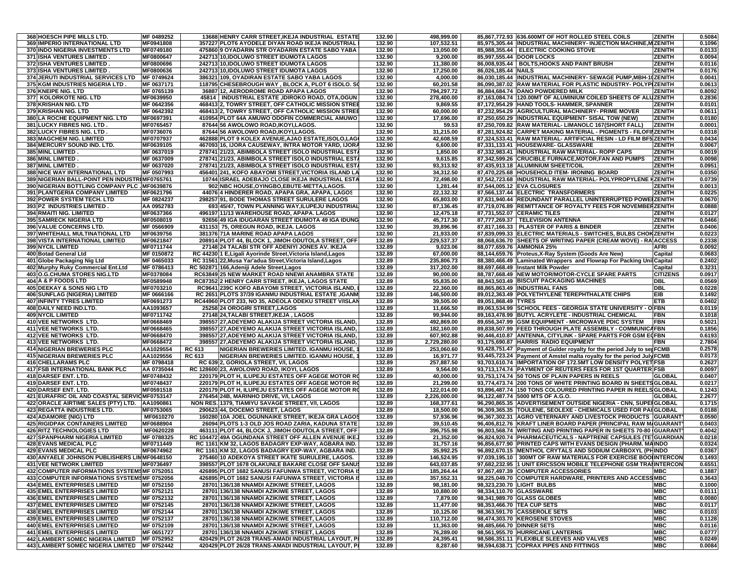| | | | | | | | | | | |
|---|---|---|---|---|---|---|---|---|---|---|
| 368 | HOESCH PIPE MILLS LTD. | MF 0489252 | 13688 | HENRY CARR STREET,IKEJA INDUSTRIAL ESTATE | 132.90 | 498,999.00 | 85,867,772.93 | 636.600MT OF HOT ROLLED STEEL COILS | ZENITH | 0.5084 |
| 369 | IMPERIO INTERNATIONAL LTD | MF0941808 | 357227 | PLOT6 AYODELE DIYAN ROAD IKEJA INDUSTRIAL | 132.90 | 107,532.51 | 85,975,305.44 | INDUSTRIAL MACHINERY- INJECTION MACHINE,M | ZENITH | 0.1096 |
| 370 | INDO NIGERIA INVESTMENTS LTD | MF0749180 | 475860 | 9 OYADARIN STR OYADARIN ESTATE SABO YABA | 132.90 | 13,050.00 | 85,988,355.44 | ELECTRIC COOKING STOVE | ZENITH | 0.0133 |
| 371 | ISHA VENTURES LIMITED . | MF0800647 | 242713 | 10,IDOLUWO STREET IDUMOTA LAGOS | 132.90 | 9,200.00 | 85,997,555.44 | DOOR LOCKS | ZENITH | 0.0094 |
| 372 | ISHA VENTURES LIMITED . | MF0800696 | 242713 | 10,IDOLUWO STREET IDUMOTA LAGOS | 132.90 | 11,380.00 | 86,008,935.44 | BOLTS,HOOKS AND PAINT BRUSH | ZENITH | 0.0116 |
| 373 | ISHA VENTURES LIMITED . | MF0800636 | 242713 | 10,IDOLUWO STREET IDUMOTA LAGOS | 132.90 | 17,250.00 | 86,026,185.44 | NAILS | ZENITH | 0.0176 |
| 374 | JERUTI INDUSTRIAL SERVICES LTD | MF 0749624 | 386321 | 109, OYADIRAN ESTATE SABO YABA LAGOS | 132.90 | 4,000.00 | 86,030,185.44 | INDUSTRIAL MACHINERY- SEWAGE PUMP,MBH-1( | ZENITH | 0.0041 |
| 375 | KGM INDUSTRIES NIGERIA LTD . | MF 0637171 | 118795 | CHESEBROUGH WAY , BLOCK A, PLOT 6 ISOLO. S( | 132.90 | 60,201.58 | 86,090,387.02 | RAW MATERIAL FOR PLASTIC INDUSTRY- POLYPI | ZENITH | 0.0613 |
| 376 | KNEIPE NIG. LTD | MF 0765139 | 36887 | 12, AERODROME ROAD APAPA LAGOS | 132.90 | 794,297.72 | 86,884,684.74 | DANO POWDERED MILK | ZENITH | 0.8092 |
| 377 | KOLORKOTE NIG. LTD | MF0639950 | 45814 | INDUSTRIAL ESTATE ,IDIROKO ROAD, OTA,OGUN | 132.90 | 278,400.00 | 87,163,084.74 | 120.00MT OF ALUMINIUM COILED SHEETS OF ALU | ZENITH | 0.2836 |
| 378 | KRISHAN NIG. LTD | MF 0642356 | 468413 | 2, TOWRY STREET, OFF CATHOLIC MISSION STREE | 132.90 | 9,869.55 | 87,172,954.29 | HAND TOOLS- HAMMER, SPANNER | ZENITH | 0.0101 |
| 379 | KRISHAN NIG. LTD | MF 0642392 | 468413 | 2, TOWRY STREET, OFF CATHOLIC MISSION STREE | 132.90 | 60,000.00 | 87,232,954.29 | AGRICULTURAL MACHINERY- PRIME MOVER | ZENITH | 0.0611 |
| 380 | LA ROCHE EQUIPMENT NIG. LTD | MF0697391 | 410954 | PLOT 64A AMUWO ODOFIN COMMERCIAL AMUWO | 132.90 | 17,696.00 | 87,250,650.29 | INDUSTRIAL EQUIPMENT- SISAL TOW (NEW) | ZENITH | 0.0180 |
| 381 | LUCKY FIBRES NIG. LTD . | MF0765457 | 87644 | 56 AWOLOWO ROAD,IKOYI,LAGOS. | 132.90 | 59.53 | 87,250,709.82 | RAW MATERIAL- LIMANOLC 167(SHORT FALL) | ZENITH | 0.0001 |
| 382 | LUCKY FIBRES NIG. LTD . | MF0736076 | 87644 | 56 AWOLOWO ROAD,IKOYI,LAGOS. | 132.90 | 31,215.00 | 87,281,924.82 | CARPET MAKING MATERIAL - PIGMENTS - FILOFII | ZENITH | 0.0318 |
| 383 | MAGCHEM NIG. LIMITED | MF0707937 | 462888 | PLOT 9 KOLEX AVENUE,AJAO ESTATE,ISOLO,LAG | 132.90 | 42,608.59 | 87,324,533.41 | RAW MATERIAL- ARTIFICIAL RESIN - LD FILM BF5 | ZENITH | 0.0434 |
| 384 | MERCURY SOUND IND. LTD. | MF0639105 | 467093 | 16, IJORA CAUSEWAY, INTRA MOTOR YARD, IJORA | 132.90 | 6,600.00 | 87,331,133.41 | HOUSEWARE- GLASSWARE | ZENITH | 0.0067 |
| 385 | MINL LIMITED . | MF 0637019 | 278741 | 21/23, ABIMBOLA STREET ISOLO INDUSTRIAL EST/ | 132.90 | 1,850.00 | 87,332,983.41 | INDUSTRIAL RAW MATERIAL- ROPP CAPS | ZENITH | 0.0019 |
| 386 | MINL LIMITED . | MF 0637009 | 278741 | 21/23, ABIMBOLA STREET ISOLO INDUSTRIAL EST/ | 132.90 | 9,615.85 | 87,342,599.26 | CRUCIBLE FURNACE,MOTOR,FAN AND PUMPS | ZENITH | 0.0098 |
| 387 | MINL LIMITED . | MF 0637020 | 278741 | 21/23, ABIMBOLA STREET ISOLO INDUSTRIAL EST/ | 132.90 | 93,313.92 | 87,435,913.18 | ALUMINIUM SHEET/COIL | ZENITH | 0.0951 |
| 388 | NICE WAY INTERNATIONAL LTD | MF 0507993 | 456401 | 241, KOFO ABAYOMI STREET,VICTORIA ISLAND LA | 132.90 | 34,312.50 | 87,470,225.68 | HOUSEHOLD ITEM- IRONING BOARD | ZENITH | 0.0350 |
| 389 | NIGERIAN BALL-POINT PEN INDUSTRI | MF0765761 | 10744 | ISRAEL ADEBAJO CLOSE IKEJA INDUSTRIAL ESTA | 132.90 | 72,498.00 | 87,542,723.68 | INDUSTRIAL RAW MATERIAL- POLYPROPYLENE H | ZENITH | 0.0739 |
| 390 | NIGERIAN BOTTLING COMPANY PLC . | MF0639876 | 902 | NBC HOUSE,OYINGBO,EBUTE-METTA,LAGOS. | 132.90 | 1,281.44 | 87,544,005.12 | EVA CLOSURES | ZENITH | 0.0013 |
| 391 | PLANTGERIA COMPANY LIMITED | MF0621796 | 44076 | 4 HINDERER ROAD, APAPA GRA, APAPA, LAGOS | 132.90 | 22,132.32 | 87,566,137.44 | ELECTRIC TRANSFORMERS | ZENITH | 0.0225 |
| 392 | POWER SYSTEM TECH. LTD | MF 0824237 | 298257 | 91, BODE THOMAS STREET SURULERE LAGOS | 132.90 | 65,803.00 | 87,631,940.44 | REDUNDANT PARALLEL UNINTERRUPTED POWE | ZENITH | 0.0670 |
| 393 | PZ INDUSTRIES LIMITED . | AA 0952783 | 693 | 45/47, TOWN PLANNING WAY,ILUPEJU INDUSTRIAL | 132.90 | 87,136.45 | 87,719,076.89 | REMITTANCE OF ROYALTY FEES FOR NOVEMBER | ZENITH | 0.0888 |
| 394 | RMAITI NIG. LIMITED | MF0637366 | 496197 | 11/13 WAREHOUSE ROAD, APAPA. LAGOS | 132.90 | 12,475.18 | 87,731,552.07 | CERAMIC TILES | ZENITH | 0.0127 |
| 395 | SAMRECK NIGERIA LTD | MF0508019 | 92656 | 49 IGA IDUGARAN STREET IDUMOTA 49 IGA IDUNG | 132.90 | 45,717.30 | 87,777,269.37 | TELEVISION ANTENNA | ZENITH | 0.0466 |
| 396 | VALUE CONCERNS LTD. | MF 0566909 | 431153 | 75, OREGUN ROAD, IKEJA. LAGOS | 132.90 | 39,896.96 | 87,817,166.33 | PLASTER OF PARIS & BINDER | ZENITH | 0.0406 |
| 397 | WHITEHALL MULTINATIONAL LTD | MF0639756 | 381376 | 71A MARINE ROAD APAPA LAGOS | 132.90 | 21,933.00 | 87,839,099.33 | ELECTRIC MATERIALS - SWITCHES, BULBS CHOK | ZENITH | 0.0223 |
| 398 | VISTA INTERNATIONAL LIMITED | MF0621847 | 208914 | PLOT 44, BLOCK 1, JIMOH ODUTOLA STREET, OFF | 132.89 | 229,537.37 | 88,068,636.70 | SHEETS OF WRITING PAPER (CREAM WOVE) - RA | ACCESS | 0.2338 |
| 399 | NYCIL LIMITED | MF0711744 | 27148 | 24 TALABI STR OFF ADENIYI JONES AV. IKEJA | 132.89 | 9,023.06 | 88,077,659.76 | AMMONIA 25% | AFRI | 0.0092 |
| 400 | Botad General Ltd | MF 0150872 | RC 44230 | 1 E,Ligali Ayorinde Street,Victoria Island,Lagos | 132.89 | 67,000.00 | 88,144,659.76 | Proteus,X-Ray System (Goods Are New) | Capital | 0.0683 |
| 401 | Globe Packaging Nig Ltd | MF 0465033 | RC 31561 | 22,Musa Yar'adua Street,Victoria Island,Lagos | 132.89 | 235,806.73 | 88,380,466.49 | Laminated Wrappers and Flowrap For Packing Uni | Capital | 0.2402 |
| 402 | Murphy Ruky Commercial Ent.Ltd | MF 0786413 | RC 502871 | 166,Adeniji Adele Street,Lagos | 132.89 | 317,202.00 | 88,697,668.49 | Instant Milk Powder | Capital | 0.3231 |
| 403 | O.G.CHUMA STORES NIG.LTD | MF0378084 | RC63849 | 25 NEW MARKET ROAD NNEWI ANAMBRA STATE | 132.89 | 90,000.00 | 88,787,668.49 | NEW MOTOR/MOTOR-CYCLE SPARE PARTS | CITIZENS | 0.0917 |
| 404 | A & P FOODS LTD | MF0589948 | RC87352 | 2 HENRY CARR STREET, IKEJA, LAGOS STATE | 132.89 | 55,835.00 | 88,843,503.49 | BISCUIT PACKAGING MACHINES | DBL | 0.0569 |
| 405 | DEEKAY & SONS NIG LTD | MF0703210 | RC9641 | 239C KOFO ABAYOMI STREET, VICTORIA ISLAND, I | 132.89 | 22,360.00 | 88,865,863.49 | INDUSTRIAL FANS | DBL | 0.0228 |
| 406 | SUNFLAG (NIGERIA) LIMITED | MF 0666166 | RC 2651 | PLOTS 37/39 IGANMU INDUSTRIAL ESTATE ,IGANM | 132.89 | 146,500.00 | 89,012,363.49 | POLYETHYLENE TEREPHTHALATE CHIPS | EIB | 0.1492 |
| 407 | INFINTY TYRES LIMITED | MF0691273 | RC44960 | PLOT 233, NO 35, ADEOLA ODEKU STREET V/ISLAN | 132.89 | 39,505.00 | 89,051,868.49 | TYRES | ETB | 0.0402 |
| 408 | DAILY NEED IND.LTD. | AA1093657 | 25258 | 24 OROGIRI STREET,LAGOS | 132.89 | 11,666.50 | 89,063,534.99 | SCHOOL FEES - GEORGIA STATE UNIVERSITY - O | FBN | 0.0119 |
| 409 | NYCIL LIMITED | MF0711742 | 27148 | 24,TALABI STREET,IKEJA , LAGOS | 132.89 | 99,944.00 | 89,163,478.99 | BUTYL ACRYLETE - INDUSTRIAL CHEMICAL | FBN | 0.1018 |
| 410 | VEE NETWORKS LTD. | MF0668469 | 398557 | 27,ADEYEMO ALAKIJA STREET VICTORIA ISLAND, | 132.89 | 492,869.00 | 89,656,347.99 | GSM EQUIPMENT - MICROWAVE PDIC SYSTEM | FBN | 0.5021 |
| 411 | VEE NETWORKS LTD. | MF0668465 | 398557 | 27,ADEYEMO ALAKIJA STREET VICTORIA ISLAND, | 132.89 | 182,160.00 | 89,838,507.99 | FEED THROUGH PLATE ASSEMBLY - COMMUNICA | FBN | 0.1856 |
| 412 | VEE NETWORKS LTD. | MF0668470 | 398557 | 27,ADEYEMO ALAKIJA STREET VICTORIA ISLAND, | 132.89 | 607,902.88 | 90,446,410.87 | ANTENNA, CITYLINK - SPARE PARTS FOR GSM E( | FBN | 0.6193 |
| 413 | VEE NETWORKS LTD. | MF0668472 | 398557 | 27,ADEYEMO ALAKIJA STREET VICTORIA ISLAND, | 132.89 | 2,729,280.00 | 93,175,690.87 | HARRIS RADIO EQUIPMENT | FBN | 2.7804 |
| 414 | NIGERIAN BREWERIES PLC | AA1029554 | RC 613 | NIGERIAN BREWERIES LIMITED. IGANMU HOUSE, 1 | 132.89 | 253,060.60 | 93,428,751.47 | Payment of Gulder royalty for the period July to se | FCMB | 0.2578 |
| 415 | NIGERIAN BREWERIES PLC | AA1029556 | RC 613 | NIGERIAN BREWERIES LIMITED. IGANMU HOUSE, 1 | 132.89 | 16,971.77 | 93,445,723.24 | Payment of Amstel malta royalty for the period July | FCMB | 0.0173 |
| 416 | CHELLARAMS PLC | MF 0798418 | RC 639 | 2, GORIOLA STREET, V/I, LAGOS | 132.89 | 257,887.50 | 93,703,610.74 | IMPORTATION OF 172.5MT LOW DENSITY POLYET | FSB | 0.2627 |
| 417 | FSB INTERNATIONAL BANK PLC | AA 0735044 | RC 128600 | 23, AWOLOWO ROAD, IKOYI, LAGOS | 132.89 | 9,564.00 | 93,713,174.74 | PAYMENT OF REUTERS FEES FOR 1ST QUARTER | FSB | 0.0097 |
| 418 | DARSEF ENT. LTD. | MF0748432 | 220179 | PLOT H, ILUPEJU ESTATES OFF AGEGE MOTOR RO | 132.89 | 40,000.00 | 93,753,174.74 | 50 TONS OF PLAIN PAPERS IN REELS | GLOBAL | 0.0407 |
| 419 | DARSEF ENT. LTD. | MF0748437 | 220179 | PLOT H, ILUPEJU ESTATES OFF AGEGE MOTOR RO | 132.89 | 21,299.00 | 93,774,473.74 | 200 TONS OF WHITE PRINTING BOARD IN SHEETS | GLOBAL | 0.0217 |
| 420 | DARSEF ENT. LTD. | MF0591518 | 220179 | PLOT H, ILUPEJU ESTATES OFF AGEGE MOTOR RO | 132.89 | 122,014.00 | 93,896,487.74 | 150 TONS COLOURED PRINTING PAPER IN REELS | GLOBAL | 0.1243 |
| 421 | EURAFRIC OIL AND COASTAL SERVIC | MF0753147 | 276454 | 24B, MARINHO DRIVE, V/I, LAGOS | 132.89 | 2,226,000.00 | 96,122,487.74 | 5000 MTS OF A.G.O. | GLOBAL | 2.2677 |
| 422 | ORACLE AIRTIME SALES (PTY) LTD. | AA1090861 | NON RES. | 1379, TIAMIYU SAVAGE STREET, V/I, LAGOS | 132.89 | 168,377.61 | 96,290,865.35 | ADVERTISEMENT OUTSIDE NIGERIA - CNN, SUPEI | GLOBAL | 0.1715 |
| 423 | REGATTA INDUSTRIES LTD. | MF0753065 | 290623 | 44, DOCEMO STREET, LAGOS | 132.89 | 18,500.00 | 96,309,365.35 | TOULENE, SEOLEXE - CHEMICALS USED FOR PAI | GLOBAL | 0.0188 |
| 424 | ADAMORE (NIG) LTD | MF0610270 | 160280 | 10A JOEL OGUNNAIKE STREET, IKEJA GRA LAGOS | 132.89 | 57,936.96 | 96,367,302.31 | AGRO VETERNARY AND LIVESTOCK PRODUCTS | GUARANT | 0.0590 |
| 425 | RIGIDPAK CONTAINERS LIMITED | MF0688904 | 26094 | PLOTS 1-3 OLD JOS ROAD ZARIA, KADUNA STATE | 132.89 | 39,510.45 | 96,406,812.76 | KRAFT LINER BOARD PAPER (PRINCIPAL RAW M/ | GUARANT | 0.0403 |
| 426 | RITZ TECHNOLOGIES LTD | MF0620228 | 463111 | PLOT 44, BLOCK J, JIMOH ODUTOLA STREET, OFF | 132.89 | 396,755.98 | 96,803,568.74 | WRITING AND PRINTING PAPER IN SHEETS 70-80 | GUARANT | 0.4042 |
| 427 | SPANPHARM NIGERIA LIMITED | MF 0788325 | RC 104472 | 49A OGUNDANA STREET OFF ALLEN AVENUE IKEJ | 132.89 | 21,352.00 | 96,824,920.74 | PHARMACEUTICALS - NAPTRENE CAPSULES (TE | GUARDIAN | 0.0218 |
| 428 | EVANS MEDICAL PLC | MF0711449 | RC 1161 | KM 32, LAGOS BADAGRY EXP-WAY, AGBARA IND. | 132.89 | 31,757.16 | 96,856,677.90 | PRINTED CAPS WITH EVANS DESIGN (PHARM. MA | INDO | 0.0324 |
| 429 | EVANS MEDICAL PLC | MF0674962 | RC 1161 | KM 32, LAGOS BADAGRY EXP-WAY, AGBARA IND. | 132.89 | 35,992.25 | 96,892,670.15 | MENTHOL CRYTALS AND SODIUM CARBOXYL (PH | INDO | 0.0367 |
| 430 | ANYAELE JOHNSON PUBLISHERS LIM | MF0648150 | 275460 | 10 ADEKOYA STREET IKATE SURULERE, LAGOS. | 132.89 | 146,524.95 | 97,039,195.10 | 300MT OF RAW MATERIALS FOR EXERCISE BOO | INTERCON | 0.1493 |
| 431 | VEE NETWORK LIMITED | MF0736497 | 398557 | PLOT 1678 OLAKUNLE BAKARE CLOSE OFF SANUS | 132.89 | 643,037.85 | 97,682,232.95 | 1 UNIT ERICSSON MOBILE TELEPHONE GSM TRA | INTERCON | 0.6551 |
| 432 | COMPUTER INFORMATIONS SYSTEMS | MF 0752051 | 426895 | PLOT 1682 SANUSI FAFUNWA STREET, VICTORIA IS | 132.89 | 185,264.44 | 97,867,497.39 | COMPUTER ACCESSORIES | MBC | 0.1887 |
| 433 | COMPUTER INFORMATIONS SYSTEMS | MF 0752056 | 426895 | PLOT 1682 SANUSI FAFUNWA STREET, VICTORIA IS | 132.89 | 357,552.31 | 98,225,049.70 | COMPUTER HARDWARE, PRINTERS AND ACCESS | MBC | 0.3643 |
| 434 | EMEL ENTERPRISES LIMITED | MF 0752150 | 28701 | 136/138 NNAMDI AZIKIWE STREET, LAGOS | 132.89 | 98,181.00 | 98,323,230.70 | LIGHT BULBS | MBC | 0.1000 |
| 435 | EMEL ENTERPRISES LIMITED | MF 0752121 | 28701 | 136/138 NNAMDI AZIKIWE STREET, LAGOS | 132.89 | 10,880.00 | 98,334,110.70 | GLASSWARE | MBC | 0.0111 |
| 436 | EMEL ENTERPRISES LIMITED | MF 0752132 | 28701 | 136/138 NNAMDI AZIKIWE STREET, LAGOS | 132.89 | 7,879.00 | 98,341,989.70 | GLASS GLOBES | MBC | 0.0080 |
| 437 | EMEL ENTERPRISES LIMITED | MF 0752145 | 28701 | 136/138 NNAMDI AZIKIWE STREET, LAGOS | 132.89 | 11,477.00 | 98,353,466.70 | TEA CUP SETS | MBC | 0.0117 |
| 438 | EMEL ENTERPRISES LIMITED | MF 0752144 | 28701 | 136/138 NNAMDI AZIKIWE STREET, LAGOS | 132.89 | 10,125.00 | 98,363,591.70 | CASSEROLE SETS | MBC | 0.0103 |
| 439 | EMEL ENTERPRISES LIMITED | MF 0752137 | 28701 | 136/138 NNAMDI AZIKIWE STREET, LAGOS | 132.89 | 110,712.00 | 98,474,303.70 | KEROSENE STOVES | MBC | 0.1128 |
| 440 | EMEL ENTERPRISES LIMITED | MF 0752109 | 28701 | 136/138 NNAMDI AZIKIWE STREET, LAGOS | 132.89 | 11,363.00 | 98,485,666.70 | DINNER SETS | MBC | 0.0116 |
| 441 | EMEL ENTERPRISES LIMITED | MF 0651727 | 28701 | 136/138 NNAMDI AZIKIWE STREET, LAGOS | 132.89 | 76,289.00 | 98,561,955.70 | HURRICANE LANTERNS | MBC | 0.0777 |
| 442 | LAMBERT SOMEC NIGERIA LIMITED | MF 0752952 | 420429 | PLOT 26/28 TRANS-AMADI INDUSTRIAL LAYOUT, P/ | 132.89 | 24,395.41 | 98,586,351.11 | FLEXIBLE SLEEVES AND VALVES | MBC | 0.0249 |
| 443 | LAMBERT SOMEC NIGERIA LIMITED | MF 0752442 | 420429 | PLOT 26/28 TRANS-AMADI INDUSTRIAL LAYOUT, P/ | 132.89 | 8,287.60 | 98,594,638.71 | COPRAX PIPES AND FITTINGS | MBC | 0.0084 |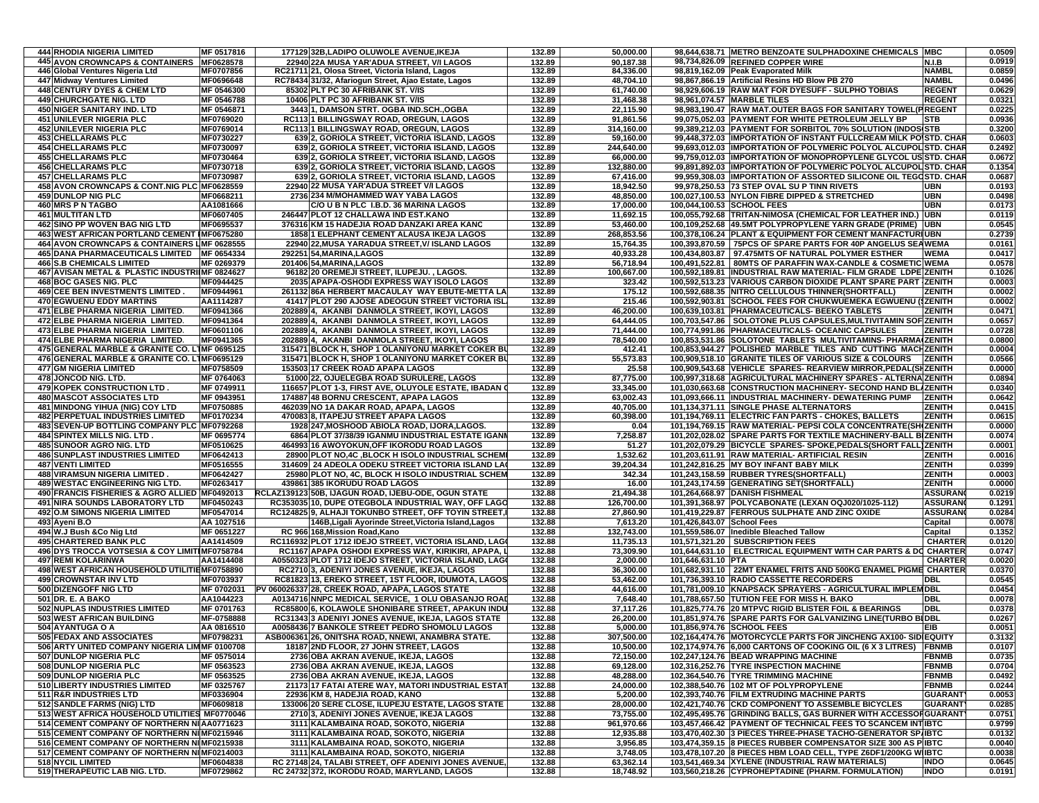| | | | | | | | | | |
|---|---|---|---|---|---|---|---|---|---|
| 444 | RHODIA NIGERIA LIMITED | MF 0517816 | 177129 | 32B,LADIPO OLUWOLE AVENUE,IKEJA | 132.89 | 50,000.00 | 98,644,638.71 | METRO BENZOATE SULPHADOXINE CHEMICALS | MBC | 0.0509 |
| 445 | AVON CROWNCAPS & CONTAINERS | MF0628578 | 22940 | 22A MUSA YAR'ADUA STREET, V/I LAGOS | 132.89 | 90,187.38 | 98,734,826.09 | REFINED COPPER WIRE | N.I.B | 0.0919 |
| 446 | Global Ventures Nigeria Ltd | MF0707856 | RC21711 | 21, Olosa Street, Victoria Island, Lagos | 132.89 | 84,336.00 | 98,819,162.09 | Peak Evaporated Milk | NAMBL | 0.0859 |
| 447 | Midway Ventures Limited | MF0696648 | RC78434 | 31/32, Afariogun Street, Ajao Estate, Lagos | 132.89 | 48,704.10 | 98,867,866.19 | Artificial Resins HD Blow PB 270 | NAMBL | 0.0496 |
| 448 | CENTURY DYES & CHEM LTD | MF 0546300 | 85302 | PLT PC 30 AFRIBANK ST. V/IS | 132.89 | 61,740.00 | 98,929,606.19 | RAW MAT FOR DYESUFF - SULPHO TOBIAS | REGENT | 0.0629 |
| 449 | CHURCHGATE NIG. LTD | MF 0546788 | 10406 | PLT PC 30 AFRIBANK ST. V/IS | 132.89 | 31,468.38 | 98,961,074.57 | MARBLE TILES | REGENT | 0.0321 |
| 450 | NIGER SANITARY IND. LTD | MF 0546871 | 3443 | 1, DAMSON STRT. OGBA IND.SCH.,OGBA | 132.89 | 22,115.90 | 98,983,190.47 | RAW MAT.OUTER BAGS FOR SANITARY TOWEL(P | REGENT | 0.0225 |
| 451 | UNILEVER NIGERIA PLC | MF0769020 | RC113 | 1 BILLINGSWAY ROAD, OREGUN, LAGOS | 132.89 | 91,861.56 | 99,075,052.03 | PAYMENT FOR WHITE PETROLEUM JELLY BP | STB | 0.0936 |
| 452 | UNILEVER NIGERIA PLC | MF0769014 | RC113 | 1 BILLINGSWAY ROAD, OREGUN, LAGOS | 132.89 | 314,160.00 | 99,389,212.03 | PAYMENT FOR SORBITOL 70% SOLUTION (INDOS | STB | 0.3200 |
| 453 | CHELLARAMS PLC | MF0730227 | 639 | 2, GORIOLA STREET, VICTORIA ISLAND, LAGOS | 132.89 | 59,160.00 | 99,448,372.03 | IMPORTATION OF INSTANT FULLCREAM MILK PO | STD. CHAR | 0.0603 |
| 454 | CHELLARAMS PLC | MF0730097 | 639 | 2, GORIOLA STREET, VICTORIA ISLAND, LAGOS | 132.89 | 244,640.00 | 99,693,012.03 | IMPORTATION OF POLYMERIC POLYOL ALCUPOL | STD. CHAR | 0.2492 |
| 455 | CHELLARAMS PLC | MF0730464 | 639 | 2, GORIOLA STREET, VICTORIA ISLAND, LAGOS | 132.89 | 66,000.00 | 99,759,012.03 | IMPORTATION OF MONOPROPYLENE GLYCOL US | STD. CHAR | 0.0672 |
| 456 | CHELLARAMS PLC | MF0730718 | 639 | 2, GORIOLA STREET, VICTORIA ISLAND, LAGOS | 132.89 | 132,880.00 | 99,891,892.03 | IMPORTATION OF POLYMERIC POLYOL ALCUPOL | STD. CHAR | 0.1354 |
| 457 | CHELLARAMS PLC | MF0730987 | 639 | 2, GORIOLA STREET, VICTORIA ISLAND, LAGOS | 132.89 | 67,416.00 | 99,959,308.03 | IMPORTATION OF ASSORTED SILICONE OIL TEGO | STD. CHAR | 0.0687 |
| 458 | AVON CROWNCAPS & CONT.NIG PLC | MF0628559 | 22940 | 22 MUSA YAR'ADUA STREET V/I LAGOS | 132.89 | 18,942.50 | 99,978,250.53 | 73 STEP OVAL SU P TINN RIVETS | UBN | 0.0193 |
| 459 | DUNLOP NIG PLC | MF0668211 | 2736 | 234 M/MOHAMMED WAY YABA LAGOS | 132.89 | 48,850.00 | 100,027,100.53 | NYLON FIBRE DIPPED & STRETCHED | UBN | 0.0498 |
| 460 | MRS P N TAGBO | AA1081666 | | C/O U B N PLC I.B.D. 36 MARINA LAGOS | 132.89 | 17,000.00 | 100,044,100.53 | SCHOOL FEES | UBN | 0.0173 |
| 461 | MULTITAN LTD | MF0607405 | 246447 | PLOT 12 CHALLAWA IND EST.KANO | 132.89 | 11,692.15 | 100,055,792.68 | TRITAN-NIMOSA (CHEMICAL FOR LEATHER IND.) | UBN | 0.0119 |
| 462 | SINO PP WOVEN BAG NIG LTD | MF0695537 | 376316 | KM 15 HADEJIA ROAD DANZAKI AREA KANO | 132.89 | 53,460.00 | 100,109,252.68 | 49.5MT POLYPROPYLENE YARN GRADE (PRIME) | UBN | 0.0545 |
| 463 | WEST AFRICAN PORTLAND CEMENT | MF0675280 | 1858 | 1 ELEPHANT CEMENT ALAUSA IKEJA LAGOS | 132.89 | 268,853.56 | 100,378,106.24 | PLANT & EQUIPMENT FOR CEMENT MANUFACTURI | UBN | 0.2739 |
| 464 | AVON CROWNCAPS & CONTAINERS L | MF 0628555 | 22940 | 22,MUSA YARADUA STREET,V/ ISLAND LAGOS | 132.89 | 15,764.35 | 100,393,870.59 | 75PCS OF SPARE PARTS FOR 40P ANGELUS SEA | WEMA | 0.0161 |
| 465 | DANA PHARMACEUTICALS LIMITED | MF 0654334 | 292251 | 54,MARINA,LAGOS | 132.89 | 40,933.28 | 100,434,803.87 | 97.475MTS OF NATURAL POLYMER ESTHER | WEMA | 0.0417 |
| 466 | S.B CHEMICALS LIMITED | MF 0269379 | 201406 | 54,MARINA,LAGOS | 132.89 | 56,718.94 | 100,491,522.81 | 80MTS OF PARAFFIN WAX-CANDLE & COSMETIC | WEMA | 0.0578 |
| 467 | AVISAN METAL & PLASTIC INDUSTRI | MF 0824627 | 96182 | 20 OREMEJI STREET, ILUPEJU. , LAGOS. | 132.89 | 100,667.00 | 100,592,189.81 | INDUSTRIAL RAW MATERIAL- FILM GRADE LDPE | ZENITH | 0.1026 |
| 468 | BOC GASES NIG. PLC | MF0944425 | 2035 | APAPA-OSHODI EXPRESS WAY ISOLO LAGOS | 132.89 | 323.42 | 100,592,513.23 | VARIOUS CARBON DIOXIDE PLANT SPARE PART | ZENITH | 0.0003 |
| 469 | CEE BEN INVESTMENTS LIMITED . | MF0944961 | 261132 | 86A HERBERT MACAULAY WAY EBUTE-METTA LA | 132.89 | 175.12 | 100,592,688.35 | NITRO CELLULOUS THINNER(SHORTFALL) | ZENITH | 0.0002 |
| 470 | EGWUENU EDDY MARTINS | AA1114287 | 41417 | PLOT 290 AJOSE ADEOGUN STREET VICTORIA ISL | 132.89 | 215.46 | 100,592,903.81 | SCHOOL FEES FOR CHUKWUEMEKA EGWUENU ( | ZENITH | 0.0002 |
| 471 | ELBE PHARMA NIGERIA LIMITED. | MF0941366 | 202889 | 4, AKANBI DANMOLA STREET, IKOYI, LAGOS | 132.89 | 46,200.00 | 100,639,103.81 | PHARMACEUTICALS- BEEKO TABLETS | ZENITH | 0.0471 |
| 472 | ELBE PHARMA NIGERIA LIMITED. | MF0941364 | 202889 | 4, AKANBI DANMOLA STREET, IKOYI, LAGOS | 132.89 | 64,444.05 | 100,703,547.86 | SOLOTONE PLUS CAPSULES,MULTIVITAMIN SOF | ZENITH | 0.0657 |
| 473 | ELBE PHARMA NIGERIA LIMITED. | MF0601106 | 202889 | 4, AKANBI DANMOLA STREET, IKOYI, LAGOS | 132.89 | 71,444.00 | 100,774,991.86 | PHARMACEUTICALS- OCEANIC CAPSULES | ZENITH | 0.0728 |
| 474 | ELBE PHARMA NIGERIA LIMITED. | MF0941365 | 202889 | 4, AKANBI DANMOLA STREET, IKOYI, LAGOS | 132.89 | 78,540.00 | 100,853,531.86 | SOLOTONE TABLETS MULTIVITAMINS- PHARMA | ZENITH | 0.0800 |
| 475 | GENERAL MARBLE & GRANITE CO. LT | MF 0695125 | 315471 | BLOCK H, SHOP 1 OLANIYONU MARKET COKER BU | 132.89 | 412.41 | 100,853,944.27 | POLISHED MARBLE TILES AND CUTTING MACH | ZENITH | 0.0004 |
| 476 | GENERAL MARBLE & GRANITE CO. LT | MF0695129 | 315471 | BLOCK H, SHOP 1 OLANIYONU MARKET COKER BU | 132.89 | 55,573.83 | 100,909,518.10 | GRANITE TILES OF VARIOUS SIZE & COLOURS | ZENITH | 0.0566 |
| 477 | GM NIGERIA LIMITED | MF0758509 | 153503 | 17 CREEK ROAD APAPA LAGOS | 132.89 | 25.58 | 100,909,543.68 | VEHICLE SPARES- REARVIEW MIRROR,PEDAL(SH | ZENITH | 0.0000 |
| 478 | JONCOD NIG. LTD. | MF 0764063 | 51000 | 22, OJUELEGBA ROAD SURULERE, LAGOS | 132.89 | 87,775.00 | 100,997,318.68 | AGRICULTURAL MACHINERY SPARES - ALTERNA | ZENITH | 0.0894 |
| 479 | KOPEK CONSTRUCTION LTD . | MF 0749911 | 116657 | PLOT 1-3, FIRST AVE, OLUYOLE ESTATE, IBADAN ( | 132.89 | 33,345.00 | 101,030,663.68 | CONSTRUCTION MACHINERY- SECOND HAND BL | ZENITH | 0.0340 |
| 480 | MASCOT ASSOCIATES LTD | MF 0943951 | 174887 | 48 BORNU CRESCENT, APAPA LAGOS | 132.89 | 63,002.43 | 101,093,666.11 | INDUSTRIAL MACHINERY- DEWATERING PUMP | ZENITH | 0.0642 |
| 481 | MINDONG YIHUA (NIG) COY LTD | MF0750885 | 462039 | NO 1A DAKAR ROAD, APAPA, LAGOS | 132.89 | 40,705.00 | 101,134,371.11 | SINGLE PHASE ALTERNATORS | ZENITH | 0.0415 |
| 482 | PERPETUAL INDUSTRIES LIMITED | MF0170234 | 470083 | 8, ITAPEJU STREET APAPA LAGOS | 132.89 | 60,398.00 | 101,194,769.11 | ELECTRIC FAN PARTS- CHOKES, BALLETS | ZENITH | 0.0615 |
| 483 | SEVEN-UP BOTTLING COMPANY PLC | MF0792268 | 1928 | 247,MOSHOOD ABIOLA ROAD, IJORA,LAGOS. | 132.89 | 0.04 | 101,194,769.15 | RAW MATERIAL- PEPSI COLA CONCENTRATE(SH | ZENITH | 0.0000 |
| 484 | SPINTEX MILLS NIG. LTD . | MF 0695774 | 6864 | PLOT 37/38/39 IGANMU INDUSTRIAL ESTATE IGANM | 132.89 | 7,258.87 | 101,202,028.02 | SPARE PARTS FOR TEXTILE MACHINERY-BALL B | ZENITH | 0.0074 |
| 485 | SUNOSR AGRO NIG. LTD | MF0510625 | 464993 | 16 AWOYOKUN,OFF IKORODU ROAD LAGOS | 132.89 | 51.27 | 101,202,079.29 | BICYCLE SPARES- SPOKE,PEDALS(SHORT FALL) | ZENITH | 0.0001 |
| 486 | SUNPLAST INDUSTRIES LIMITED | MF0642413 | 28900 | PLOT NO,4C ,BLOCK H ISOLO INDUSTRIAL SCHEMI | 132.89 | 1,532.62 | 101,203,611.91 | RAW MATERIAL- ARTIFICIAL RESIN | ZENITH | 0.0016 |
| 487 | VENTI LIMITED | MF0516555 | 314609 | 24 ADEOLA ODEKU STREET VICTORIA ISLAND LA | 132.89 | 39,204.34 | 101,242,816.25 | MY BOY INFANT BABY MILK | ZENITH | 0.0399 |
| 488 | VIRAMSUN NIGERIA LIMITED . | MF0642427 | 25980 | PLOT NO, 4C, BLOCK H ISOLO INDUSTRIAL SCHEM | 132.89 | 342.34 | 101,243,158.59 | RUBBER TYRES(SHORTFALL) | ZENITH | 0.0003 |
| 489 | WESTAC ENGINEERING NIG LTD. | MF0263417 | 439861 | 385 IKORUDU ROAD LAGOS | 132.89 | 16.00 | 101,243,174.59 | GENERATING SET(SHORTFALL) | ZENITH | 0.0000 |
| 490 | FRANCIS FISHERIES & AGRO ALLIED | MF0492013 | RCLAZ139123 | 50B, IJAGUN ROAD, IJEBU-ODE, OGUN STATE | 132.88 | 21,494.38 | 101,264,668.97 | DANISH FISHMEAL | ASSURAN | 0.0219 |
| 491 | NIRA SOUNDS LABORATORY LTD | MF0450243 | RC353035 | 10, DUPE OTEGBOLA INDUSTRIAL WAY, OFF LAGO | 132.88 | 126,700.00 | 101,391,368.97 | POLYCABONATE (LEXAN OQJ020/1025-112) | ASSURAN | 0.1291 |
| 492 | O.M SIMONS NIGERIA LIMITED | MF0547014 | RC124825 | 9, ALHAJI TOKUNBO STREET, OFF TOYIN STREET,I | 132.88 | 27,860.90 | 101,419,229.87 | FERROUS SULPHATE AND ZINC OXIDE | ASSURAN | 0.0284 |
| 493 | Ayeni B.O | AA 1027516 | | 146B,Ligali Ayorinde Street,Victoria Island,Lagos | 132.88 | 7,613.20 | 101,426,843.07 | School Fees | Capital | 0.0078 |
| 494 | W.J Bush &Co Nig Ltd | MF 0651227 | RC 966 | 168,Mission Road,Kano | 132.88 | 132,743.00 | 101,559,586.07 | Inedible Bleached Tallow | Capital | 0.1352 |
| 495 | CHARTERED BANK PLC | AA1414509 | RC116932 | PLOT 1712 IDEJO STREET, VICTORIA ISLAND, LAG | 132.88 | 11,735.13 | 101,571,321.20 | SUBSCRIPTION FEES | CHARTER | 0.0120 |
| 496 | DYS TROCCA VOTSESIA & COY LIMIT | MF0758784 | RC1167 | APAPA OSHODI EXPRESS WAY, KIRIKIRI, APAPA, L | 132.88 | 73,309.90 | 101,644,631.10 | ELECTRICAL EQUIPMENT WITH CAR PARTS & D | CHARTER | 0.0747 |
| 497 | REMI KOLARINWA | AA1414408 | A0550323 | PLOT 1712 IDEJO STREET, VICTORIA ISLAND, LAG | 132.88 | 2,000.00 | 101,646,631.10 | PTA | CHARTER | 0.0020 |
| 498 | WEST AFRICAN HOUSEHOLD UTILITIE | MF0758890 | RC2710 | 3, ADENIYI JONES AVENUE, IKEJA, LAGOS | 132.88 | 36,300.00 | 101,682,931.10 | 22MT ENAMEL FRITS AND 500KG ENAMEL PIGME | CHARTER | 0.0370 |
| 499 | CROWNSTAR INV LTD | MF0703937 | RC81823 | 13, EREKO STREET, 1ST FLOOR, IDUMOTA, LAGOS | 132.88 | 53,462.00 | 101,736,393.10 | RADIO CASSETTE RECORDERS | DBL | 0.0545 |
| 500 | DIZENGOFF NIG LTD | MF 0702031 | PV 060026337 | 28, CREEK ROAD, APAPA, LAGOS STATE | 132.88 | 44,616.00 | 101,781,009.10 | KNAPSACK SPRAYERS - AGRICULTURAL IMPLEM | DBL | 0.0454 |
| 501 | DR. E. A BAKO | AA1044223 | A0134716 | NNPC MEDICAL SERVICE, 1 OLU OBASANJO ROAD | 132.88 | 7,648.40 | 101,788,657.50 | TUTION FEE FOR MISS H. BAKO | DBL | 0.0078 |
| 502 | NUPLAS INDUSTRIES LIMITED | MF 0701763 | RC85800 | 6, KOLAWOLE SHONIBARE STREET, APAKUN INDU | 132.88 | 37,117.26 | 101,825,774.76 | 20 MTPVC RIGID BLISTER FOIL & BEARINGS | DBL | 0.0378 |
| 503 | WEST AFRICAN BUILDING | MF-0758888 | RC31343 | 3 ADENIYI JONES AVENUE, IKEJA, LAGOS STATE | 132.88 | 26,200.00 | 101,851,974.76 | SPARE PARTS FOR GALVANIZING LINE(TURBO B | DBL | 0.0267 |
| 504 | AYANTUGA O A | AA 0816510 | A0058436 | 7 BANKOLE STREET PEDRO SHOMOLU LAGOS | 132.88 | 5,000.00 | 101,856,974.76 | SCHOOL FEES | EIB | 0.0051 |
| 505 | FEDAX AND ASSOCIATES | MF0798231 | ASB006361 | 26, ONITSHA ROAD, NNEWI, ANAMBRA STATE. | 132.88 | 307,500.00 | 102,164,474.76 | MOTORCYCLE PARTS FOR JINCHENG AX100- SID | EQUITY | 0.3132 |
| 506 | ARTY UNITED COMPANY NIGERIA LIM | MF 0100708 | 18187 | 2ND FLOOR, 27 JOHN STREET, LAGOS | 132.88 | 10,500.00 | 102,174,974.76 | 6,000 CARTONS OF COOKING OIL (6 X 3 LITRES) | FBNMB | 0.0107 |
| 507 | DUNLOP NIGERIA PLC | MF 0575014 | 2736 | OBA AKRAN AVENUE, IKEJA, LAGOS | 132.88 | 72,150.00 | 102,247,124.76 | BEAD WRAPPING MACHINE | FBNMB | 0.0735 |
| 508 | DUNLOP NIGERIA PLC | MF 0563523 | 2736 | OBA AKRAN AVENUE, IKEJA, LAGOS | 132.88 | 69,128.00 | 102,316,252.76 | TYRE INSPECTION MACHINE | FBNMB | 0.0704 |
| 509 | DUNLOP NIGERIA PLC | MF 0563525 | 2736 | OBA AKRAN AVENUE, IKEJA, LAGOS | 132.88 | 48,288.00 | 102,364,540.76 | TYRE TRIMMING MACHINE | FBNMB | 0.0492 |
| 510 | LIBERTY INDUSTRIES LIMITED | MF 0325767 | 21173 | 17 FATAI ATERE WAY, MATORI INDUSTRIAL ESTAT | 132.88 | 24,000.00 | 102,388,540.76 | 102 MT OF POLYPROPYLENE | FBNMB | 0.0244 |
| 511 | R&R INDUSTRIES LTD | MF0336904 | 22936 | KM 8, HADEJIA ROAD, KANO | 132.88 | 5,200.00 | 102,393,740.76 | FILM EXTRUDING MACHINE PARTS | GUARANT | 0.0053 |
| 512 | SANDLE FARMS (NIG) LTD | MF0609818 | 133006 | 20 SERE CLOSE, ILUPEJU ESTATE, LAGOS STATE | 132.88 | 28,000.00 | 102,421,740.76 | CKD COMPONENT TO ASSEMBLE BICYCLES | GUARANT | 0.0285 |
| 513 | WEST AFRICA HOUSEHOLD UTILITIES | MF0770046 | 2710 | 3, ADENIYI JONES AVENUE, IKEJA LAGOS | 132.88 | 73,755.00 | 102,495,495.76 | GRINDING BALLS, GAS BURNER WITH ACCESSOR | GUARANT | 0.0751 |
| 514 | CEMENT COMPANY OF NORTHERN NI | AA0771623 | 3111 | KALAMBAINA ROAD, SOKOTO, NIGERIA | 132.88 | 961,970.66 | 103,457,466.42 | PAYMENT OF TECHNICAL FEES TO SCANCEM INT | IBTC | 0.9799 |
| 515 | CEMENT COMPANY OF NORTHERN NI | MF0215946 | 3111 | KALAMBAINA ROAD, SOKOTO, NIGERIA | 132.88 | 12,935.88 | 103,470,402.30 | 3 PIECES THREE-PHASE TACHO-GENERATOR SP | IBTC | 0.0132 |
| 516 | CEMENT COMPANY OF NORTHERN NI | MF0215938 | 3111 | KALAMBAINA ROAD, SOKOTO, NIGERIA | 132.88 | 3,956.85 | 103,474,359.15 | 8 PIECES RUBBER COMPENSATOR SIZE 300 AS P | IBTC | 0.0040 |
| 517 | CEMENT COMPANY OF NORTHERN NI | MF0214003 | 3111 | KALAMBAINA ROAD, SOKOTO, NIGERIA | 132.88 | 3,748.05 | 103,478,107.20 | 8 PIECES HBM LOAD CELL, TYPE Z6DF1/200KG W | IBTC | 0.0038 |
| 518 | NYCIL LIMITED | MF0604838 | RC 27148 | 24, TALABI STREET, OFF ADENIYI JONES AVENUE, | 132.88 | 63,362.14 | 103,541,469.34 | XYLENE (INDUSTRIAL RAW MATERIALS) | INDO | 0.0645 |
| 519 | THERAPEUTIC LAB NIG. LTD. | MF0729862 | RC 24732 | 372, IKORODU ROAD, MARYLAND, LAGOS | 132.88 | 18,748.92 | 103,560,218.26 | CYPROHEPTADINE (PHARM. FORMULATION) | INDO | 0.0191 |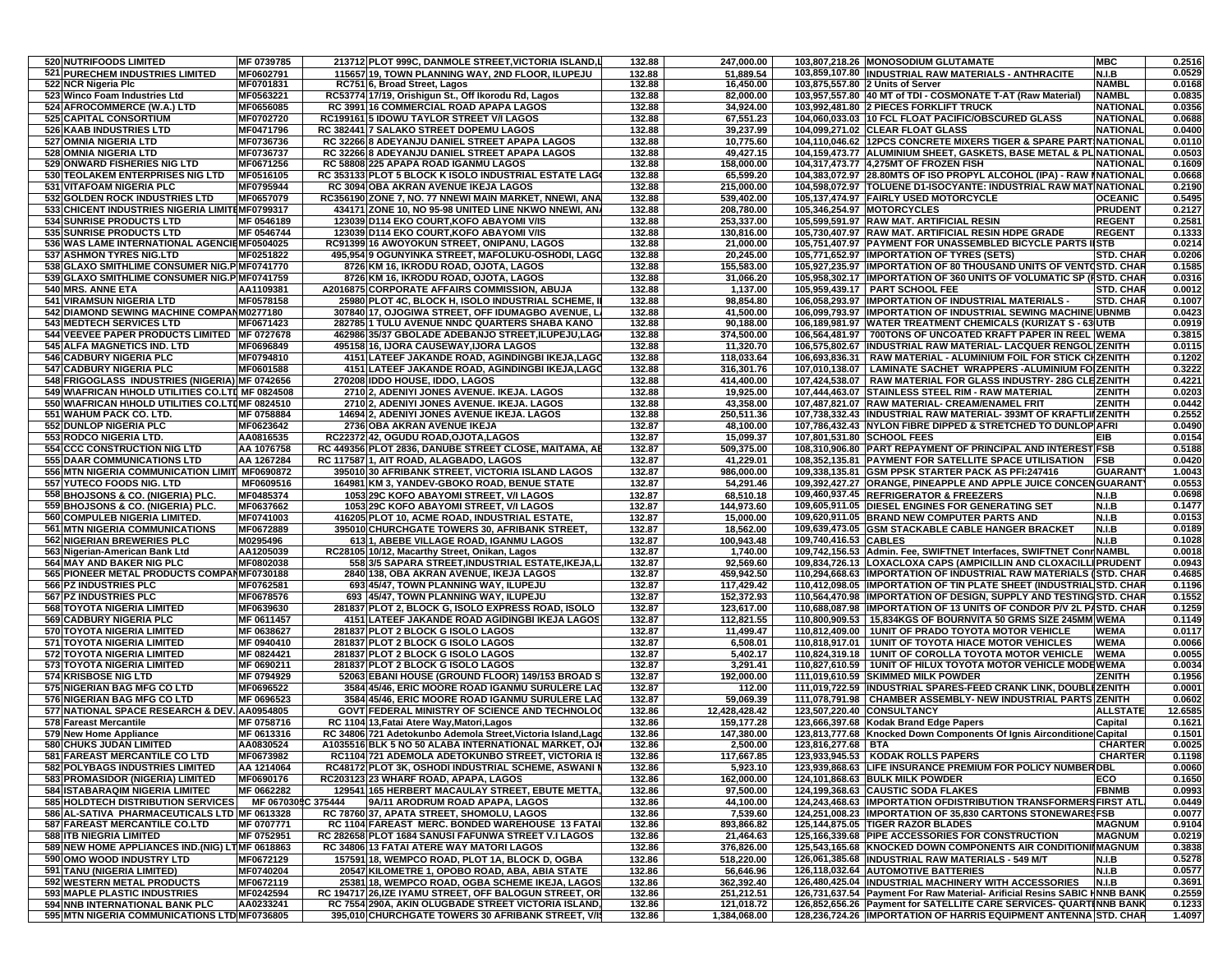| | | | | | | | | | | |
|---|---|---|---|---|---|---|---|---|---|---|
| 520 | NUTRIFOODS LIMITED | MF 0739785 | 213712 | PLOT 999C, DANMOLE STREET,VICTORIA ISLAND,L | 132.88 | 247,000.00 | 103,807,218.26 | MONOSODIUM GLUTAMATE | MBC | 0.2516 |
| 521 | PURECHEM INDUSTRIES LIMITED | MF0602791 | 115657 | 19, TOWN PLANNING WAY, 2ND FLOOR, ILUPEJU | 132.88 | 51,889.54 | 103,859,107.80 | INDUSTRIAL RAW MATERIALS - ANTHRACITE | N.I.B | 0.0529 |
| 522 | NCR Nigeria Plc | MF0701831 | RC751 | 6, Broad Street, Lagos | 132.88 | 16,450.00 | 103,875,557.80 | 2 Units of Server | NAMBL | 0.0168 |
| 523 | Winco Foam Industries Ltd | MF0563221 | RC53774 | 17/19, Orishigun St., Off Ikorodu Rd, Lagos | 132.88 | 82,000.00 | 103,957,557.80 | 40 MT of TDI - COSMONATE T-AT (Raw Material) | NAMBL | 0.0835 |
| 524 | AFROCOMMERCE (W.A.) LTD | MF0656085 | RC 3991 | 16 COMMERCIAL ROAD APAPA LAGOS | 132.88 | 34,924.00 | 103,992,481.80 | 2 PIECES FORKLIFT TRUCK | NATIONAL | 0.0356 |
| 525 | CAPITAL CONSORTIUM | MF0702720 | RC199161 | 5 IDOWU TAYLOR STREET V/I LAGOS | 132.88 | 67,551.23 | 104,060,033.03 | 10 FCL FLOAT PACIFIC/OBSCURED GLASS | NATIONAL | 0.0688 |
| 526 | KAAB INDUSTRIES LTD | MF0471796 | RC 382441 | 7 SALAKO STREET DOPEMU LAGOS | 132.88 | 39,237.99 | 104,099,271.02 | CLEAR FLOAT GLASS | NATIONAL | 0.0400 |
| 527 | OMNIA NIGERIA LTD | MF0736736 | RC 32266 | 8 ADEYANJU DANIEL STREET APAPA LAGOS | 132.88 | 10,775.60 | 104,110,046.62 | 12PCS CONCRETE MIXERS TIGER & SPARE PART | NATIONAL | 0.0110 |
| 528 | OMNIA NIGERIA LTD | MF0736737 | RC 32266 | 8 ADEYANJU DANIEL STREET APAPA LAGOS | 132.88 | 49,427.15 | 104,159,473.77 | ALUMINIUM SHEET, GASKETS, BASE METAL & PL | NATIONAL | 0.0503 |
| 529 | ONWARD FISHERIES NIG LTD | MF0671256 | RC 58808 | 225 APAPA ROAD IGANMU LAGOS | 132.88 | 158,000.00 | 104,317,473.77 | 4,275MT OF FROZEN FISH | NATIONAL | 0.1609 |
| 530 | TEOLAKEM ENTERPRISES NIG LTD | MF0516105 | RC 353133 | PLOT 5 BLOCK K ISOLO INDUSTRIAL ESTATE LAG | 132.88 | 65,599.20 | 104,383,072.97 | 28.80MTS OF ISO PROPYL ALCOHOL (IPA) - RAW | NATIONAL | 0.0668 |
| 531 | VITAFOAM NIGERIA PLC | MF0795944 | RC 3094 | OBA AKRAN AVENUE IKEJA LAGOS | 132.88 | 215,000.00 | 104,598,072.97 | TOLUENE D1-ISOCYANTE: INDUSTRIAL RAW MAT | NATIONAL | 0.2190 |
| 532 | GOLDEN ROCK INDUSTRIES LTD | MF0657079 | RC356190 | ZONE 7, NO. 77 NNEWI MAIN MARKET, NNEWI, ANA | 132.88 | 539,402.00 | 105,137,474.97 | FAIRLY USED MOTORCYCLE | OCEANIC | 0.5495 |
| 533 | CHICENT INDUSTRIES NIGERIA LIMITE | MF0799317 | 434171 | ZONE 10, NO 95-98 UNITED LINE NKWO NNEWI, AN | 132.88 | 208,780.00 | 105,346,254.97 | MOTORCYCLES | PRUDENT | 0.2127 |
| 534 | SUNRISE PRODUCTS LTD | MF 0546189 | 123039 | D114 EKO COURT,KOFO ABAYOMI V/IS | 132.88 | 253,337.00 | 105,599,591.97 | RAW MAT. ARTIFICIAL RESIN | REGENT | 0.2581 |
| 535 | SUNRISE PRODUCTS LTD | MF 0546744 | 123039 | D114 EKO COURT,KOFO ABAYOMI V/IS | 132.88 | 130,816.00 | 105,730,407.97 | RAW MAT. ARTIFICIAL RESIN HDPE GRADE | REGENT | 0.1333 |
| 536 | WAS LAME INTERNATIONAL AGENCIE | MF0504025 | RC91399 | 16 AWOYOKUN STREET, ONIPANU, LAGOS | 132.88 | 21,000.00 | 105,751,407.97 | PAYMENT FOR UNASSEMBLED BICYCLE PARTS I | STB | 0.0214 |
| 537 | ASHMON TYRES NIG.LTD | MF0251822 | 495,954 | 9 OGUNYINKA STREET, MAFOLUKU-OSHODI, LAG | 132.88 | 20,245.00 | 105,771,652.97 | IMPORTATION OF TYRES (SETS) | STD. CHAR | 0.0206 |
| 538 | GLAXO SMITHLIME CONSUMER NIG.P | MF0741770 | 8726 | KM 16, IKRODU ROAD, OJOTA, LAGOS | 132.88 | 155,583.00 | 105,927,235.97 | IMPORTATION OF 80 THOUSAND UNITS OF VENT | STD. CHAR | 0.1585 |
| 539 | GLAXO SMITHLIME CONSUMER NIG.P | MF0741759 | 8726 | KM 16, IKRODU ROAD, OJOTA, LAGOS | 132.88 | 31,066.20 | 105,958,302.17 | IMPORTATION OF 360 UNITS OF VOLUMATIC SP ( | STD. CHAR | 0.0316 |
| 540 | MRS. ANNE ETA | AA1109381 | A2016875 | CORPORATE AFFAIRS COMMISSION, ABUJA | 132.88 | 1,137.00 | 105,959,439.17 | PART SCHOOL FEE | STD. CHAR | 0.0012 |
| 541 | VIRAMSUN NIGERIA LTD | MF0578158 | 25980 | PLOT 4C, BLOCK H, ISOLO INDUSTRIAL SCHEME, I | 132.88 | 98,854.80 | 106,058,293.97 | IMPORTATION OF INDUSTRIAL MATERIALS - | STD. CHAR | 0.1007 |
| 542 | DIAMOND SEWING MACHINE COMPAN | M0277180 | 307840 | 17, OJOGIWA STREET, OFF IDUMAGBO AVENUE, L | 132.88 | 41,500.00 | 106,099,793.97 | IMPORTATION OF INDUSTRIAL SEWING MACHINE | UBNMB | 0.0423 |
| 543 | MEDTECH SERVICES LTD | MF0671423 | 282785 | 1 TULU AVENUE NNDC QUARTERS SHABA KANO | 132.88 | 90,188.00 | 106,189,981.97 | WATER TREATMENT CHEMICALS (KURIZAT S - 63 | UTB | 0.0919 |
| 544 | VEEVEE PAPER PRODUCTS LIMITED | MF 0727678 | 462986 | 35/37 GBOLADE ADEBANJO STREET,ILUPEJU,LAG | 132.88 | 374,500.00 | 106,564,481.97 | 700TONS OF UNCOATED KRAFT PAPER IN REEL | WEMA | 0.3815 |
| 545 | ALFA MAGNETICS IND. LTD | MF0696849 | 495158 | 16, IJORA CAUSEWAY,IJORA LAGOS | 132.88 | 11,320.70 | 106,575,802.67 | INDUSTRIAL RAW MATERIAL- LACQUER RENGOL | ZENITH | 0.0115 |
| 546 | CADBURY NIGERIA PLC | MF0794810 | 4151 | LATEEF JAKANDE ROAD, AGINDINGBI IKEJA,LAG | 132.88 | 118,033.64 | 106,693,836.31 | RAW MATERIAL - ALUMINIUM FOIL FOR STICK C | ZENITH | 0.1202 |
| 547 | CADBURY NIGERIA PLC | MF0601588 | 4151 | LATEEF JAKANDE ROAD, AGINDINGBI IKEJA,LAG | 132.88 | 316,301.76 | 107,010,138.07 | LAMINATE SACHET WRAPPERS -ALUMINIUM FO | ZENITH | 0.3222 |
| 548 | FRIGOGLASS INDUSTRIES (NIGERIA) | MF 0742656 | 270208 | IDDO HOUSE, IDDO, LAGOS | 132.88 | 414,400.00 | 107,424,538.07 | RAW MATERIAL FOR GLASS INDUSTRY- 28G CLE | ZENITH | 0.4221 |
| 549 | W/AFRICAN H/HOLD UTILITIES CO.LT | MF 0824508 | 2710 | 2, ADENIYI JONES AVENUE. IKEJA. LAGOS | 132.88 | 19,925.00 | 107,444,463.07 | STAINLESS STEEL RIM - RAW MATERIAL | ZENITH | 0.0203 |
| 550 | W/AFRICAN H/HOLD UTILITIES CO.LT | MF 0824510 | 2710 | 2, ADENIYI JONES AVENUE. IKEJA. LAGOS | 132.88 | 43,358.00 | 107,487,821.07 | RAW MATERIAL- CREAM/ENAMEL FRIT | ZENITH | 0.0442 |
| 551 | WAHUM PACK CO. LTD. | MF 0758884 | 14694 | 2, ADENIYI JONES AVENUE IKEJA. LAGOS | 132.88 | 250,511.36 | 107,738,332.43 | INDUSTRIAL RAW MATERIAL- 393MT OF KRAFTLI | ZENITH | 0.2552 |
| 552 | DUNLOP NIGERIA PLC | MF0623642 | 2736 | OBA AKRAN AVENUE IKEJA | 132.87 | 48,100.00 | 107,786,432.43 | NYLON FIBRE DIPPED & STRETCHED TO DUNLOP | AFRI | 0.0490 |
| 553 | RODCO NIGERIA LTD. | AA0816535 | RC22372 | 42, OGUDU ROAD,OJOTA,LAGOS | 132.87 | 15,099.37 | 107,801,531.80 | SCHOOL FEES | EIB | 0.0154 |
| 554 | CCC CONSTRUCTION NIG LTD | AA 1076758 | RC 449356 | PLOT 2836, DANUBE STREET CLOSE, MAITAMA, AB | 132.87 | 509,375.00 | 108,310,906.80 | PART REPAYMENT OF PRINCIPAL AND INTEREST | FSB | 0.5188 |
| 555 | DAAR COMMUNICATIONS LTD | AA 1267284 | RC 117587 | 1, AIT ROAD, ALAGBADO, LAGOS | 132.87 | 41,229.01 | 108,352,135.81 | PAYMENT FOR SATELLITE SPACE UTILISATION | FSB | 0.0420 |
| 556 | MTN NIGERIA COMMUNICATION LIMIT | MF0690872 | 395010 | 30 AFRIBANK STREET, VICTORIA ISLAND LAGOS | 132.87 | 986,000.00 | 109,338,135.81 | GSM PPSK STARTER PACK AS PFI:247416 | GUARANTY | 1.0043 |
| 557 | YUTECO FOODS NIG. LTD | MF0609516 | 164981 | KM 3, YANDEV-GBOKO ROAD, BENUE STATE | 132.87 | 54,291.46 | 109,392,427.27 | ORANGE, PINEAPPLE AND APPLE JUICE CONCEN | GUARANTY | 0.0553 |
| 558 | BHOJSONS & CO. (NIGERIA) PLC. | MF0485374 | 1053 | 29C KOFO ABAYOMI STREET, V/I LAGOS | 132.87 | 68,510.18 | 109,460,937.45 | REFRIGERATOR & FREEZERS | N.I.B | 0.0698 |
| 559 | BHOJSONS & CO. (NIGERIA) PLC. | MF0637662 | 1053 | 29C KOFO ABAYOMI STREET, V/I LAGOS | 132.87 | 144,973.60 | 109,605,911.05 | DIESEL ENGINES FOR GENERATING SET | N.I.B | 0.1477 |
| 560 | COMPULEB NIGERIA LIMITED. | MF0741003 | 416205 | PLOT 10, ACME ROAD, INDUSTRIAL ESTATE, | 132.87 | 15,000.00 | 109,620,911.05 | BRAND NEW COMPUTER PARTS AND | N.I.B | 0.0153 |
| 561 | MTN NIGERIA COMMUNICATIONS | MF0672889 | 395010 | CHURCHGATE TOWERS 30, AFRIBANK STREET, | 132.87 | 18,562.00 | 109,639,473.05 | GSM STACKABLE CABLE HANGER BRACKET | N.I.B | 0.0189 |
| 562 | NIGERIAN BREWERIES PLC | M0295496 | 613 | 1, ABEBE VILLAGE ROAD, IGANMU LAGOS | 132.87 | 100,943.48 | 109,740,416.53 | CABLES | N.I.B | 0.1028 |
| 563 | Nigerian-American Bank Ltd | AA1205039 | RC28105 | 10/12, Macarthy Street, Onikan, Lagos | 132.87 | 1,740.00 | 109,742,156.53 | Admin. Fee, SWIFTNET Interfaces, SWIFTNET Conn | NAMBL | 0.0018 |
| 564 | MAY AND BAKER NIG PLC | MF0802038 | 558 | 3/5 SAPARA STREET,INDUSTRIAL ESTATE,IKEJA,L | 132.87 | 92,569.60 | 109,834,726.13 | LOXACLOXA CAPS (AMPICILLIN AND CLOXACILL | PRUDENT | 0.0943 |
| 565 | PIONEER METAL PRODUCTS COMPAN | MF0730188 | 2840 | 138, OBA AKRAN AVENUE, IKEJA LAGOS | 132.87 | 459,942.50 | 110,294,668.63 | IMPORTATION OF INDUSTRIAL RAW MATERIALS ( | STD. CHAR | 0.4685 |
| 566 | PZ INDUSTRIES PLC | MF0762581 | 693 | 45/47, TOWN PLANNING WAY, ILUPEJU | 132.87 | 117,429.42 | 110,412,098.05 | IMPORTATION OF TIN PLATE SHEET (INDUSTRIAL | STD. CHAR | 0.1196 |
| 567 | PZ INDUSTRIES PLC | MF0678576 | 693 | 45/47, TOWN PLANNING WAY, ILUPEJU | 132.87 | 152,372.93 | 110,564,470.98 | IMPORTATION OF DESIGN, SUPPLY AND TESTING | STD. CHAR | 0.1552 |
| 568 | TOYOTA NIGERIA LIMITED | MF0639630 | 281837 | PLOT 2, BLOCK G, ISOLO EXPRESS ROAD, ISOLO | 132.87 | 123,617.00 | 110,688,087.98 | IMPORTATION OF 13 UNITS OF CONDOR P/V 2L P | STD. CHAR | 0.1259 |
| 569 | CADBURY NIGERIA PLC | MF 0611457 | 4151 | LATEEF JAKANDE ROAD AGIDINGBI IKEJA LAGOS | 132.87 | 112,821.55 | 110,800,909.53 | 15,834KGS OF BOURNVITA 50 GRMS SIZE 245MM | WEMA | 0.1149 |
| 570 | TOYOTA NIGERIA LIMITED | MF 0638627 | 281837 | PLOT 2 BLOCK G ISOLO LAGOS | 132.87 | 11,499.47 | 110,812,409.00 | 1UNIT OF PRADO TOYOTA MOTOR VEHICLE | WEMA | 0.0117 |
| 571 | TOYOTA NIGERIA LIMITED | MF 0940410 | 281837 | PLOT 2 BLOCK G ISOLO LAGOS | 132.87 | 6,508.01 | 110,818,917.01 | 1UNIT OF TOYOTA HIACE MOTOR VEHICLES | WEMA | 0.0066 |
| 572 | TOYOTA NIGERIA LIMITED | MF 0824421 | 281837 | PLOT 2 BLOCK G ISOLO LAGOS | 132.87 | 5,402.17 | 110,824,319.18 | 1UNIT OF COROLLA TOYOTA MOTOR VEHICLE | WEMA | 0.0055 |
| 573 | TOYOTA NIGERIA LIMITED | MF 0690211 | 281837 | PLOT 2 BLOCK G ISOLO LAGOS | 132.87 | 3,291.41 | 110,827,610.59 | 1UNIT OF HILUX TOYOTA MOTOR VEHICLE MODE | WEMA | 0.0034 |
| 574 | KRISBOSE NIG LTD | MF 0794929 | 52063 | EBANI HOUSE (GROUND FLOOR) 149/153 BROAD S | 132.87 | 192,000.00 | 111,019,610.59 | SKIMMED MILK POWDER | ZENITH | 0.1956 |
| 575 | NIGERIAN BAG MFG CO LTD | MF0696522 | 3584 | 45/46, ERIC MOORE ROAD IGANMU SURULERE LA | 132.87 | 112.00 | 111,019,722.59 | INDUSTRIAL SPARES-FEED CRANK LINK, DOUBL | ZENITH | 0.0001 |
| 576 | NIGERIAN BAG MFG CO LTD | MF 0696523 | 3584 | 45/46, ERIC MOORE ROAD IGANMU SURULERE LA | 132.87 | 59,069.39 | 111,078,791.98 | CHAMBER ASSEMBLY- NEW INDUSTRIAL PARTS | ZENITH | 0.0602 |
| 577 | NATIONAL SPACE RESEARCH & DEV. | AA0954805 | GOVT | FEDERAL MINISTRY OF SCIENCE AND TECHNOLO | 132.86 | 12,428,428.42 | 123,507,220.40 | CONSULTANCY | ALLSTATE | 12.6585 |
| 578 | Fareast Mercantile | MF 0758770 | RC 1104 | 13,Fatai Atere Way,Matori,Lagos | 132.86 | 159,177.28 | 123,666,397.68 | Kodak Brand Edge Papers | Capital | 0.1621 |
| 579 | New Home Appliance | MF 0613316 | RC 34806 | 721 Adetokunbo Ademola Street,Victoria Island,Lag | 132.86 | 147,380.00 | 123,813,777.68 | Knocked Down Components Of Ignis Airconditione | Capital | 0.1501 |
| 580 | CHUKS JUDAN LIMITED | AA0830524 | A1035516 | BLK 5 NO 50 ALABA INTERNATIONAL MARKET, OJ | 132.86 | 2,500.00 | 123,816,277.68 | BTA | CHARTER | 0.0025 |
| 581 | FAREAST MERCANTILE CO LTD | MF0673982 | RC1104 | 721 ADEMOLA ADETOKUNBO STREET, VICTORIA I | 132.86 | 117,667.85 | 123,933,945.53 | KODAK ROLLS PAPERS | CHARTER | 0.1198 |
| 582 | POLYBAGS INDUSTRIES LIMITED | AA 1214064 | RC48172 | PLOT 3K, OSHODI INDUSTRIAL SCHEME, ASWANI | 132.86 | 5,923.10 | 123,939,868.63 | LIFE INSURANCE PREMIUM FOR POLICY NUMBER | DBL | 0.0060 |
| 583 | PROMASIDOR (NIGERIA) LIMITED | MF0690176 | RC203123 | 23 WHARF ROAD, APAPA, LAGOS | 132.86 | 162,000.00 | 124,101,868.63 | BULK MILK POWDER | ECO | 0.1650 |
| 584 | ISTABARAQIM NIGERIA LIMITED | MF 0662282 | 129541 | 165 HERBERT MACAULAY STREET, EBUTE METTA, | 132.86 | 97,500.00 | 124,199,368.63 | CAUSTIC SODA FLAKES | FBNMB | 0.0993 |
| 585 | HOLDTECH DISTRIBUTION SERVICES | MF 0670309 | RC 375444 | 9A/11 ARODRUM ROAD APAPA, LAGOS | 132.86 | 44,100.00 | 124,243,468.63 | IMPORTATION OFDISTRIBUTION TRANSFORMERS | FIRST ATL | 0.0449 |
| 586 | AL-SATIVA PHARMACEUTICALS LTD | MF 0613328 | RC 78760 | 37, APATA STREET, SHOMOLU, LAGOS | 132.86 | 7,539.60 | 124,251,008.23 | IMPORTATION OF 35,830 CARTONS STONEWARES | FSB | 0.0077 |
| 587 | FAREAST MERCANTILE CO.LTD | MF 0707771 | RC 1104 | FAREAST MERC. BONDED WAREHOUSE 13 FATAI | 132.86 | 893,866.82 | 125,144,875.05 | TIGER RAZOR BLADES | MAGNUM | 0.9104 |
| 588 | ITB NIEGRIA LIMITED | MF 0752951 | RC 282658 | PLOT 1684 SANUSI FAFUNWA STREET V.I LAGOS | 132.86 | 21,464.63 | 125,166,339.68 | PIPE ACCESSORIES FOR CONSTRUCTION | MAGNUM | 0.0219 |
| 589 | NEW HOME APPLIANCES IND.(NIG) LT | MF 0618863 | RC 34806 | 13 FATAI ATERE WAY MATORI LAGOS | 132.86 | 376,826.00 | 125,543,165.68 | KNOCKED DOWN COMPONENTS AIR CONDITIONI | MAGNUM | 0.3838 |
| 590 | OMO WOOD INDUSTRY LTD | MF0672129 | 157591 | 18, WEMPCO ROAD, PLOT 1A, BLOCK D, OGBA | 132.86 | 518,220.00 | 126,061,385.68 | INDUSTRIAL RAW MATERIALS - 549 M/T | N.I.B | 0.5278 |
| 591 | TANU (NIGERIA LIMITED) | MF0740204 | 20547 | KILOMETRE 1, OPOBO ROAD, ABA, ABIA STATE | 132.86 | 56,646.96 | 126,118,032.64 | AUTOMOTIVE BATTERIES | N.I.B | 0.0577 |
| 592 | WESTERN METAL PRODUCTS | MF0672119 | 25381 | 18, WEMPCO ROAD, OGBA SCHEME IKEJA, LAGOS | 132.86 | 362,392.40 | 126,480,425.04 | INDUSTRIAL MACHINERY WITH ACCESSORIES | N.I.B | 0.3691 |
| 593 | MAPLE PLASTIC INDUSTRIES | MF0242594 | RC 194717 | 26,IZE IYAMU STREET, OFF BALOGUN STREET, OR | 132.86 | 251,212.51 | 126,731,637.54 | Payment For Raw Material- Arificial Resins SABIC | NNB BANK | 0.2559 |
| 594 | NNB INTERNATIONAL BANK PLC | AA0233241 | RC 7554 | 290A, AKIN OLUGBADE STREET VICTORIA ISLAND, | 132.86 | 121,018.72 | 126,852,656.26 | Payment for SATELLITE CARE SERVICES- QUART | NNB BANK | 0.1233 |
| 595 | MTN NIGERIA COMMUNICATIONS LTD | MF0736805 | 395,010 | CHURCHGATE TOWERS 30 AFRIBANK STREET, V/I | 132.86 | 1,384,068.00 | 128,236,724.26 | IMPORTATION OF HARRIS EQUIPMENT ANTENNA | STD. CHAR | 1.4097 |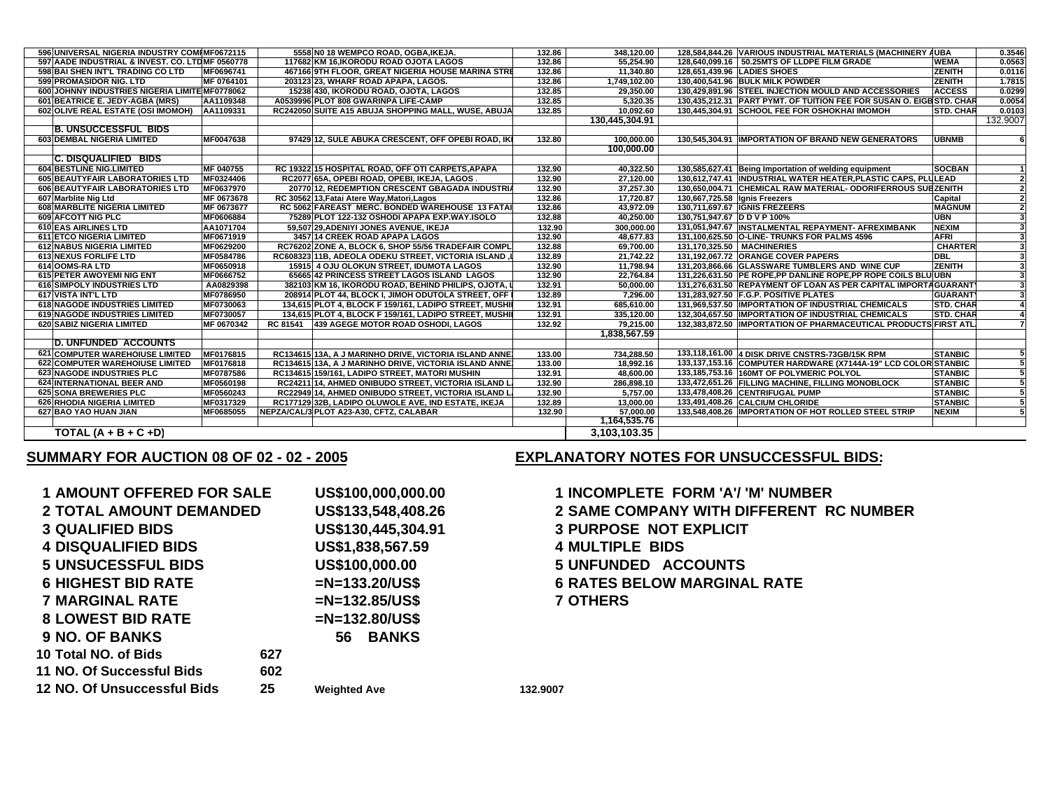| | | | | | | | | | | |
|---|---|---|---|---|---|---|---|---|---|---|
| 596 | UNIVERSAL NIGERIA INDUSTRY COMI | MF0672115 | 5558 | N0 18 WEMPCO ROAD, OGBA,IKEJA. | 132.86 | 348,120.00 | 128,584,844.26 | VARIOUS INDUSTRIAL MATERIALS (MACHINERY / | UBA | 0.3546 |
| 597 | AADE INDUSTRIAL & INVEST. CO. LTD | MF 0560778 | 117682 | KM 16,IKORODU ROAD OJOTA LAGOS | 132.86 | 55,254.90 | 128,640,099.16 | 50.25MTS OF LLDPE FILM GRADE | WEMA | 0.0563 |
| 598 | BAI SHEN INT'L TRADING CO LTD | MF0696741 | 467166 | 9TH FLOOR, GREAT NIGERIA HOUSE MARINA STRE | 132.86 | 11,340.80 | 128,651,439.96 | LADIES SHOES | ZENITH | 0.0116 |
| 599 | PROMASIDOR NIG. LTD | MF 0764101 | 203123 | 23, WHARF ROAD APAPA, LAGOS. | 132.86 | 1,749,102.00 | 130,400,541.96 | BULK MILK POWDER | ZENITH | 1.7815 |
| 600 | JOHNNY INDUSTRIES NIGERIA LIMITE | MF0778062 | 15238 | 430, IKORODU ROAD, OJOTA, LAGOS | 132.85 | 29,350.00 | 130,429,891.96 | STEEL INJECTION MOULD AND ACCESSORIES | ACCESS | 0.0299 |
| 601 | BEATRICE E. JEDY-AGBA (MRS) | AA1109348 | A0539996 | PLOT 808 GWARINPA LIFE-CAMP | 132.85 | 5,320.35 | 130,435,212.31 | PART PYMT. OF TUITION FEE FOR SUSAN O. EIGB | STD. CHAR | 0.0054 |
| 602 | OLIVE REAL ESTATE (OSI IMOMOH) | AA1109331 | RC242050 | SUITE A15 ABUJA SHOPPING MALL, WUSE, ABUJA | 132.85 | 10,092.60 | 130,445,304.91 | SCHOOL FEE FOR OSHOKHAI IMOMOH | STD. CHAR | 0.0103 |
| | | | | | | 130,445,304.91 | | | | 132.9007 |
| | **B. UNSUCCESSFUL BIDS** | | | | | | | | | |
| 603 | DEMBAL NIGERIA LIMITED | MF0047638 | 97429 | 12, SULE ABUKA CRESCENT, OFF OPEBI ROAD, IKI | 132.80 | 100,000.00 | 130,545,304.91 | IMPORTATION OF BRAND NEW GENERATORS | UBNMB | 6 |
| | | | | | | 100,000.00 | | | | |
| | **C. DISQUALIFIED BIDS** | | | | | | | | | |
| 604 | BESTLINE NIG.LIMITED | MF 040755 | RC 19322 | 15 HOSPITAL ROAD, OFF OTI CARPETS,APAPA | 132.90 | 40,322.50 | 130,585,627.41 | Being Importation of welding equipment | SOCBAN | 1 |
| 605 | BEAUTYFAIR LABORATORIES LTD | MF0324406 | RC2077 | 65A, OPEBI ROAD, OPEBI, IKEJA, LAGOS . | 132.90 | 27,120.00 | 130,612,747.41 | INDUSTRIAL WATER HEATER,PLASTIC CAPS, PLU | LEAD | 2 |
| 606 | BEAUTYFAIR LABORATORIES LTD | MF0637970 | 20770 | 12, REDEMPTION CRESCENT GBAGADA INDUSTRIA | 132.90 | 37,257.30 | 130,650,004.71 | CHEMICAL RAW MATERIAL- ODORIFERROUS SUB | ZENITH | 2 |
| 607 | Marblite Nig Ltd | MF 0673678 | RC 30562 | 13,Fatai Atere Way,Matori,Lagos | 132.86 | 17,720.87 | 130,667,725.58 | Ignis Freezers | Capital | 2 |
| 608 | MARBLITE NIGERIA LIMITED | MF 0673677 | RC 5062 | FAREAST MERC. BONDED WAREHOUSE 13 FATAI | 132.86 | 43,972.09 | 130,711,697.67 | IGNIS FREZEERS | MAGNUM | 2 |
| 609 | AFCOTT NIG PLC | MF0606884 | 75289 | PLOT 122-132 OSHODI APAPA EXP.WAY.ISOLO | 132.88 | 40,250.00 | 130,751,947.67 | D D V P 100% | UBN | 3 |
| 610 | EAS AIRLINES LTD | AA1071704 | 59,507 | 29,ADENIYI JONES AVENUE, IKEJA | 132.90 | 300,000.00 | 131,051,947.67 | INSTALMENTAL REPAYMENT- AFREXIMBANK | NEXIM | 3 |
| 611 | ETCO NIGERIA LIMITED | MF0671919 | 3457 | 14 CREEK ROAD APAPA LAGOS | 132.90 | 48,677.83 | 131,100,625.50 | O-LINE- TRUNKS FOR PALMS 4596 | AFRI | 3 |
| 612 | NABUS NIGERIA LIMITED | MF0629200 | RC76202 | ZONE A, BLOCK 6, SHOP 55/56 TRADEFAIR COMPL | 132.88 | 69,700.00 | 131,170,325.50 | MACHINERIES | CHARTER | 3 |
| 613 | NEXUS FORLIFE LTD | MF0584786 | RC608323 | 11B, ADEOLA ODEKU STREET, VICTORIA ISLAND ,L | 132.89 | 21,742.22 | 131,192,067.72 | ORANGE COVER PAPERS | DBL | 3 |
| 614 | OOMS-RA LTD | MF0650918 | 15915 | 4 OJU OLOKUN STREET, IDUMOTA LAGOS | 132.90 | 11,798.94 | 131,203,866.66 | GLASSWARE TUMBLERS AND WINE CUP | ZENITH | 3 |
| 615 | PETER AWOYEMI NIG ENT | MF0666752 | 65665 | 42 PRINCESS STREET LAGOS ISLAND LAGOS | 132.90 | 22,764.84 | 131,226,631.50 | PE ROPE,PP DANLINE ROPE,PP ROPE COILS BLU | UBN | 3 |
| 616 | SIMPOLY INDUSTRIES LTD | AA0829398 | 382103 | KM 16, IKORODU ROAD, BEHIND PHILIPS, OJOTA, L | 132.91 | 50,000.00 | 131,276,631.50 | REPAYMENT OF LOAN AS PER CAPITAL IMPORTA | GUARANTY | 3 |
| 617 | VISTA INT'L LTD | MF0786950 | 208914 | PLOT 44, BLOCK I, JIMOH ODUTOLA STREET, OFF I | 132.89 | 7,296.00 | 131,283,927.50 | F.G.P. POSITIVE PLATES | GUARANTY | 3 |
| 618 | NAGODE INDUSTRIES LIMITED | MF0730063 | 134,615 | PLOT 4, BLOCK F 159/161, LADIPO STREET, MUSHI | 132.91 | 685,610.00 | 131,969,537.50 | IMPORTATION OF INDUSTRIAL CHEMICALS | STD. CHAR | 4 |
| 619 | NAGODE INDUSTRIES LIMITED | MF0730057 | 134,615 | PLOT 4, BLOCK F 159/161, LADIPO STREET, MUSHI | 132.91 | 335,120.00 | 132,304,657.50 | IMPORTATION OF INDUSTRIAL CHEMICALS | STD. CHAR | 4 |
| 620 | SABIZ NIGERIA LIMITED | MF 0670342 | RC 81541 | 439 AGEGE MOTOR ROAD OSHODI, LAGOS | 132.92 | 79,215.00 | 132,383,872.50 | IMPORTATION OF PHARMACEUTICAL PRODUCTS | FIRST ATL | 7 |
| | | | | | | 1,838,567.59 | | | | |
| | **D. UNFUNDED ACCOUNTS** | | | | | | | | | |
| 621 | COMPUTER WAREHOIUSE LIMITED | MF0176815 | RC134615 | 13A, A J MARINHO DRIVE, VICTORIA ISLAND ANNE | 133.00 | 734,288.50 | 133,118,161.00 | 4 DISK DRIVE CNSTRS-73GB/15K RPM | STANBIC | 5 |
| 622 | COMPUTER WAREHOIUSE LIMITED | MF0176818 | RC134615 | 13A, A J MARINHO DRIVE, VICTORIA ISLAND ANNE | 133.00 | 18,992.16 | 133,137,153.16 | COMPUTER HARDWARE (X7144A-19" LCD COLOR | STANBIC | 5 |
| 623 | NAGODE INDUSTRIES PLC | MF0787586 | RC134615 | 159/161, LADIPO STREET, MATORI MUSHIN | 132.91 | 48,600.00 | 133,185,753.16 | 160MT OF POLYMERIC POLYOL | STANBIC | 5 |
| 624 | INTERNATIONAL BEER AND | MF0560198 | RC24211 | 14, AHMED ONIBUDO STREET, VICTORIA ISLAND L | 132.90 | 286,898.10 | 133,472,651.26 | FILLING MACHINE, FILLING MONOBLOCK | STANBIC | 5 |
| 625 | SONA BREWERIES PLC | MF0560243 | RC22949 | 14, AHMED ONIBUDO STREET, VICTORIA ISLAND L | 132.90 | 5,757.00 | 133,478,408.26 | CENTRIFUGAL PUMP | STANBIC | 5 |
| 626 | RHODIA NIGERIA LIMITED | MF0317329 | RC177129 | 32B, LADIPO OLUWOLE AVE, IND ESTATE, IKEJA | 132.89 | 13,000.00 | 133,491,408.26 | CALCIUM CHLORIDE | STANBIC | 5 |
| 627 | BAO YAO HUAN JIAN | MF0685055 | NEPZA/CAL/3 | PLOT A23-A30, CFTZ, CALABAR | 132.90 | 57,000.00 | 133,548,408.26 | IMPORTATION OF HOT ROLLED STEEL STRIP | NEXIM | 5 |
| | | | | | | 1,164,535.76 | | | | |
| | **TOTAL (A + B + C +D)** | | | | | 3,103,103.35 | | | | |

## SUMMARY FOR AUCTION 08 OF 02 - 02 - 2005

| | | |
|---|---|---|
| 1 AMOUNT OFFERED FOR SALE | | US$100,000,000.00 |
| 2 TOTAL AMOUNT DEMANDED | | US$133,548,408.26 |
| 3 QUALIFIED BIDS | | US$130,445,304.91 |
| 4 DISQUALIFIED BIDS | | US$1,838,567.59 |
| 5 UNSUCESSFUL BIDS | | US$100,000.00 |
| 6 HIGHEST BID RATE | | =N=133.20/US$ |
| 7 MARGINAL RATE | | =N=132.85/US$ |
| 8 LOWEST BID RATE | | =N=132.80/US$ |
| 9 NO. OF BANKS | | 56 BANKS |
| 10 Total NO. of Bids | 627 | |
| 11 NO. Of Successful Bids | 602 | |
| 12 NO. Of Unsuccessful Bids | 25 | Weighted Ave 132.9007 |

## EXPLANATORY NOTES FOR UNSUCCESSFUL BIDS:

1 INCOMPLETE FORM 'A'/ 'M' NUMBER
2 SAME COMPANY WITH DIFFERENT RC NUMBER
3 PURPOSE NOT EXPLICIT
4 MULTIPLE BIDS
5 UNFUNDED ACCOUNTS
6 RATES BELOW MARGINAL RATE
7 OTHERS